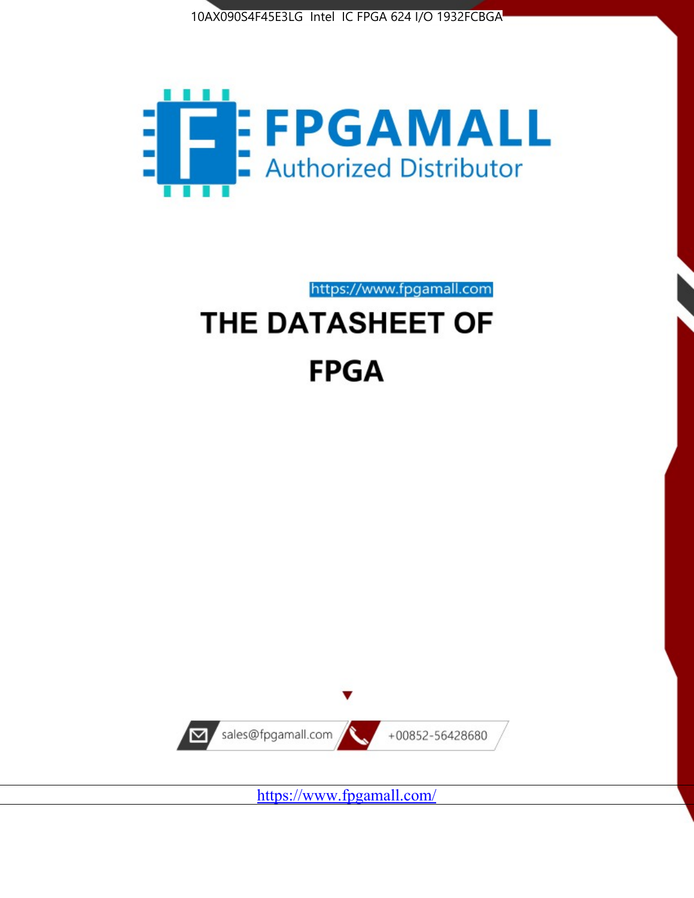10AX090S4F45E3LG Intel IC FPGA 624 I/O 1932FCBGA

# FPGAMALL

Authorized Distributor

https://www.fpgamall.com

# THE DATASHEET OF

# FPGA

sales@fpgamall.com

+00852-56428680

https://www.fpgamall.com/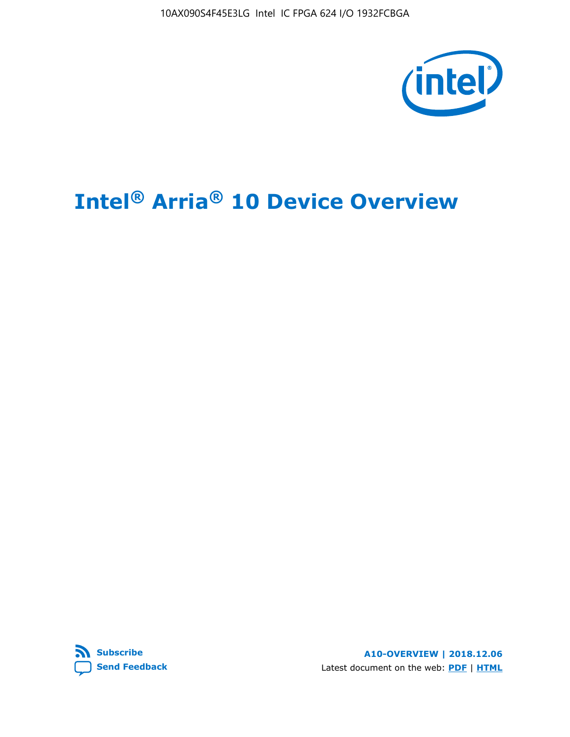# Intel® Arria® 10 Device Overview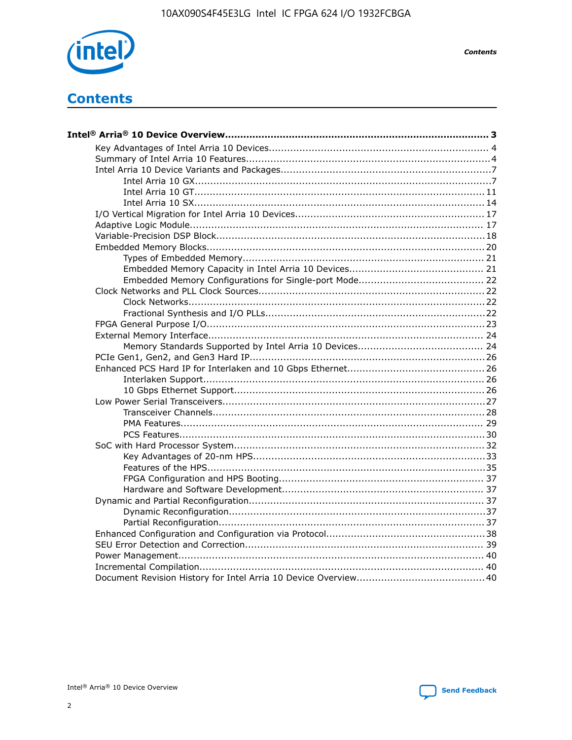# Contents

**Intel® Arria® 10 Device Overview...................................................................................... 3**

- Key Advantages of Intel Arria 10 Devices....................................................................... 4
- Summary of Intel Arria 10 Features................................................................................4
- Intel Arria 10 Device Variants and Packages....................................................................7
    - Intel Arria 10 GX.................................................................................................7
    - Intel Arria 10 GT............................................................................................... 11
    - Intel Arria 10 SX............................................................................................... 14
- I/O Vertical Migration for Intel Arria 10 Devices............................................................. 17
- Adaptive Logic Module................................................................................................ 17
- Variable-Precision DSP Block.......................................................................................18
- Embedded Memory Blocks.......................................................................................... 20
    - Types of Embedded Memory............................................................................... 21
    - Embedded Memory Capacity in Intel Arria 10 Devices............................................ 21
    - Embedded Memory Configurations for Single-port Mode......................................... 22
- Clock Networks and PLL Clock Sources.........................................................................22
    - Clock Networks.................................................................................................22
    - Fractional Synthesis and I/O PLLs........................................................................22
- FPGA General Purpose I/O..........................................................................................23
- External Memory Interface......................................................................................... 24
    - Memory Standards Supported by Intel Arria 10 Devices......................................... 24
- PCIe Gen1, Gen2, and Gen3 Hard IP.............................................................................26
- Enhanced PCS Hard IP for Interlaken and 10 Gbps Ethernet.............................................26
    - Interlaken Support............................................................................................ 26
    - 10 Gbps Ethernet Support.................................................................................. 26
- Low Power Serial Transceivers.....................................................................................27
    - Transceiver Channels.........................................................................................28
    - PMA Features................................................................................................... 29
    - PCS Features....................................................................................................30
- SoC with Hard Processor System.................................................................................32
    - Key Advantages of 20-nm HPS............................................................................33
    - Features of the HPS...........................................................................................35
    - FPGA Configuration and HPS Booting................................................................... 37
    - Hardware and Software Development.................................................................. 37
- Dynamic and Partial Reconfiguration............................................................................37
    - Dynamic Reconfiguration...................................................................................37
    - Partial Reconfiguration.......................................................................................37
- Enhanced Configuration and Configuration via Protocol....................................................38
- SEU Error Detection and Correction............................................................................. 39
- Power Management.................................................................................................... 40
- Incremental Compilation............................................................................................. 40
- Document Revision History for Intel Arria 10 Device Overview.........................................40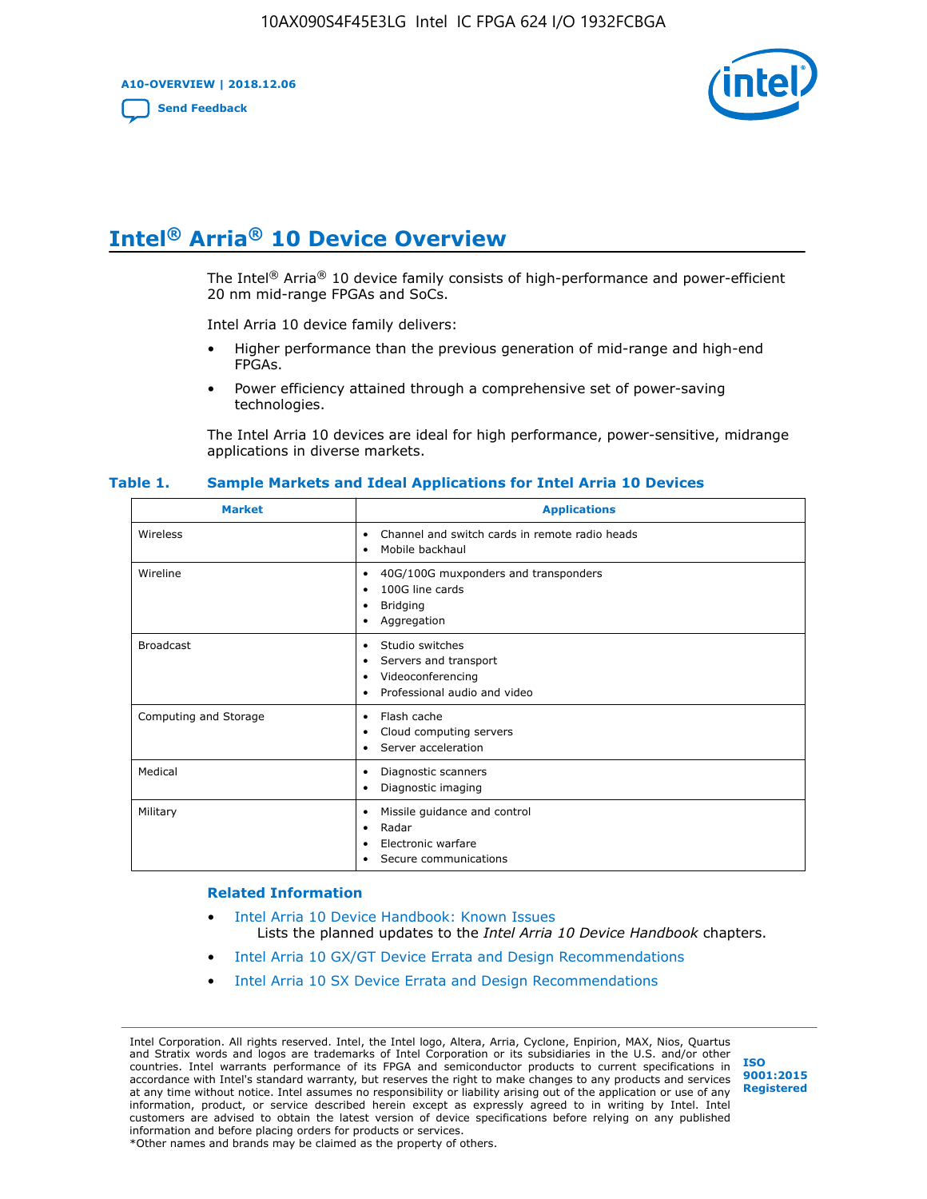# Intel® Arria® 10 Device Overview

The Intel® Arria® 10 device family consists of high-performance and power-efficient 20 nm mid-range FPGAs and SoCs.

Intel Arria 10 device family delivers:

- Higher performance than the previous generation of mid-range and high-end FPGAs.
- Power efficiency attained through a comprehensive set of power-saving technologies.

The Intel Arria 10 devices are ideal for high performance, power-sensitive, midrange applications in diverse markets.

**Table 1. Sample Markets and Ideal Applications for Intel Arria 10 Devices**

| Market | Applications |
|---|---|
| Wireless | • Channel and switch cards in remote radio heads<br>• Mobile backhaul |
| Wireline | • 40G/100G muxponders and transponders<br>• 100G line cards<br>• Bridging<br>• Aggregation |
| Broadcast | • Studio switches<br>• Servers and transport<br>• Videoconferencing<br>• Professional audio and video |
| Computing and Storage | • Flash cache<br>• Cloud computing servers<br>• Server acceleration |
| Medical | • Diagnostic scanners<br>• Diagnostic imaging |
| Military | • Missile guidance and control<br>• Radar<br>• Electronic warfare<br>• Secure communications |

### Related Information

- Intel Arria 10 Device Handbook: Known Issues
  Lists the planned updates to the *Intel Arria 10 Device Handbook* chapters.
- Intel Arria 10 GX/GT Device Errata and Design Recommendations
- Intel Arria 10 SX Device Errata and Design Recommendations

Intel Corporation. All rights reserved. Intel, the Intel logo, Altera, Arria, Cyclone, Enpirion, MAX, Nios, Quartus and Stratix words and logos are trademarks of Intel Corporation or its subsidiaries in the U.S. and/or other countries. Intel warrants performance of its FPGA and semiconductor products to current specifications in accordance with Intel's standard warranty, but reserves the right to make changes to any products and services at any time without notice. Intel assumes no responsibility or liability arising out of the application or use of any information, product, or service described herein except as expressly agreed to in writing by Intel. Intel customers are advised to obtain the latest version of device specifications before relying on any published information and before placing orders for products or services.
*Other names and brands may be claimed as the property of others.

ISO 9001:2015 Registered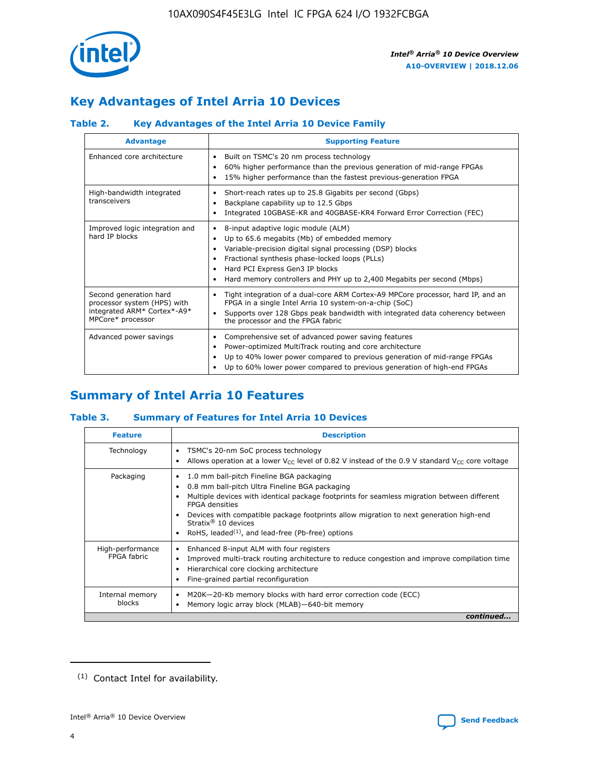# Key Advantages of Intel Arria 10 Devices

### Table 2. Key Advantages of the Intel Arria 10 Device Family

| Advantage | Supporting Feature |
|---|---|
| Enhanced core architecture | • Built on TSMC's 20 nm process technology<br>• 60% higher performance than the previous generation of mid-range FPGAs<br>• 15% higher performance than the fastest previous-generation FPGA |
| High-bandwidth integrated transceivers | • Short-reach rates up to 25.8 Gigabits per second (Gbps)<br>• Backplane capability up to 12.5 Gbps<br>• Integrated 10GBASE-KR and 40GBASE-KR4 Forward Error Correction (FEC) |
| Improved logic integration and hard IP blocks | • 8-input adaptive logic module (ALM)<br>• Up to 65.6 megabits (Mb) of embedded memory<br>• Variable-precision digital signal processing (DSP) blocks<br>• Fractional synthesis phase-locked loops (PLLs)<br>• Hard PCI Express Gen3 IP blocks<br>• Hard memory controllers and PHY up to 2,400 Megabits per second (Mbps) |
| Second generation hard processor system (HPS) with integrated ARM* Cortex*-A9* MPCore* processor | • Tight integration of a dual-core ARM Cortex-A9 MPCore processor, hard IP, and an FPGA in a single Intel Arria 10 system-on-a-chip (SoC)<br>• Supports over 128 Gbps peak bandwidth with integrated data coherency between the processor and the FPGA fabric |
| Advanced power savings | • Comprehensive set of advanced power saving features<br>• Power-optimized MultiTrack routing and core architecture<br>• Up to 40% lower power compared to previous generation of mid-range FPGAs<br>• Up to 60% lower power compared to previous generation of high-end FPGAs |

# Summary of Intel Arria 10 Features

### Table 3. Summary of Features for Intel Arria 10 Devices

| Feature | Description |
|---|---|
| Technology | • TSMC's 20-nm SoC process technology<br>• Allows operation at a lower $V_{CC}$ level of 0.82 V instead of the 0.9 V standard $V_{CC}$ core voltage |
| Packaging | • 1.0 mm ball-pitch Fineline BGA packaging<br>• 0.8 mm ball-pitch Ultra Fineline BGA packaging<br>• Multiple devices with identical package footprints for seamless migration between different FPGA densities<br>• Devices with compatible package footprints allow migration to next generation high-end Stratix® 10 devices<br>• RoHS, leaded[(1)], and lead-free (Pb-free) options |
| High-performance FPGA fabric | • Enhanced 8-input ALM with four registers<br>• Improved multi-track routing architecture to reduce congestion and improve compilation time<br>• Hierarchical core clocking architecture<br>• Fine-grained partial reconfiguration |
| Internal memory blocks | • M20K—20-Kb memory blocks with hard error correction code (ECC)<br>• Memory logic array block (MLAB)—640-bit memory |

*continued...*

(1) Contact Intel for availability.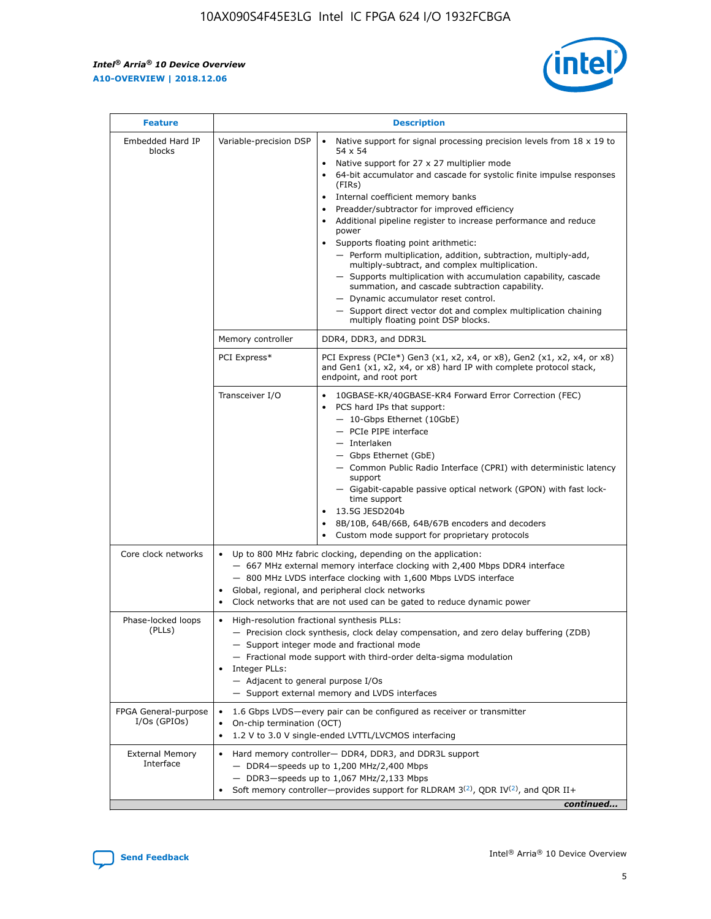| Feature | Description | |
|---|---|---|
| Embedded Hard IP blocks | Variable-precision DSP | • Native support for signal processing precision levels from 18 x 19 to 54 x 54<br>• Native support for 27 x 27 multiplier mode<br>• 64-bit accumulator and cascade for systolic finite impulse responses (FIRs)<br>• Internal coefficient memory banks<br>• Preadder/subtractor for improved efficiency<br>• Additional pipeline register to increase performance and reduce power<br>• Supports floating point arithmetic:<br>— Perform multiplication, addition, subtraction, multiply-add, multiply-subtract, and complex multiplication.<br>— Supports multiplication with accumulation capability, cascade summation, and cascade subtraction capability.<br>— Dynamic accumulator reset control.<br>— Support direct vector dot and complex multiplication chaining multiply floating point DSP blocks. |
| | Memory controller | DDR4, DDR3, and DDR3L |
| | PCI Express* | PCI Express (PCIe*) Gen3 (x1, x2, x4, or x8), Gen2 (x1, x2, x4, or x8) and Gen1 (x1, x2, x4, or x8) hard IP with complete protocol stack, endpoint, and root port |
| | Transceiver I/O | • 10GBASE-KR/40GBASE-KR4 Forward Error Correction (FEC)<br>• PCS hard IPs that support:<br>— 10-Gbps Ethernet (10GbE)<br>— PCIe PIPE interface<br>— Interlaken<br>— Gbps Ethernet (GbE)<br>— Common Public Radio Interface (CPRI) with deterministic latency support<br>— Gigabit-capable passive optical network (GPON) with fast lock-time support<br>• 13.5G JESD204b<br>• 8B/10B, 64B/66B, 64B/67B encoders and decoders<br>• Custom mode support for proprietary protocols |
| Core clock networks | • Up to 800 MHz fabric clocking, depending on the application:<br>— 667 MHz external memory interface clocking with 2,400 Mbps DDR4 interface<br>— 800 MHz LVDS interface clocking with 1,600 Mbps LVDS interface<br>• Global, regional, and peripheral clock networks<br>• Clock networks that are not used can be gated to reduce dynamic power | |
| Phase-locked loops (PLLs) | • High-resolution fractional synthesis PLLs:<br>— Precision clock synthesis, clock delay compensation, and zero delay buffering (ZDB)<br>— Support integer mode and fractional mode<br>— Fractional mode support with third-order delta-sigma modulation<br>• Integer PLLs:<br>— Adjacent to general purpose I/Os<br>— Support external memory and LVDS interfaces | |
| FPGA General-purpose I/Os (GPIOs) | • 1.6 Gbps LVDS—every pair can be configured as receiver or transmitter<br>• On-chip termination (OCT)<br>• 1.2 V to 3.0 V single-ended LVTTL/LVCMOS interfacing | |
| External Memory Interface | • Hard memory controller— DDR4, DDR3, and DDR3L support<br>— DDR4—speeds up to 1,200 MHz/2,400 Mbps<br>— DDR3—speeds up to 1,067 MHz/2,133 Mbps<br>• Soft memory controller—provides support for RLDRAM 3[(2)], QDR IV[(2)], and QDR II+ | |

*continued...*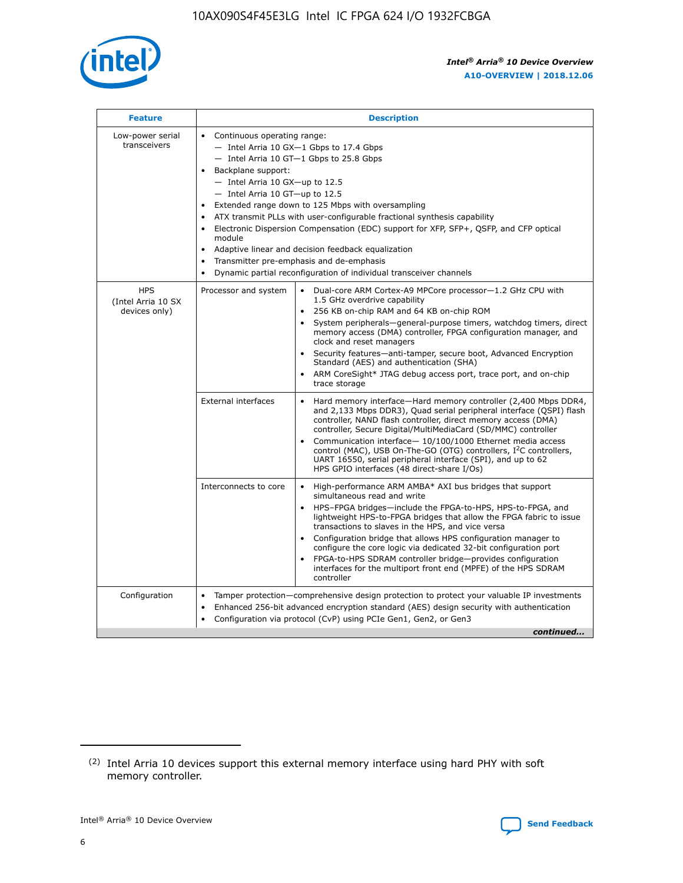| Feature | Description | |
|---|---|---|
| Low-power serial transceivers | - Continuous operating range:<br>  — Intel Arria 10 GX—1 Gbps to 17.4 Gbps<br>  — Intel Arria 10 GT—1 Gbps to 25.8 Gbps<br>- Backplane support:<br>  — Intel Arria 10 GX—up to 12.5<br>  — Intel Arria 10 GT—up to 12.5<br>- Extended range down to 125 Mbps with oversampling<br>- ATX transmit PLLs with user-configurable fractional synthesis capability<br>- Electronic Dispersion Compensation (EDC) support for XFP, SFP+, QSFP, and CFP optical module<br>- Adaptive linear and decision feedback equalization<br>- Transmitter pre-emphasis and de-emphasis<br>- Dynamic partial reconfiguration of individual transceiver channels | |
| HPS (Intel Arria 10 SX devices only) | Processor and system | - Dual-core ARM Cortex-A9 MPCore processor—1.2 GHz CPU with 1.5 GHz overdrive capability<br>- 256 KB on-chip RAM and 64 KB on-chip ROM<br>- System peripherals—general-purpose timers, watchdog timers, direct memory access (DMA) controller, FPGA configuration manager, and clock and reset managers<br>- Security features—anti-tamper, secure boot, Advanced Encryption Standard (AES) and authentication (SHA)<br>- ARM CoreSight* JTAG debug access port, trace port, and on-chip trace storage |
| | External interfaces | - Hard memory interface—Hard memory controller (2,400 Mbps DDR4, and 2,133 Mbps DDR3), Quad serial peripheral interface (QSPI) flash controller, NAND flash controller, direct memory access (DMA) controller, Secure Digital/MultiMediaCard (SD/MMC) controller<br>- Communication interface— 10/100/1000 Ethernet media access control (MAC), USB On-The-GO (OTG) controllers, I²C controllers, UART 16550, serial peripheral interface (SPI), and up to 62 HPS GPIO interfaces (48 direct-share I/Os) |
| | Interconnects to core | - High-performance ARM AMBA* AXI bus bridges that support simultaneous read and write<br>- HPS–FPGA bridges—include the FPGA-to-HPS, HPS-to-FPGA, and lightweight HPS-to-FPGA bridges that allow the FPGA fabric to issue transactions to slaves in the HPS, and vice versa<br>- Configuration bridge that allows HPS configuration manager to configure the core logic via dedicated 32-bit configuration port<br>- FPGA-to-HPS SDRAM controller bridge—provides configuration interfaces for the multiport front end (MPFE) of the HPS SDRAM controller |
| Configuration | - Tamper protection—comprehensive design protection to protect your valuable IP investments<br>- Enhanced 256-bit advanced encryption standard (AES) design security with authentication<br>- Configuration via protocol (CvP) using PCIe Gen1, Gen2, or Gen3 | |

*continued...*

(2) Intel Arria 10 devices support this external memory interface using hard PHY with soft memory controller.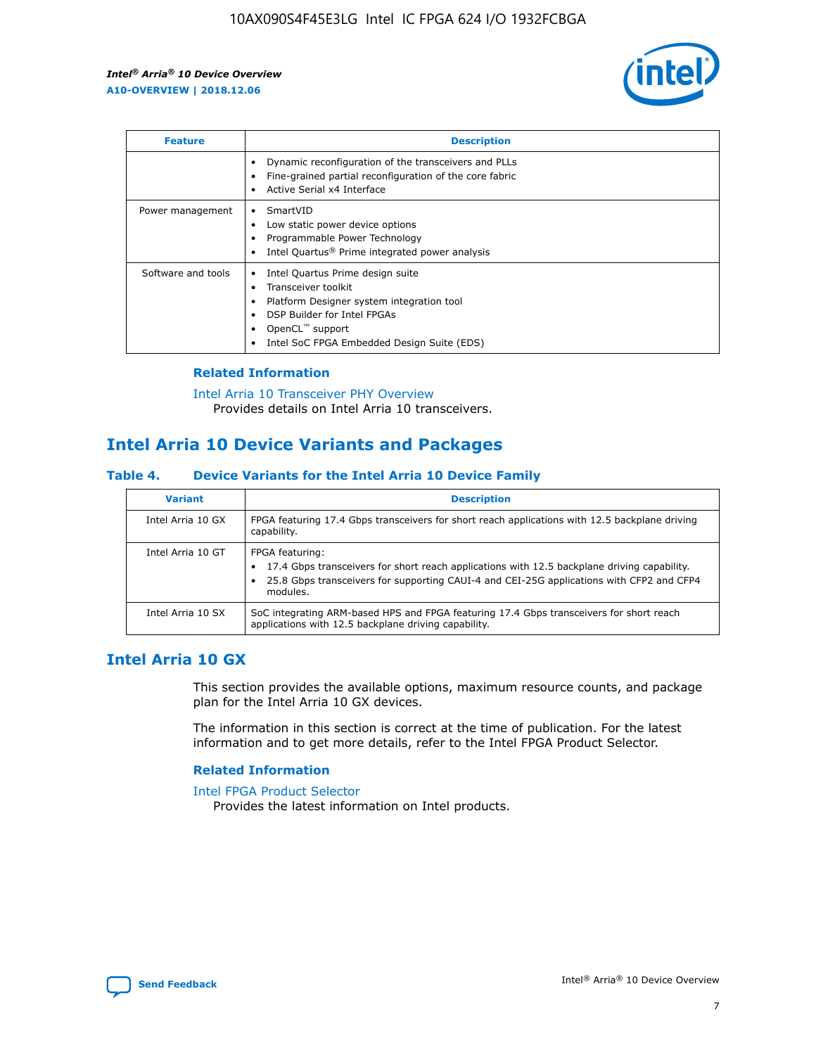| Feature | Description |
| --- | --- |
| | • Dynamic reconfiguration of the transceivers and PLLs<br>• Fine-grained partial reconfiguration of the core fabric<br>• Active Serial x4 Interface |
| Power management | • SmartVID<br>• Low static power device options<br>• Programmable Power Technology<br>• Intel Quartus® Prime integrated power analysis |
| Software and tools | • Intel Quartus Prime design suite<br>• Transceiver toolkit<br>• Platform Designer system integration tool<br>• DSP Builder for Intel FPGAs<br>• OpenCL™ support<br>• Intel SoC FPGA Embedded Design Suite (EDS) |

### Related Information

Intel Arria 10 Transceiver PHY Overview
Provides details on Intel Arria 10 transceivers.

## Intel Arria 10 Device Variants and Packages

**Table 4. Device Variants for the Intel Arria 10 Device Family**

| Variant | Description |
| --- | --- |
| Intel Arria 10 GX | FPGA featuring 17.4 Gbps transceivers for short reach applications with 12.5 backplane driving capability. |
| Intel Arria 10 GT | FPGA featuring:<br>• 17.4 Gbps transceivers for short reach applications with 12.5 backplane driving capability.<br>• 25.8 Gbps transceivers for supporting CAUI-4 and CEI-25G applications with CFP2 and CFP4 modules. |
| Intel Arria 10 SX | SoC integrating ARM-based HPS and FPGA featuring 17.4 Gbps transceivers for short reach applications with 12.5 backplane driving capability. |

## Intel Arria 10 GX

This section provides the available options, maximum resource counts, and package plan for the Intel Arria 10 GX devices.

The information in this section is correct at the time of publication. For the latest information and to get more details, refer to the Intel FPGA Product Selector.

### Related Information

Intel FPGA Product Selector
Provides the latest information on Intel products.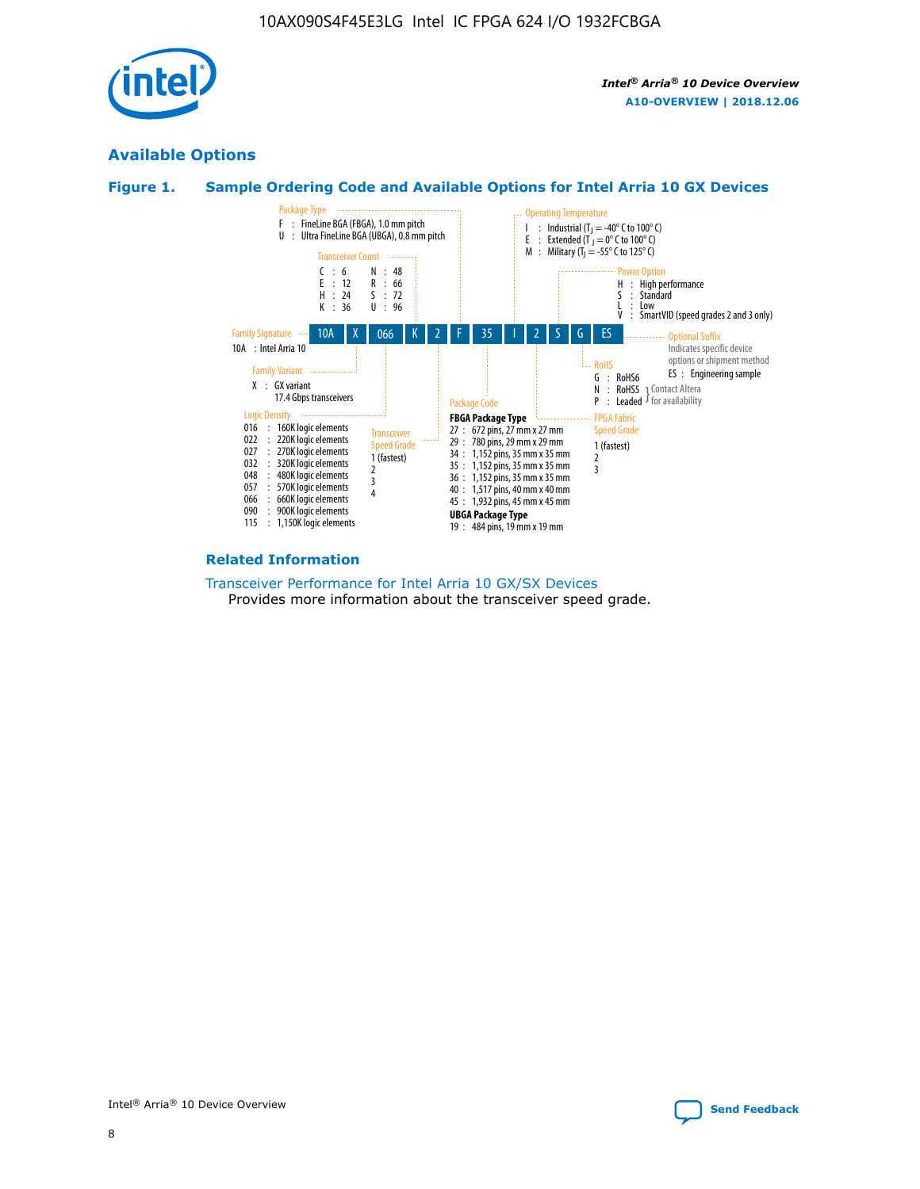## Available Options

### Figure 1. Sample Ordering Code and Available Options for Intel Arria 10 GX Devices

| 10A | X | 066 | K | 2 | F | 35 | I | 2 | S | G | ES |
|---|---|---|---|---|---|---|---|---|---|---|---|

**Family Signature**
10A : Intel Arria 10

**Family Variant**
X : GX variant
17.4 Gbps transceivers

**Logic Density**
016 : 160K logic elements
022 : 220K logic elements
027 : 270K logic elements
032 : 320K logic elements
048 : 480K logic elements
057 : 570K logic elements
066 : 660K logic elements
090 : 900K logic elements
115 : 1,150K logic elements

**Transceiver Count**
C : 6
E : 12
H : 24
K : 36
N : 48
R : 66
S : 72
U : 96

**Transceiver Speed Grade**
1 (fastest)
2
3
4

**Package Type**
F : FineLine BGA (FBGA), 1.0 mm pitch
U : Ultra FineLine BGA (UBGA), 0.8 mm pitch

**Package Code**

**FBGA Package Type**
27 : 672 pins, 27 mm x 27 mm
29 : 780 pins, 29 mm x 29 mm
34 : 1,152 pins, 35 mm x 35 mm
35 : 1,152 pins, 35 mm x 35 mm
36 : 1,152 pins, 35 mm x 35 mm
40 : 1,517 pins, 40 mm x 40 mm
45 : 1,932 pins, 45 mm x 45 mm

**UBGA Package Type**
19 : 484 pins, 19 mm x 19 mm

**Operating Temperature**
I : Industrial ($T_J$ = -40° C to 100° C)
E : Extended ($T_J$ = 0° C to 100° C)
M : Military ($T_J$ = -55° C to 125° C)

**FPGA Fabric Speed Grade**
1 (fastest)
2
3

**Power Option**
H : High performance
S : Standard
L : Low
V : SmartVID (speed grades 2 and 3 only)

**RoHS**
G : RoHS6
N : RoHS5 (Contact Altera for availability)
P : Leaded (Contact Altera for availability)

**Optional Suffix**
Indicates specific device options or shipment method
ES : Engineering sample

### Related Information

Transceiver Performance for Intel Arria 10 GX/SX Devices
Provides more information about the transceiver speed grade.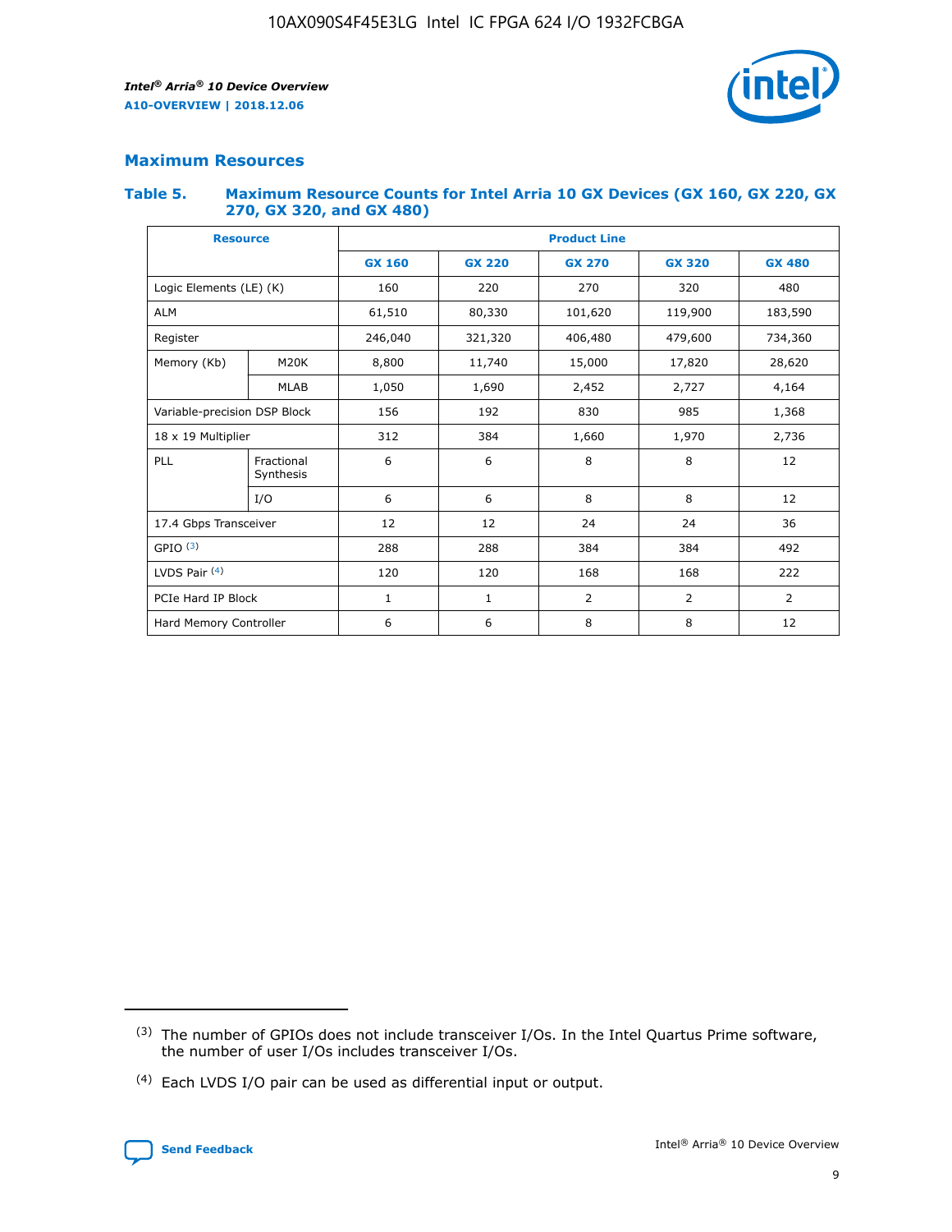## Maximum Resources

### Table 5. Maximum Resource Counts for Intel Arria 10 GX Devices (GX 160, GX 220, GX 270, GX 320, and GX 480)

| Resource | | Product Line | | | | |
|---|---|---|---|---|---|---|
| | | GX 160 | GX 220 | GX 270 | GX 320 | GX 480 |
| Logic Elements (LE) (K) | | 160 | 220 | 270 | 320 | 480 |
| ALM | | 61,510 | 80,330 | 101,620 | 119,900 | 183,590 |
| Register | | 246,040 | 321,320 | 406,480 | 479,600 | 734,360 |
| Memory (Kb) | M20K | 8,800 | 11,740 | 15,000 | 17,820 | 28,620 |
| | MLAB | 1,050 | 1,690 | 2,452 | 2,727 | 4,164 |
| Variable-precision DSP Block | | 156 | 192 | 830 | 985 | 1,368 |
| 18 x 19 Multiplier | | 312 | 384 | 1,660 | 1,970 | 2,736 |
| PLL | Fractional Synthesis | 6 | 6 | 8 | 8 | 12 |
| | I/O | 6 | 6 | 8 | 8 | 12 |
| 17.4 Gbps Transceiver | | 12 | 12 | 24 | 24 | 36 |
| GPIO [(3)] | | 288 | 288 | 384 | 384 | 492 |
| LVDS Pair [(4)] | | 120 | 120 | 168 | 168 | 222 |
| PCIe Hard IP Block | | 1 | 1 | 2 | 2 | 2 |
| Hard Memory Controller | | 6 | 6 | 8 | 8 | 12 |

(3) The number of GPIOs does not include transceiver I/Os. In the Intel Quartus Prime software, the number of user I/Os includes transceiver I/Os.

(4) Each LVDS I/O pair can be used as differential input or output.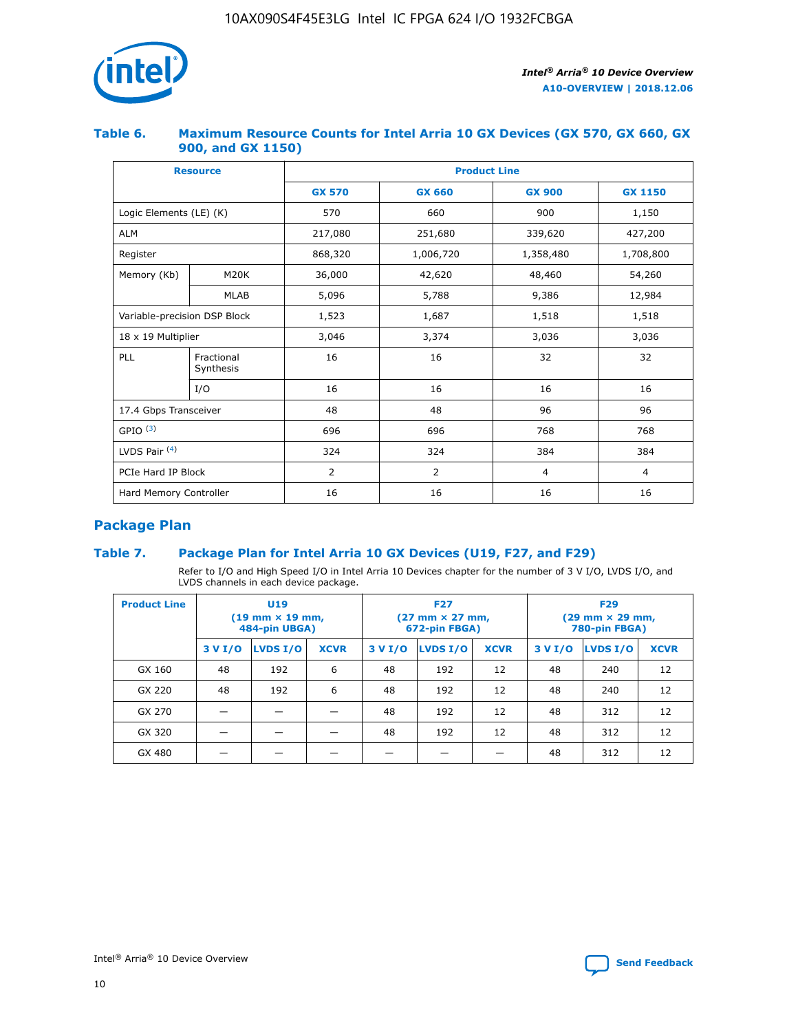#### Table 6. Maximum Resource Counts for Intel Arria 10 GX Devices (GX 570, GX 660, GX 900, and GX 1150)

| Resource | | Product Line | | | |
|---|---|---|---|---|---|
| | | GX 570 | GX 660 | GX 900 | GX 1150 |
| Logic Elements (LE) (K) | | 570 | 660 | 900 | 1,150 |
| ALM | | 217,080 | 251,680 | 339,620 | 427,200 |
| Register | | 868,320 | 1,006,720 | 1,358,480 | 1,708,800 |
| Memory (Kb) | M20K | 36,000 | 42,620 | 48,460 | 54,260 |
| | MLAB | 5,096 | 5,788 | 9,386 | 12,984 |
| Variable-precision DSP Block | | 1,523 | 1,687 | 1,518 | 1,518 |
| 18 x 19 Multiplier | | 3,046 | 3,374 | 3,036 | 3,036 |
| PLL | Fractional Synthesis | 16 | 16 | 32 | 32 |
| | I/O | 16 | 16 | 16 | 16 |
| 17.4 Gbps Transceiver | | 48 | 48 | 96 | 96 |
| GPIO [(3)] | | 696 | 696 | 768 | 768 |
| LVDS Pair [(4)] | | 324 | 324 | 384 | 384 |
| PCIe Hard IP Block | | 2 | 2 | 4 | 4 |
| Hard Memory Controller | | 16 | 16 | 16 | 16 |

## Package Plan

#### Table 7. Package Plan for Intel Arria 10 GX Devices (U19, F27, and F29)

Refer to I/O and High Speed I/O in Intel Arria 10 Devices chapter for the number of 3 V I/O, LVDS I/O, and LVDS channels in each device package.

| Product Line | U19 (19 mm × 19 mm, 484-pin UBGA) | | | F27 (27 mm × 27 mm, 672-pin FBGA) | | | F29 (29 mm × 29 mm, 780-pin FBGA) | | |
|---|---|---|---|---|---|---|---|---|---|
| | 3 V I/O | LVDS I/O | XCVR | 3 V I/O | LVDS I/O | XCVR | 3 V I/O | LVDS I/O | XCVR |
| GX 160 | 48 | 192 | 6 | 48 | 192 | 12 | 48 | 240 | 12 |
| GX 220 | 48 | 192 | 6 | 48 | 192 | 12 | 48 | 240 | 12 |
| GX 270 | — | — | — | 48 | 192 | 12 | 48 | 312 | 12 |
| GX 320 | — | — | — | 48 | 192 | 12 | 48 | 312 | 12 |
| GX 480 | — | — | — | — | — | — | 48 | 312 | 12 |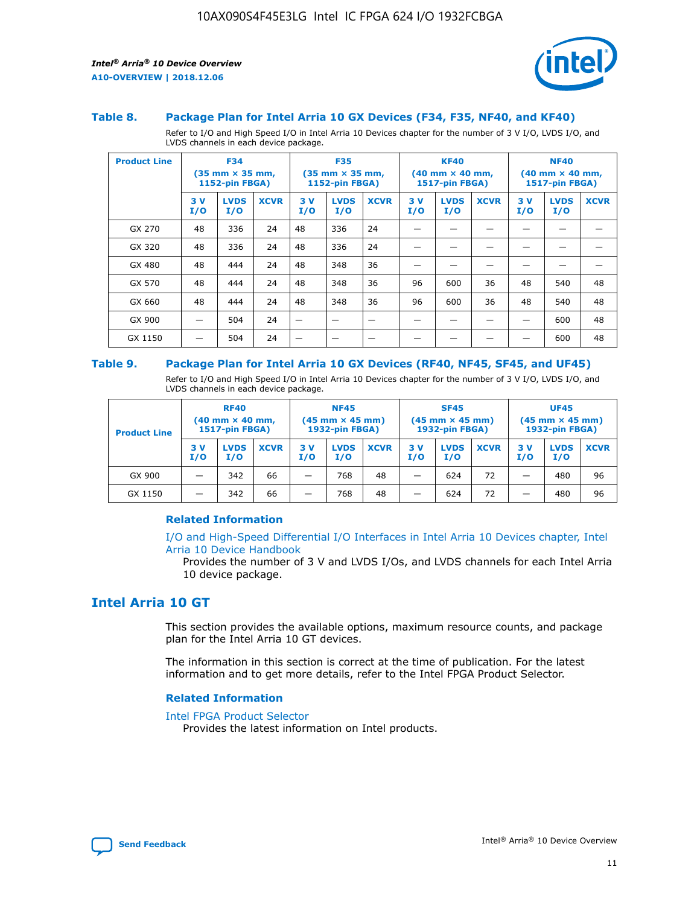### Table 8. Package Plan for Intel Arria 10 GX Devices (F34, F35, NF40, and KF40)

Refer to I/O and High Speed I/O in Intel Arria 10 Devices chapter for the number of 3 V I/O, LVDS I/O, and LVDS channels in each device package.

| Product Line | F34 (35 mm × 35 mm, 1152-pin FBGA) | | | F35 (35 mm × 35 mm, 1152-pin FBGA) | | | KF40 (40 mm × 40 mm, 1517-pin FBGA) | | | NF40 (40 mm × 40 mm, 1517-pin FBGA) | | |
|---|---|---|---|---|---|---|---|---|---|---|---|---|
| | 3 V I/O | LVDS I/O | XCVR | 3 V I/O | LVDS I/O | XCVR | 3 V I/O | LVDS I/O | XCVR | 3 V I/O | LVDS I/O | XCVR |
| GX 270 | 48 | 336 | 24 | 48 | 336 | 24 | — | — | — | — | — | — |
| GX 320 | 48 | 336 | 24 | 48 | 336 | 24 | — | — | — | — | — | — |
| GX 480 | 48 | 444 | 24 | 48 | 348 | 36 | — | — | — | — | — | — |
| GX 570 | 48 | 444 | 24 | 48 | 348 | 36 | 96 | 600 | 36 | 48 | 540 | 48 |
| GX 660 | 48 | 444 | 24 | 48 | 348 | 36 | 96 | 600 | 36 | 48 | 540 | 48 |
| GX 900 | — | 504 | 24 | — | — | — | — | — | — | — | 600 | 48 |
| GX 1150 | — | 504 | 24 | — | — | — | — | — | — | — | 600 | 48 |

### Table 9. Package Plan for Intel Arria 10 GX Devices (RF40, NF45, SF45, and UF45)

Refer to I/O and High Speed I/O in Intel Arria 10 Devices chapter for the number of 3 V I/O, LVDS I/O, and LVDS channels in each device package.

| Product Line | RF40 (40 mm × 40 mm, 1517-pin FBGA) | | | NF45 (45 mm × 45 mm) 1932-pin FBGA) | | | SF45 (45 mm × 45 mm) 1932-pin FBGA) | | | UF45 (45 mm × 45 mm) 1932-pin FBGA) | | |
|---|---|---|---|---|---|---|---|---|---|---|---|---|
| | 3 V I/O | LVDS I/O | XCVR | 3 V I/O | LVDS I/O | XCVR | 3 V I/O | LVDS I/O | XCVR | 3 V I/O | LVDS I/O | XCVR |
| GX 900 | — | 342 | 66 | — | 768 | 48 | — | 624 | 72 | — | 480 | 96 |
| GX 1150 | — | 342 | 66 | — | 768 | 48 | — | 624 | 72 | — | 480 | 96 |

#### Related Information

I/O and High-Speed Differential I/O Interfaces in Intel Arria 10 Devices chapter, Intel Arria 10 Device Handbook

Provides the number of 3 V and LVDS I/Os, and LVDS channels for each Intel Arria 10 device package.

## Intel Arria 10 GT

This section provides the available options, maximum resource counts, and package plan for the Intel Arria 10 GT devices.

The information in this section is correct at the time of publication. For the latest information and to get more details, refer to the Intel FPGA Product Selector.

#### Related Information

Intel FPGA Product Selector

Provides the latest information on Intel products.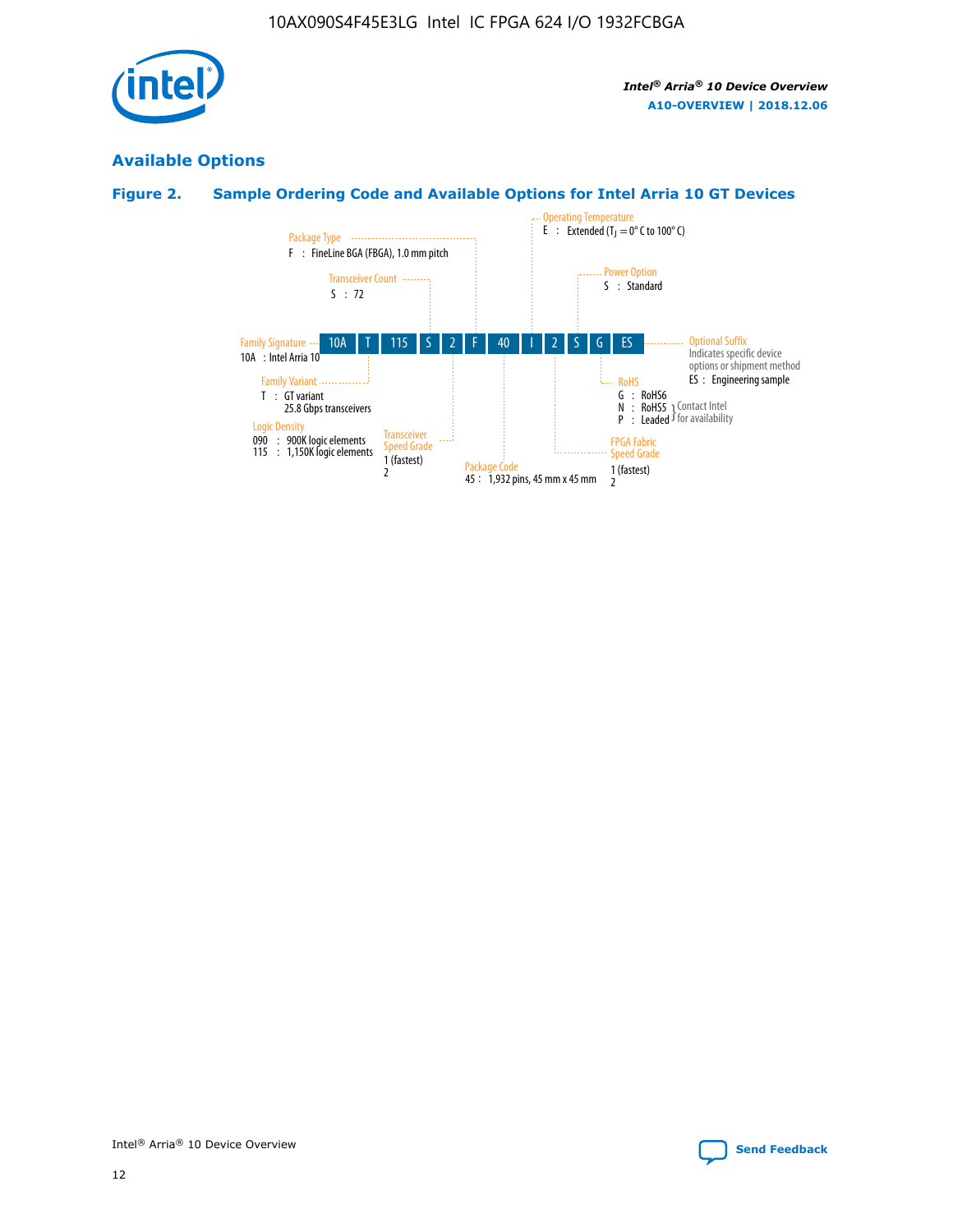## Available Options

### Figure 2. Sample Ordering Code and Available Options for Intel Arria 10 GT Devices

| 10A | T | 115 | S | 2 | F | 40 | I | 2 | S | G | ES |
|---|---|---|---|---|---|---|---|---|---|---|---|

**Family Signature**
10A : Intel Arria 10

**Family Variant**
T : GT variant
25.8 Gbps transceivers

**Logic Density**
090 : 900K logic elements
115 : 1,150K logic elements

**Transceiver Count**
S : 72

**Transceiver Speed Grade**
1 (fastest)
2

**Package Type**
F : FineLine BGA (FBGA), 1.0 mm pitch

**Package Code**
45 : 1,932 pins, 45 mm x 45 mm

**Operating Temperature**
E : Extended ($T_J$ = 0° C to 100° C)

**FPGA Fabric Speed Grade**
1 (fastest)
2

**Power Option**
S : Standard

**RoHS**
G : RoHS6
N : RoHS5 } Contact Intel for availability
P : Leaded } Contact Intel for availability

**Optional Suffix**
Indicates specific device options or shipment method
ES : Engineering sample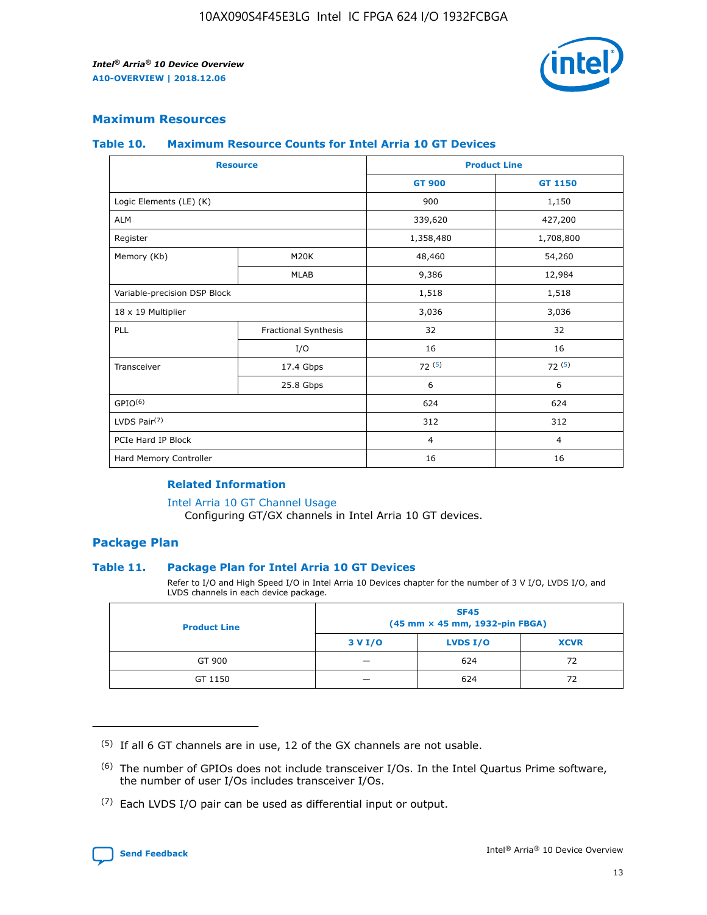## Maximum Resources

### Table 10. Maximum Resource Counts for Intel Arria 10 GT Devices

| Resource | | Product Line | |
|---|---|---|---|
| | | GT 900 | GT 1150 |
| Logic Elements (LE) (K) | | 900 | 1,150 |
| ALM | | 339,620 | 427,200 |
| Register | | 1,358,480 | 1,708,800 |
| Memory (Kb) | M20K | 48,460 | 54,260 |
| | MLAB | 9,386 | 12,984 |
| Variable-precision DSP Block | | 1,518 | 1,518 |
| 18 x 19 Multiplier | | 3,036 | 3,036 |
| PLL | Fractional Synthesis | 32 | 32 |
| | I/O | 16 | 16 |
| Transceiver | 17.4 Gbps | 72 (5) | 72 (5) |
| | 25.8 Gbps | 6 | 6 |
| GPIO(6) | | 624 | 624 |
| LVDS Pair(7) | | 312 | 312 |
| PCIe Hard IP Block | | 4 | 4 |
| Hard Memory Controller | | 16 | 16 |

#### Related Information

Intel Arria 10 GT Channel Usage
Configuring GT/GX channels in Intel Arria 10 GT devices.

## Package Plan

### Table 11. Package Plan for Intel Arria 10 GT Devices

Refer to I/O and High Speed I/O in Intel Arria 10 Devices chapter for the number of 3 V I/O, LVDS I/O, and LVDS channels in each device package.

| Product Line | SF45 (45 mm × 45 mm, 1932-pin FBGA) | | |
|---|---|---|---|
| | 3 V I/O | LVDS I/O | XCVR |
| GT 900 | — | 624 | 72 |
| GT 1150 | — | 624 | 72 |

(5) If all 6 GT channels are in use, 12 of the GX channels are not usable.

(6) The number of GPIOs does not include transceiver I/Os. In the Intel Quartus Prime software, the number of user I/Os includes transceiver I/Os.

(7) Each LVDS I/O pair can be used as differential input or output.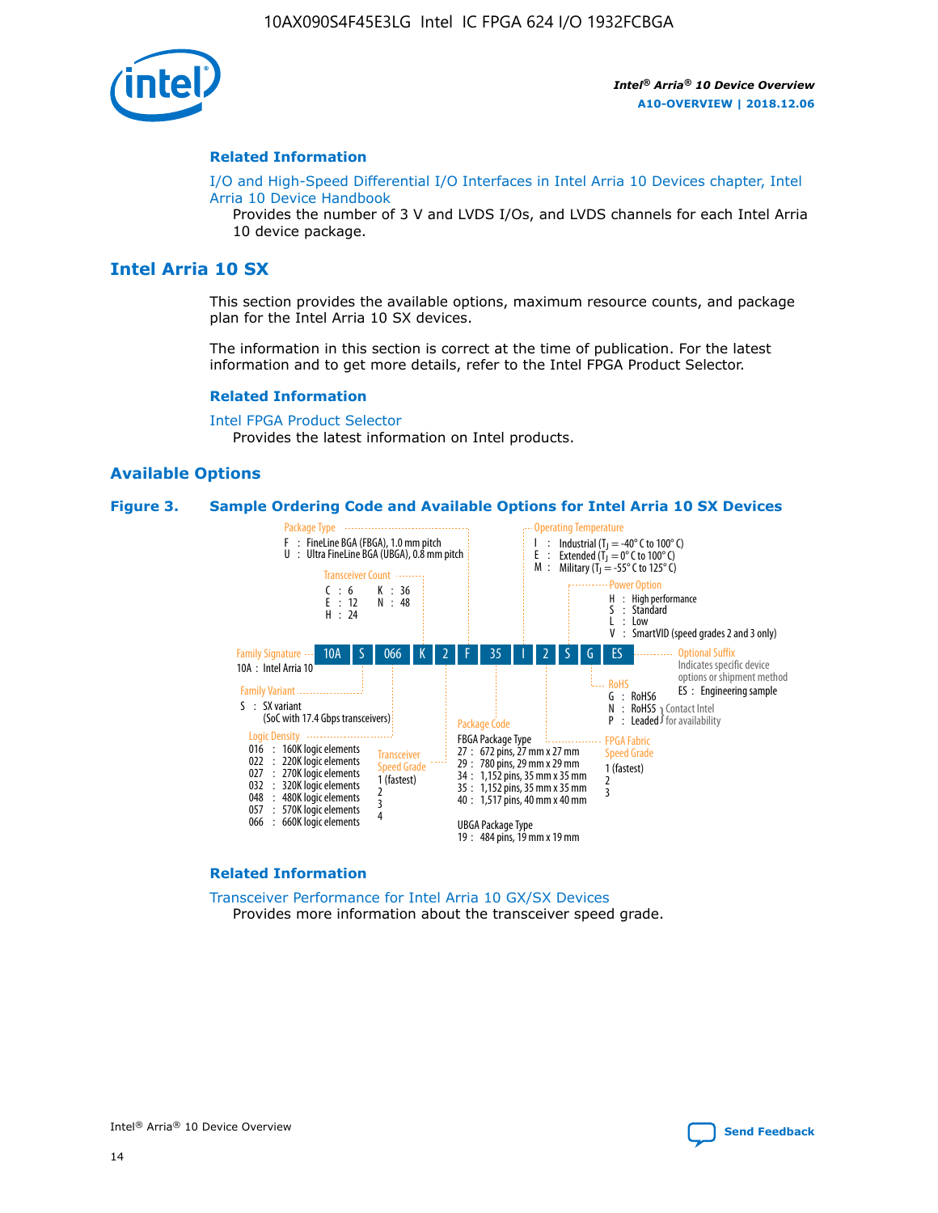#### Related Information

I/O and High-Speed Differential I/O Interfaces in Intel Arria 10 Devices chapter, Intel Arria 10 Device Handbook

Provides the number of 3 V and LVDS I/Os, and LVDS channels for each Intel Arria 10 device package.

## Intel Arria 10 SX

This section provides the available options, maximum resource counts, and package plan for the Intel Arria 10 SX devices.

The information in this section is correct at the time of publication. For the latest information and to get more details, refer to the Intel FPGA Product Selector.

#### Related Information

Intel FPGA Product Selector

Provides the latest information on Intel products.

### Available Options

**Figure 3. Sample Ordering Code and Available Options for Intel Arria 10 SX Devices**

Sample ordering code: 10A S 066 K 2 F 35 I 2 S G ES

**Family Signature**
- 10A : Intel Arria 10

**Family Variant**
- S : SX variant (SoC with 17.4 Gbps transceivers)

**Logic Density**
- 016 : 160K logic elements
- 022 : 220K logic elements
- 027 : 270K logic elements
- 032 : 320K logic elements
- 048 : 480K logic elements
- 057 : 570K logic elements
- 066 : 660K logic elements

**Transceiver Count**
- C : 6
- E : 12
- H : 24
- K : 36
- N : 48

**Transceiver Speed Grade**
- 1 (fastest)
- 2
- 3
- 4

**Package Type**
- F : FineLine BGA (FBGA), 1.0 mm pitch
- U : Ultra FineLine BGA (UBGA), 0.8 mm pitch

**Package Code**

FBGA Package Type
- 27 : 672 pins, 27 mm x 27 mm
- 29 : 780 pins, 29 mm x 29 mm
- 34 : 1,152 pins, 35 mm x 35 mm
- 35 : 1,152 pins, 35 mm x 35 mm
- 40 : 1,517 pins, 40 mm x 40 mm

UBGA Package Type
- 19 : 484 pins, 19 mm x 19 mm

**Operating Temperature**
- I : Industrial ($T_J$ = -40° C to 100° C)
- E : Extended ($T_J$ = 0° C to 100° C)
- M : Military ($T_J$ = -55° C to 125° C)

**FPGA Fabric Speed Grade**
- 1 (fastest)
- 2
- 3

**Power Option**
- H : High performance
- S : Standard
- L : Low
- V : SmartVID (speed grades 2 and 3 only)

**RoHS**
- G : RoHS6
- N : RoHS5 (Contact Intel for availability)
- P : Leaded (Contact Intel for availability)

**Optional Suffix**

Indicates specific device options or shipment method
- ES : Engineering sample

#### Related Information

Transceiver Performance for Intel Arria 10 GX/SX Devices

Provides more information about the transceiver speed grade.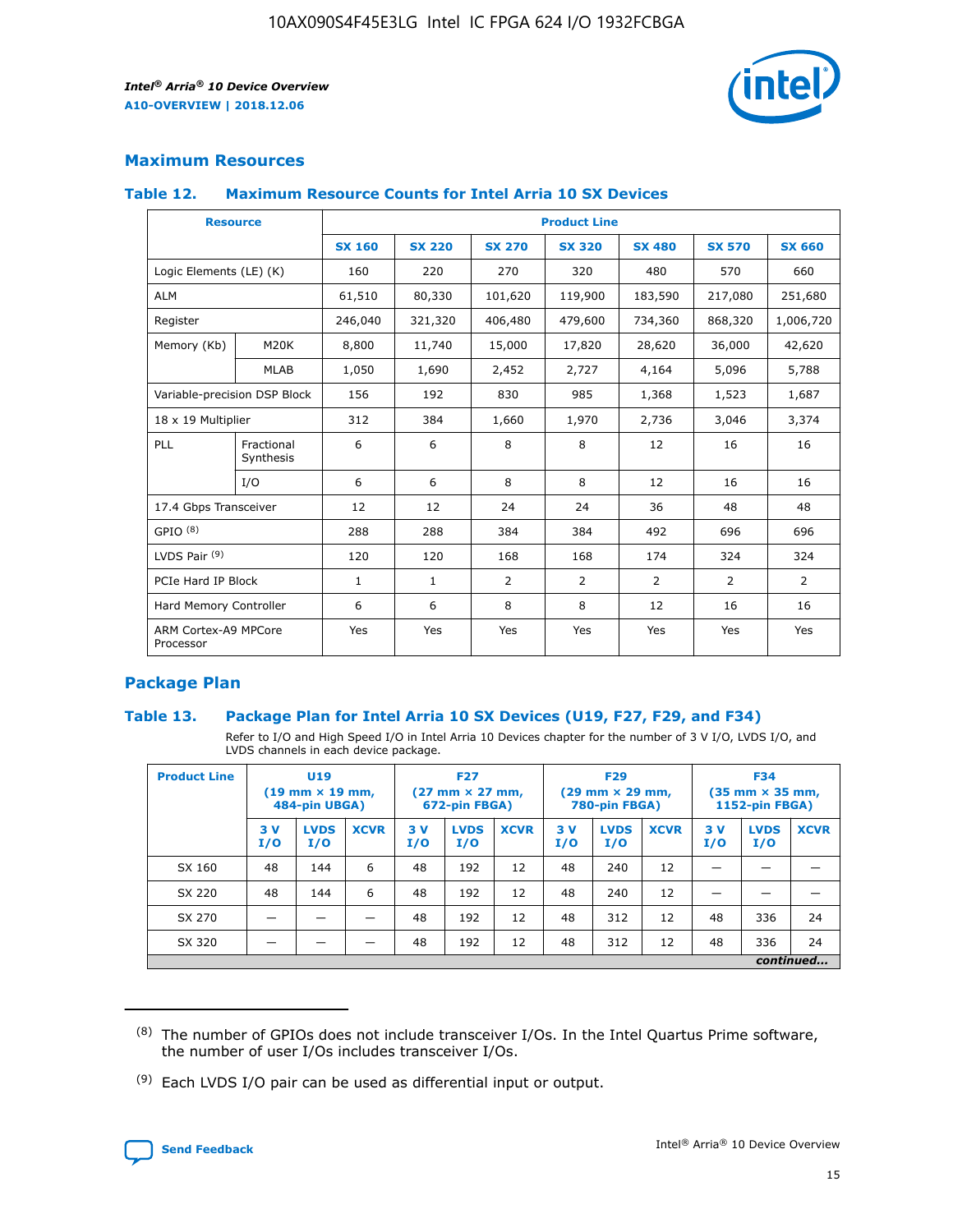## Maximum Resources

### Table 12. Maximum Resource Counts for Intel Arria 10 SX Devices

| Resource | | Product Line | | | | | | |
|---|---|---|---|---|---|---|---|---|
| | | SX 160 | SX 220 | SX 270 | SX 320 | SX 480 | SX 570 | SX 660 |
| Logic Elements (LE) (K) | | 160 | 220 | 270 | 320 | 480 | 570 | 660 |
| ALM | | 61,510 | 80,330 | 101,620 | 119,900 | 183,590 | 217,080 | 251,680 |
| Register | | 246,040 | 321,320 | 406,480 | 479,600 | 734,360 | 868,320 | 1,006,720 |
| Memory (Kb) | M20K | 8,800 | 11,740 | 15,000 | 17,820 | 28,620 | 36,000 | 42,620 |
| | MLAB | 1,050 | 1,690 | 2,452 | 2,727 | 4,164 | 5,096 | 5,788 |
| Variable-precision DSP Block | | 156 | 192 | 830 | 985 | 1,368 | 1,523 | 1,687 |
| 18 x 19 Multiplier | | 312 | 384 | 1,660 | 1,970 | 2,736 | 3,046 | 3,374 |
| PLL | Fractional Synthesis | 6 | 6 | 8 | 8 | 12 | 16 | 16 |
| | I/O | 6 | 6 | 8 | 8 | 12 | 16 | 16 |
| 17.4 Gbps Transceiver | | 12 | 12 | 24 | 24 | 36 | 48 | 48 |
| GPIO [(8)] | | 288 | 288 | 384 | 384 | 492 | 696 | 696 |
| LVDS Pair [(9)] | | 120 | 120 | 168 | 168 | 174 | 324 | 324 |
| PCIe Hard IP Block | | 1 | 1 | 2 | 2 | 2 | 2 | 2 |
| Hard Memory Controller | | 6 | 6 | 8 | 8 | 12 | 16 | 16 |
| ARM Cortex-A9 MPCore Processor | | Yes | Yes | Yes | Yes | Yes | Yes | Yes |

## Package Plan

### Table 13. Package Plan for Intel Arria 10 SX Devices (U19, F27, F29, and F34)

Refer to I/O and High Speed I/O in Intel Arria 10 Devices chapter for the number of 3 V I/O, LVDS I/O, and LVDS channels in each device package.

| Product Line | U19 (19 mm × 19 mm, 484-pin UBGA) | | | F27 (27 mm × 27 mm, 672-pin FBGA) | | | F29 (29 mm × 29 mm, 780-pin FBGA) | | | F34 (35 mm × 35 mm, 1152-pin FBGA) | | |
|---|---|---|---|---|---|---|---|---|---|---|---|---|
| | 3 V I/O | LVDS I/O | XCVR | 3 V I/O | LVDS I/O | XCVR | 3 V I/O | LVDS I/O | XCVR | 3 V I/O | LVDS I/O | XCVR |
| SX 160 | 48 | 144 | 6 | 48 | 192 | 12 | 48 | 240 | 12 | — | — | — |
| SX 220 | 48 | 144 | 6 | 48 | 192 | 12 | 48 | 240 | 12 | — | — | — |
| SX 270 | — | — | — | 48 | 192 | 12 | 48 | 312 | 12 | 48 | 336 | 24 |
| SX 320 | — | — | — | 48 | 192 | 12 | 48 | 312 | 12 | 48 | 336 | 24 |

*continued...*

(8) The number of GPIOs does not include transceiver I/Os. In the Intel Quartus Prime software, the number of user I/Os includes transceiver I/Os.

(9) Each LVDS I/O pair can be used as differential input or output.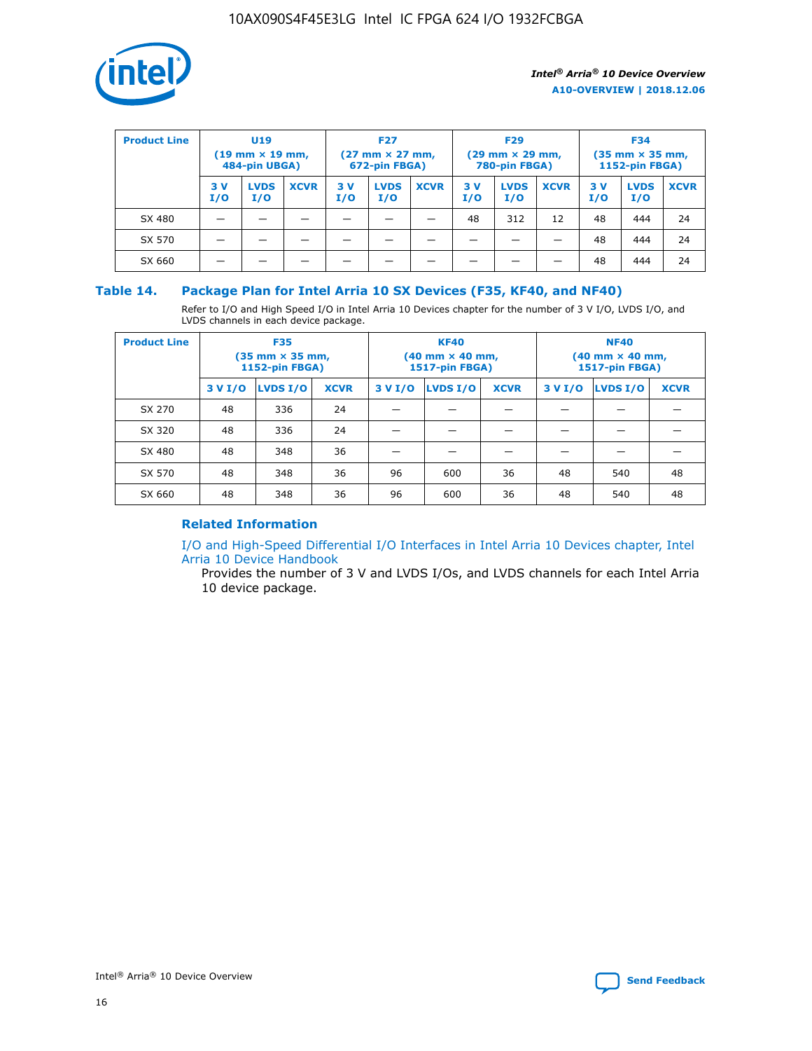| Product Line | U19 (19 mm × 19 mm, 484-pin UBGA) | | | F27 (27 mm × 27 mm, 672-pin FBGA) | | | F29 (29 mm × 29 mm, 780-pin FBGA) | | | F34 (35 mm × 35 mm, 1152-pin FBGA) | | |
|---|---|---|---|---|---|---|---|---|---|---|---|---|
| | 3 V I/O | LVDS I/O | XCVR | 3 V I/O | LVDS I/O | XCVR | 3 V I/O | LVDS I/O | XCVR | 3 V I/O | LVDS I/O | XCVR |
| SX 480 | — | — | — | — | — | — | 48 | 312 | 12 | 48 | 444 | 24 |
| SX 570 | — | — | — | — | — | — | — | — | — | 48 | 444 | 24 |
| SX 660 | — | — | — | — | — | — | — | — | — | 48 | 444 | 24 |

## Table 14. Package Plan for Intel Arria 10 SX Devices (F35, KF40, and NF40)

Refer to I/O and High Speed I/O in Intel Arria 10 Devices chapter for the number of 3 V I/O, LVDS I/O, and LVDS channels in each device package.

| Product Line | F35 (35 mm × 35 mm, 1152-pin FBGA) | | | KF40 (40 mm × 40 mm, 1517-pin FBGA) | | | NF40 (40 mm × 40 mm, 1517-pin FBGA) | | |
|---|---|---|---|---|---|---|---|---|---|
| | 3 V I/O | LVDS I/O | XCVR | 3 V I/O | LVDS I/O | XCVR | 3 V I/O | LVDS I/O | XCVR |
| SX 270 | 48 | 336 | 24 | — | — | — | — | — | — |
| SX 320 | 48 | 336 | 24 | — | — | — | — | — | — |
| SX 480 | 48 | 348 | 36 | — | — | — | — | — | — |
| SX 570 | 48 | 348 | 36 | 96 | 600 | 36 | 48 | 540 | 48 |
| SX 660 | 48 | 348 | 36 | 96 | 600 | 36 | 48 | 540 | 48 |

### Related Information

I/O and High-Speed Differential I/O Interfaces in Intel Arria 10 Devices chapter, Intel Arria 10 Device Handbook

Provides the number of 3 V and LVDS I/Os, and LVDS channels for each Intel Arria 10 device package.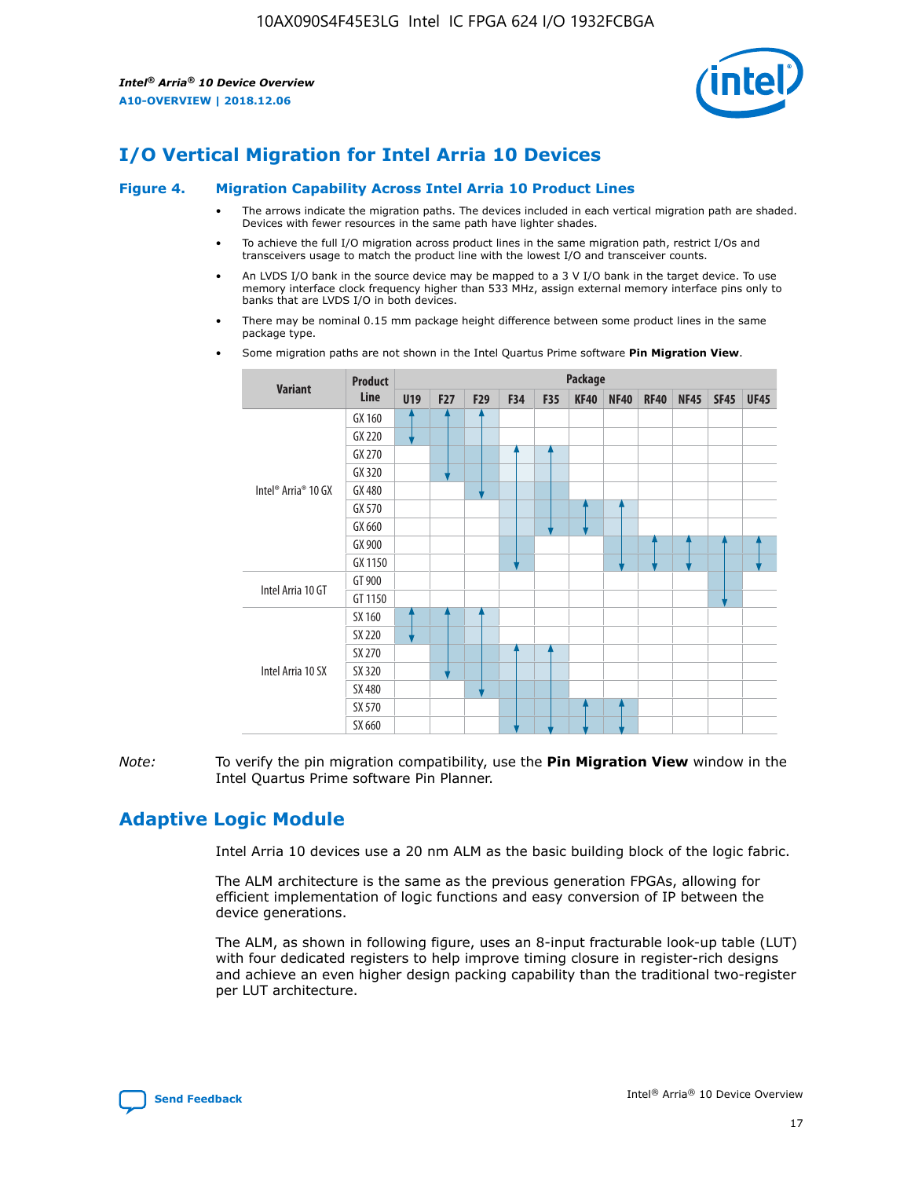# I/O Vertical Migration for Intel Arria 10 Devices

### Figure 4. Migration Capability Across Intel Arria 10 Product Lines

- The arrows indicate the migration paths. The devices included in each vertical migration path are shaded. Devices with fewer resources in the same path have lighter shades.
- To achieve the full I/O migration across product lines in the same migration path, restrict I/Os and transceivers usage to match the product line with the lowest I/O and transceiver counts.
- An LVDS I/O bank in the source device may be mapped to a 3 V I/O bank in the target device. To use memory interface clock frequency higher than 533 MHz, assign external memory interface pins only to banks that are LVDS I/O in both devices.
- There may be nominal 0.15 mm package height difference between some product lines in the same package type.
- Some migration paths are not shown in the Intel Quartus Prime software **Pin Migration View**.

| Variant | Product Line | Package | | | | | | | | | | |
|---|---|---|---|---|---|---|---|---|---|---|---|---|
| | | U19 | F27 | F29 | F34 | F35 | KF40 | NF40 | RF40 | NF45 | SF45 | UF45 |
| Intel® Arria® 10 GX | GX 160 | | | | | | | | | | | |
| | GX 220 | | | | | | | | | | | |
| | GX 270 | | | | | | | | | | | |
| | GX 320 | | | | | | | | | | | |
| | GX 480 | | | | | | | | | | | |
| | GX 570 | | | | | | | | | | | |
| | GX 660 | | | | | | | | | | | |
| | GX 900 | | | | | | | | | | | |
| | GX 1150 | | | | | | | | | | | |
| Intel Arria 10 GT | GT 900 | | | | | | | | | | | |
| | GT 1150 | | | | | | | | | | | |
| Intel Arria 10 SX | SX 160 | | | | | | | | | | | |
| | SX 220 | | | | | | | | | | | |
| | SX 270 | | | | | | | | | | | |
| | SX 320 | | | | | | | | | | | |
| | SX 480 | | | | | | | | | | | |
| | SX 570 | | | | | | | | | | | |
| | SX 660 | | | | | | | | | | | |

*Note:* To verify the pin migration compatibility, use the **Pin Migration View** window in the Intel Quartus Prime software Pin Planner.

# Adaptive Logic Module

Intel Arria 10 devices use a 20 nm ALM as the basic building block of the logic fabric.

The ALM architecture is the same as the previous generation FPGAs, allowing for efficient implementation of logic functions and easy conversion of IP between the device generations.

The ALM, as shown in following figure, uses an 8-input fracturable look-up table (LUT) with four dedicated registers to help improve timing closure in register-rich designs and achieve an even higher design packing capability than the traditional two-register per LUT architecture.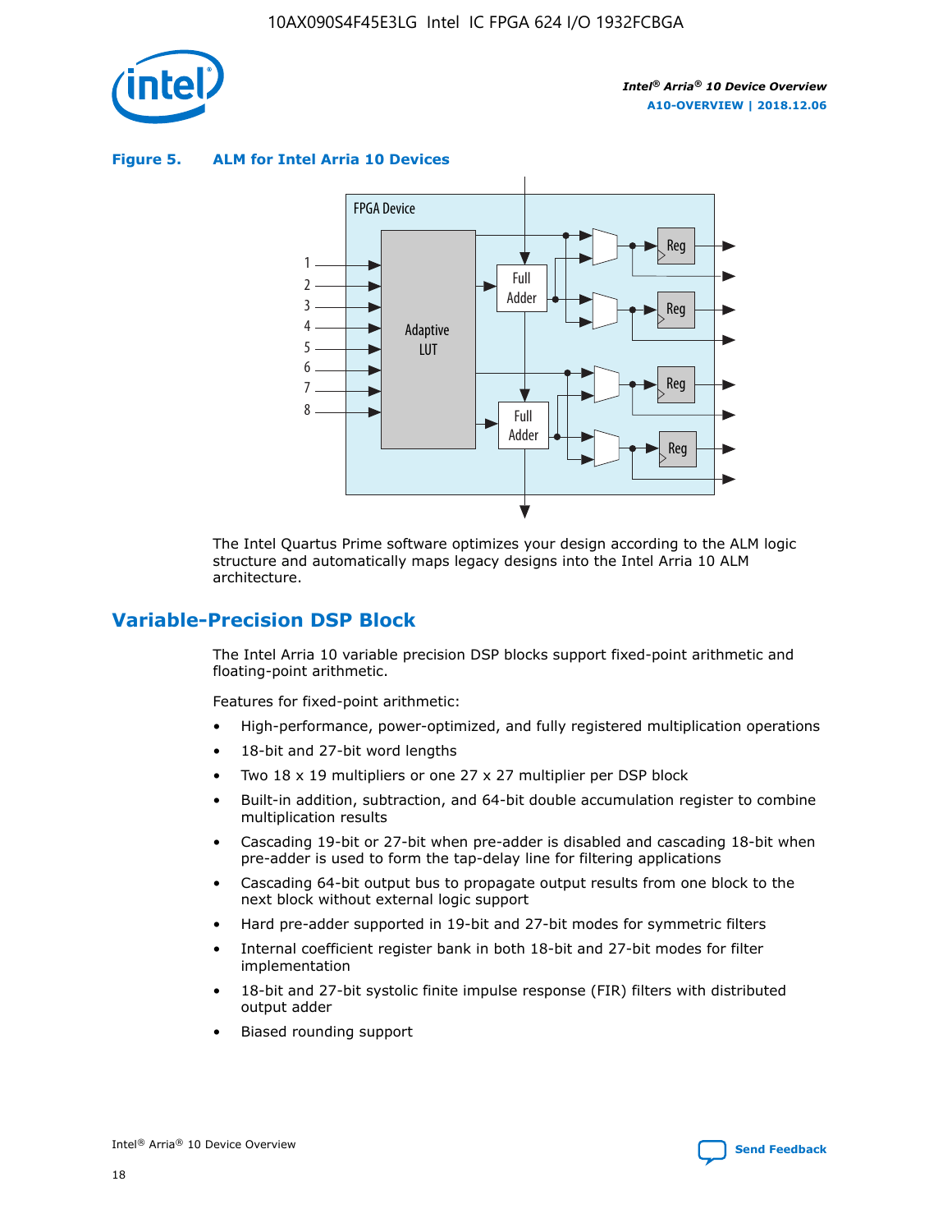**Figure 5. ALM for Intel Arria 10 Devices**

FPGA Device

1
2
3
4
5
6
7
8

Adaptive LUT

Full Adder

Full Adder

Reg

Reg

Reg

Reg

The Intel Quartus Prime software optimizes your design according to the ALM logic structure and automatically maps legacy designs into the Intel Arria 10 ALM architecture.

## Variable-Precision DSP Block

The Intel Arria 10 variable precision DSP blocks support fixed-point arithmetic and floating-point arithmetic.

Features for fixed-point arithmetic:

- High-performance, power-optimized, and fully registered multiplication operations
- 18-bit and 27-bit word lengths
- Two 18 x 19 multipliers or one 27 x 27 multiplier per DSP block
- Built-in addition, subtraction, and 64-bit double accumulation register to combine multiplication results
- Cascading 19-bit or 27-bit when pre-adder is disabled and cascading 18-bit when pre-adder is used to form the tap-delay line for filtering applications
- Cascading 64-bit output bus to propagate output results from one block to the next block without external logic support
- Hard pre-adder supported in 19-bit and 27-bit modes for symmetric filters
- Internal coefficient register bank in both 18-bit and 27-bit modes for filter implementation
- 18-bit and 27-bit systolic finite impulse response (FIR) filters with distributed output adder
- Biased rounding support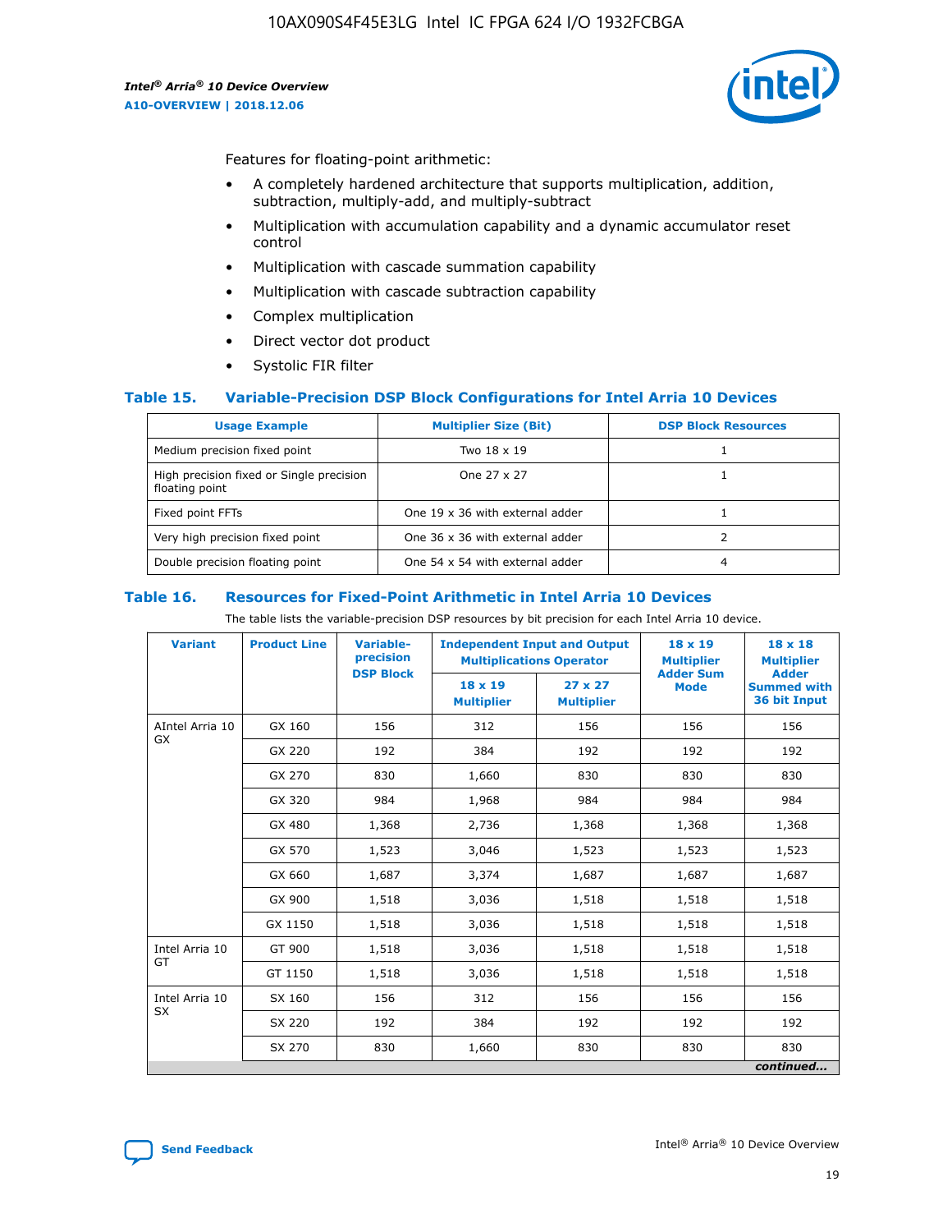Features for floating-point arithmetic:

- A completely hardened architecture that supports multiplication, addition, subtraction, multiply-add, and multiply-subtract
- Multiplication with accumulation capability and a dynamic accumulator reset control
- Multiplication with cascade summation capability
- Multiplication with cascade subtraction capability
- Complex multiplication
- Direct vector dot product
- Systolic FIR filter

## Table 15. Variable-Precision DSP Block Configurations for Intel Arria 10 Devices

| Usage Example | Multiplier Size (Bit) | DSP Block Resources |
|---|---|---|
| Medium precision fixed point | Two 18 x 19 | 1 |
| High precision fixed or Single precision floating point | One 27 x 27 | 1 |
| Fixed point FFTs | One 19 x 36 with external adder | 1 |
| Very high precision fixed point | One 36 x 36 with external adder | 2 |
| Double precision floating point | One 54 x 54 with external adder | 4 |

## Table 16. Resources for Fixed-Point Arithmetic in Intel Arria 10 Devices

The table lists the variable-precision DSP resources by bit precision for each Intel Arria 10 device.

| Variant | Product Line | Variable-precision DSP Block | Independent Input and Output Multiplications Operator | | 18 x 19 Multiplier Adder Sum Mode | 18 x 18 Multiplier Adder Summed with 36 bit Input |
|---|---|---|---|---|---|---|
| | | | 18 x 19 Multiplier | 27 x 27 Multiplier | | |
| AIntel Arria 10 GX | GX 160 | 156 | 312 | 156 | 156 | 156 |
| | GX 220 | 192 | 384 | 192 | 192 | 192 |
| | GX 270 | 830 | 1,660 | 830 | 830 | 830 |
| | GX 320 | 984 | 1,968 | 984 | 984 | 984 |
| | GX 480 | 1,368 | 2,736 | 1,368 | 1,368 | 1,368 |
| | GX 570 | 1,523 | 3,046 | 1,523 | 1,523 | 1,523 |
| | GX 660 | 1,687 | 3,374 | 1,687 | 1,687 | 1,687 |
| | GX 900 | 1,518 | 3,036 | 1,518 | 1,518 | 1,518 |
| | GX 1150 | 1,518 | 3,036 | 1,518 | 1,518 | 1,518 |
| Intel Arria 10 GT | GT 900 | 1,518 | 3,036 | 1,518 | 1,518 | 1,518 |
| | GT 1150 | 1,518 | 3,036 | 1,518 | 1,518 | 1,518 |
| Intel Arria 10 SX | SX 160 | 156 | 312 | 156 | 156 | 156 |
| | SX 220 | 192 | 384 | 192 | 192 | 192 |
| | SX 270 | 830 | 1,660 | 830 | 830 | 830 |

*continued...*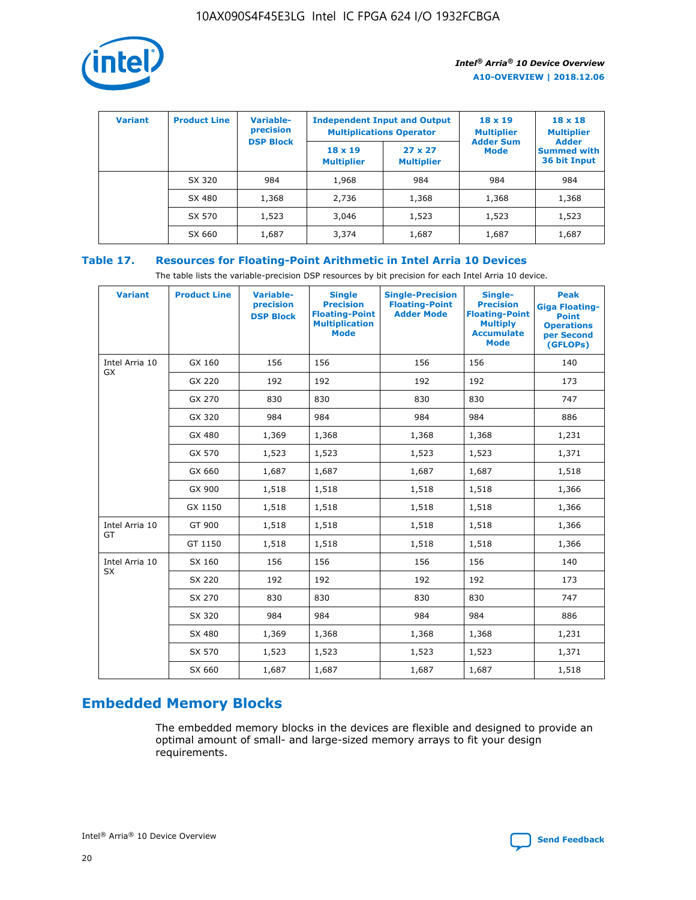| Variant | Product Line | Variable-precision DSP Block | Independent Input and Output Multiplications Operator | | 18 x 19 Multiplier Adder Sum Mode | 18 x 18 Multiplier Adder Summed with 36 bit Input |
|---|---|---|---|---|---|---|
| | | | 18 x 19 Multiplier | 27 x 27 Multiplier | | |
| | SX 320 | 984 | 1,968 | 984 | 984 | 984 |
| | SX 480 | 1,368 | 2,736 | 1,368 | 1,368 | 1,368 |
| | SX 570 | 1,523 | 3,046 | 1,523 | 1,523 | 1,523 |
| | SX 660 | 1,687 | 3,374 | 1,687 | 1,687 | 1,687 |

## Table 17. Resources for Floating-Point Arithmetic in Intel Arria 10 Devices

The table lists the variable-precision DSP resources by bit precision for each Intel Arria 10 device.

| Variant | Product Line | Variable-precision DSP Block | Single Precision Floating-Point Multiplication Mode | Single-Precision Floating-Point Adder Mode | Single-Precision Floating-Point Multiply Accumulate Mode | Peak Giga Floating-Point Operations per Second (GFLOPs) |
|---|---|---|---|---|---|---|
| Intel Arria 10 GX | GX 160 | 156 | 156 | 156 | 156 | 140 |
| | GX 220 | 192 | 192 | 192 | 192 | 173 |
| | GX 270 | 830 | 830 | 830 | 830 | 747 |
| | GX 320 | 984 | 984 | 984 | 984 | 886 |
| | GX 480 | 1,369 | 1,368 | 1,368 | 1,368 | 1,231 |
| | GX 570 | 1,523 | 1,523 | 1,523 | 1,523 | 1,371 |
| | GX 660 | 1,687 | 1,687 | 1,687 | 1,687 | 1,518 |
| | GX 900 | 1,518 | 1,518 | 1,518 | 1,518 | 1,366 |
| | GX 1150 | 1,518 | 1,518 | 1,518 | 1,518 | 1,366 |
| Intel Arria 10 GT | GT 900 | 1,518 | 1,518 | 1,518 | 1,518 | 1,366 |
| | GT 1150 | 1,518 | 1,518 | 1,518 | 1,518 | 1,366 |
| Intel Arria 10 SX | SX 160 | 156 | 156 | 156 | 156 | 140 |
| | SX 220 | 192 | 192 | 192 | 192 | 173 |
| | SX 270 | 830 | 830 | 830 | 830 | 747 |
| | SX 320 | 984 | 984 | 984 | 984 | 886 |
| | SX 480 | 1,369 | 1,368 | 1,368 | 1,368 | 1,231 |
| | SX 570 | 1,523 | 1,523 | 1,523 | 1,523 | 1,371 |
| | SX 660 | 1,687 | 1,687 | 1,687 | 1,687 | 1,518 |

# Embedded Memory Blocks

The embedded memory blocks in the devices are flexible and designed to provide an optimal amount of small- and large-sized memory arrays to fit your design requirements.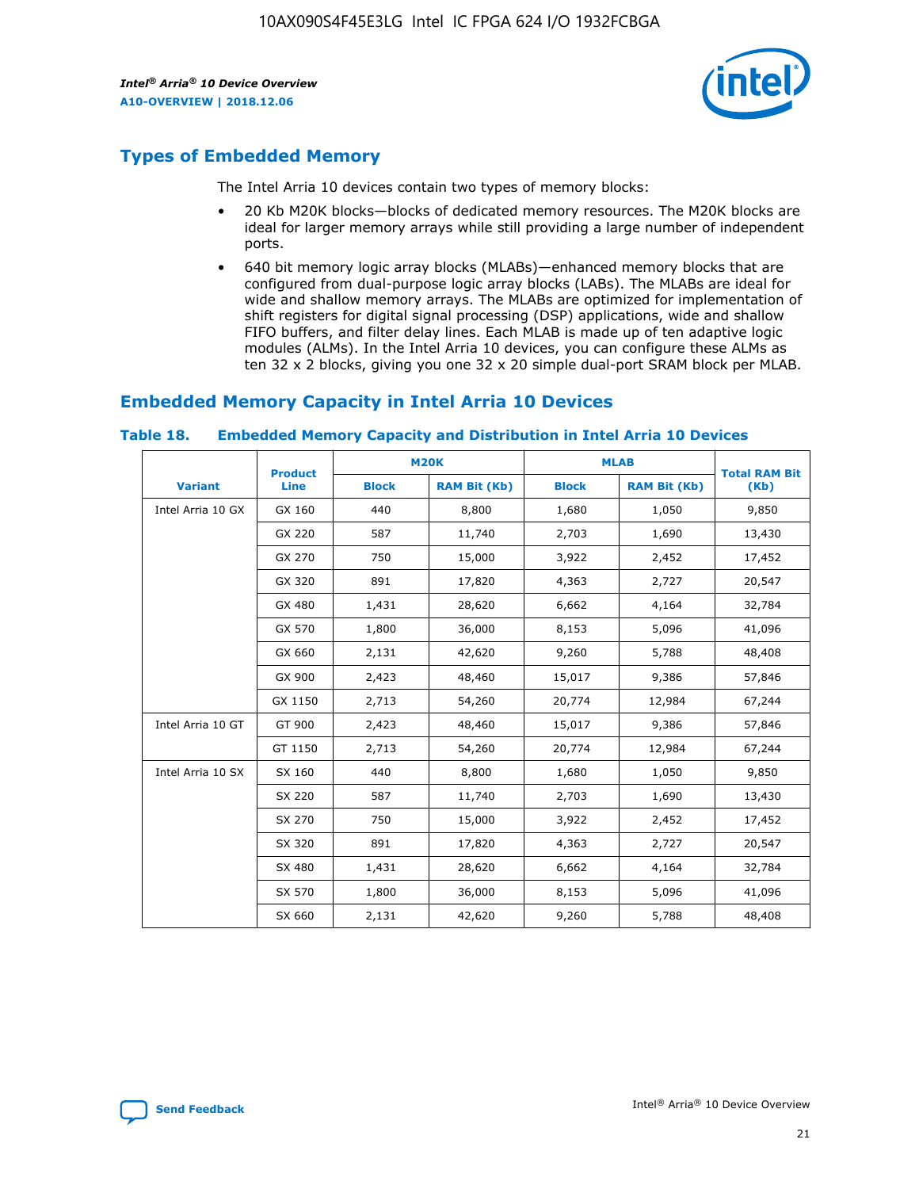## Types of Embedded Memory

The Intel Arria 10 devices contain two types of memory blocks:

- 20 Kb M20K blocks—blocks of dedicated memory resources. The M20K blocks are ideal for larger memory arrays while still providing a large number of independent ports.
- 640 bit memory logic array blocks (MLABs)—enhanced memory blocks that are configured from dual-purpose logic array blocks (LABs). The MLABs are ideal for wide and shallow memory arrays. The MLABs are optimized for implementation of shift registers for digital signal processing (DSP) applications, wide and shallow FIFO buffers, and filter delay lines. Each MLAB is made up of ten adaptive logic modules (ALMs). In the Intel Arria 10 devices, you can configure these ALMs as ten 32 x 2 blocks, giving you one 32 x 20 simple dual-port SRAM block per MLAB.

## Embedded Memory Capacity in Intel Arria 10 Devices

**Table 18. Embedded Memory Capacity and Distribution in Intel Arria 10 Devices**

| Variant | Product Line | M20K | | MLAB | | Total RAM Bit (Kb) |
|---|---|---|---|---|---|---|
| | | Block | RAM Bit (Kb) | Block | RAM Bit (Kb) | |
| Intel Arria 10 GX | GX 160 | 440 | 8,800 | 1,680 | 1,050 | 9,850 |
| | GX 220 | 587 | 11,740 | 2,703 | 1,690 | 13,430 |
| | GX 270 | 750 | 15,000 | 3,922 | 2,452 | 17,452 |
| | GX 320 | 891 | 17,820 | 4,363 | 2,727 | 20,547 |
| | GX 480 | 1,431 | 28,620 | 6,662 | 4,164 | 32,784 |
| | GX 570 | 1,800 | 36,000 | 8,153 | 5,096 | 41,096 |
| | GX 660 | 2,131 | 42,620 | 9,260 | 5,788 | 48,408 |
| | GX 900 | 2,423 | 48,460 | 15,017 | 9,386 | 57,846 |
| | GX 1150 | 2,713 | 54,260 | 20,774 | 12,984 | 67,244 |
| Intel Arria 10 GT | GT 900 | 2,423 | 48,460 | 15,017 | 9,386 | 57,846 |
| | GT 1150 | 2,713 | 54,260 | 20,774 | 12,984 | 67,244 |
| Intel Arria 10 SX | SX 160 | 440 | 8,800 | 1,680 | 1,050 | 9,850 |
| | SX 220 | 587 | 11,740 | 2,703 | 1,690 | 13,430 |
| | SX 270 | 750 | 15,000 | 3,922 | 2,452 | 17,452 |
| | SX 320 | 891 | 17,820 | 4,363 | 2,727 | 20,547 |
| | SX 480 | 1,431 | 28,620 | 6,662 | 4,164 | 32,784 |
| | SX 570 | 1,800 | 36,000 | 8,153 | 5,096 | 41,096 |
| | SX 660 | 2,131 | 42,620 | 9,260 | 5,788 | 48,408 |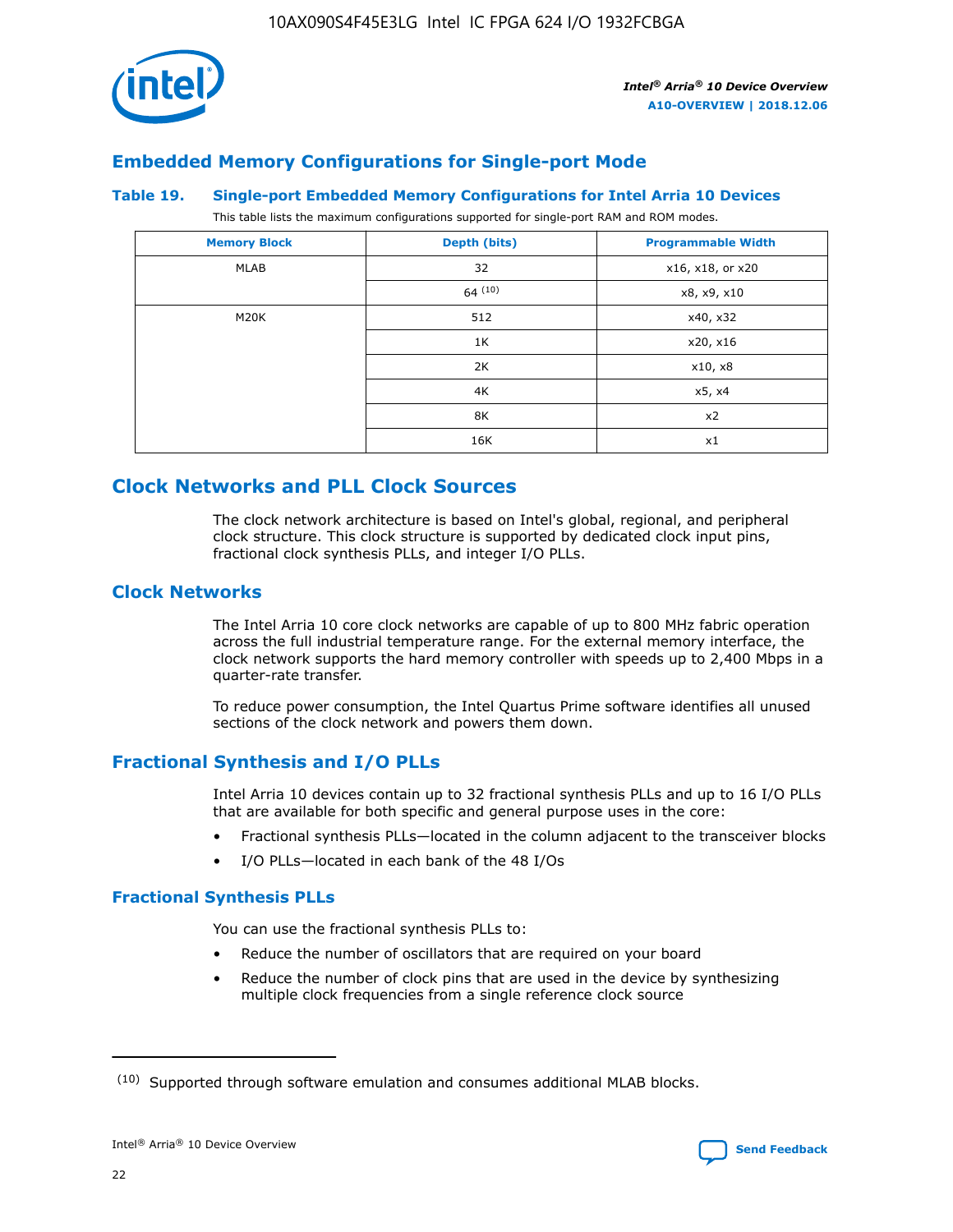## Embedded Memory Configurations for Single-port Mode

**Table 19. Single-port Embedded Memory Configurations for Intel Arria 10 Devices**

This table lists the maximum configurations supported for single-port RAM and ROM modes.

| Memory Block | Depth (bits) | Programmable Width |
|---|---|---|
| MLAB | 32 | x16, x18, or x20 |
| | 64 (10) | x8, x9, x10 |
| M20K | 512 | x40, x32 |
| | 1K | x20, x16 |
| | 2K | x10, x8 |
| | 4K | x5, x4 |
| | 8K | x2 |
| | 16K | x1 |

# Clock Networks and PLL Clock Sources

The clock network architecture is based on Intel's global, regional, and peripheral clock structure. This clock structure is supported by dedicated clock input pins, fractional clock synthesis PLLs, and integer I/O PLLs.

## Clock Networks

The Intel Arria 10 core clock networks are capable of up to 800 MHz fabric operation across the full industrial temperature range. For the external memory interface, the clock network supports the hard memory controller with speeds up to 2,400 Mbps in a quarter-rate transfer.

To reduce power consumption, the Intel Quartus Prime software identifies all unused sections of the clock network and powers them down.

## Fractional Synthesis and I/O PLLs

Intel Arria 10 devices contain up to 32 fractional synthesis PLLs and up to 16 I/O PLLs that are available for both specific and general purpose uses in the core:

- Fractional synthesis PLLs—located in the column adjacent to the transceiver blocks
- I/O PLLs—located in each bank of the 48 I/Os

### Fractional Synthesis PLLs

You can use the fractional synthesis PLLs to:

- Reduce the number of oscillators that are required on your board
- Reduce the number of clock pins that are used in the device by synthesizing multiple clock frequencies from a single reference clock source

(10) Supported through software emulation and consumes additional MLAB blocks.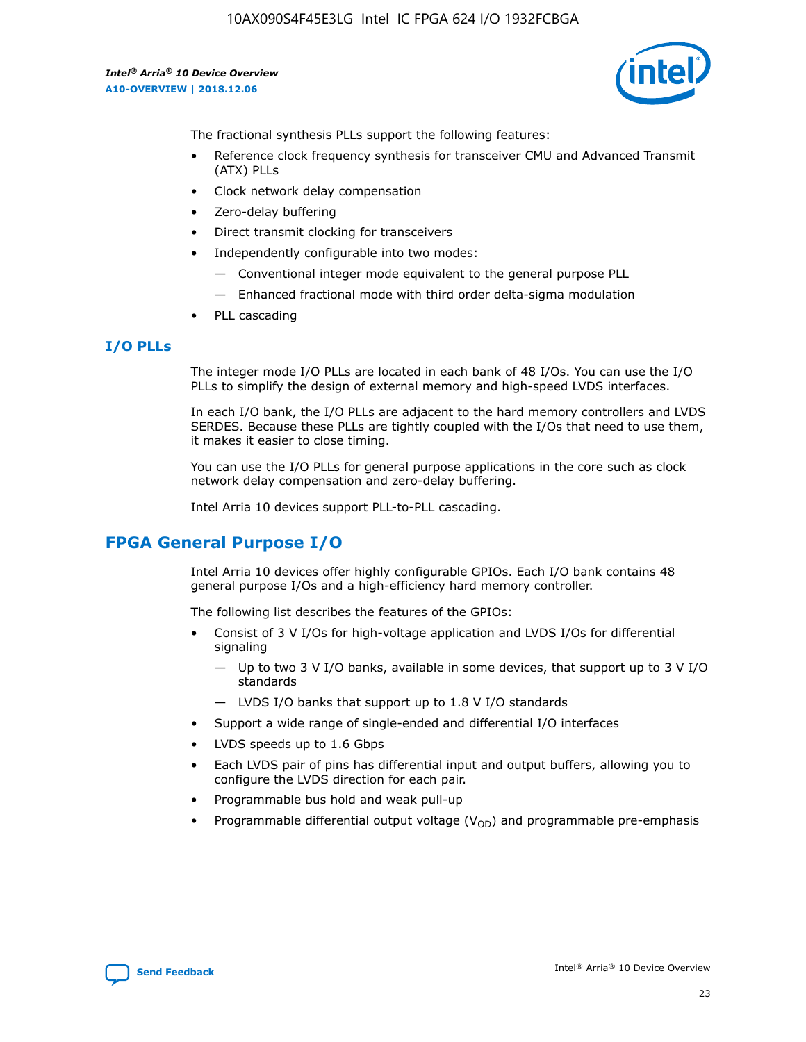The fractional synthesis PLLs support the following features:

- Reference clock frequency synthesis for transceiver CMU and Advanced Transmit (ATX) PLLs
- Clock network delay compensation
- Zero-delay buffering
- Direct transmit clocking for transceivers
- Independently configurable into two modes:
  - Conventional integer mode equivalent to the general purpose PLL
  - Enhanced fractional mode with third order delta-sigma modulation
- PLL cascading

### I/O PLLs

The integer mode I/O PLLs are located in each bank of 48 I/Os. You can use the I/O PLLs to simplify the design of external memory and high-speed LVDS interfaces.

In each I/O bank, the I/O PLLs are adjacent to the hard memory controllers and LVDS SERDES. Because these PLLs are tightly coupled with the I/Os that need to use them, it makes it easier to close timing.

You can use the I/O PLLs for general purpose applications in the core such as clock network delay compensation and zero-delay buffering.

Intel Arria 10 devices support PLL-to-PLL cascading.

## FPGA General Purpose I/O

Intel Arria 10 devices offer highly configurable GPIOs. Each I/O bank contains 48 general purpose I/Os and a high-efficiency hard memory controller.

The following list describes the features of the GPIOs:

- Consist of 3 V I/Os for high-voltage application and LVDS I/Os for differential signaling
  - Up to two 3 V I/O banks, available in some devices, that support up to 3 V I/O standards
  - LVDS I/O banks that support up to 1.8 V I/O standards
- Support a wide range of single-ended and differential I/O interfaces
- LVDS speeds up to 1.6 Gbps
- Each LVDS pair of pins has differential input and output buffers, allowing you to configure the LVDS direction for each pair.
- Programmable bus hold and weak pull-up
- Programmable differential output voltage ($V_{OD}$) and programmable pre-emphasis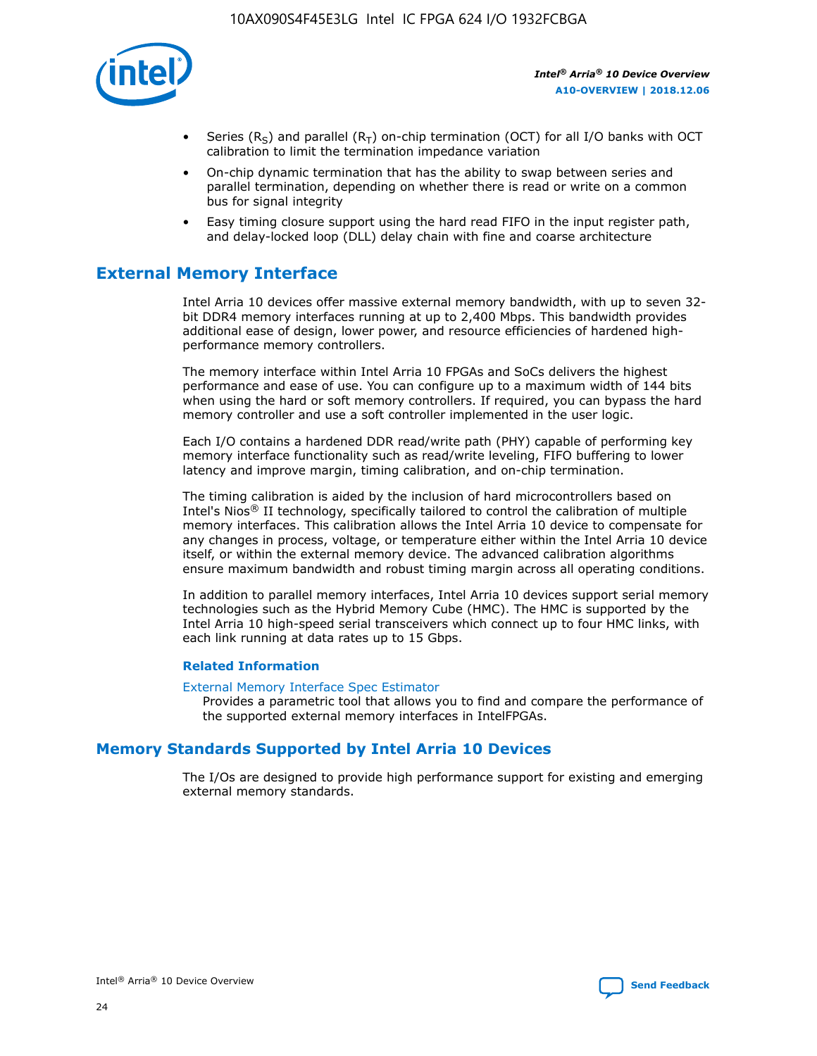- Series ($R_S$) and parallel ($R_T$) on-chip termination (OCT) for all I/O banks with OCT calibration to limit the termination impedance variation
- On-chip dynamic termination that has the ability to swap between series and parallel termination, depending on whether there is read or write on a common bus for signal integrity
- Easy timing closure support using the hard read FIFO in the input register path, and delay-locked loop (DLL) delay chain with fine and coarse architecture

## External Memory Interface

Intel Arria 10 devices offer massive external memory bandwidth, with up to seven 32-bit DDR4 memory interfaces running at up to 2,400 Mbps. This bandwidth provides additional ease of design, lower power, and resource efficiencies of hardened high-performance memory controllers.

The memory interface within Intel Arria 10 FPGAs and SoCs delivers the highest performance and ease of use. You can configure up to a maximum width of 144 bits when using the hard or soft memory controllers. If required, you can bypass the hard memory controller and use a soft controller implemented in the user logic.

Each I/O contains a hardened DDR read/write path (PHY) capable of performing key memory interface functionality such as read/write leveling, FIFO buffering to lower latency and improve margin, timing calibration, and on-chip termination.

The timing calibration is aided by the inclusion of hard microcontrollers based on Intel's Nios® II technology, specifically tailored to control the calibration of multiple memory interfaces. This calibration allows the Intel Arria 10 device to compensate for any changes in process, voltage, or temperature either within the Intel Arria 10 device itself, or within the external memory device. The advanced calibration algorithms ensure maximum bandwidth and robust timing margin across all operating conditions.

In addition to parallel memory interfaces, Intel Arria 10 devices support serial memory technologies such as the Hybrid Memory Cube (HMC). The HMC is supported by the Intel Arria 10 high-speed serial transceivers which connect up to four HMC links, with each link running at data rates up to 15 Gbps.

### Related Information

External Memory Interface Spec Estimator
Provides a parametric tool that allows you to find and compare the performance of the supported external memory interfaces in IntelFPGAs.

## Memory Standards Supported by Intel Arria 10 Devices

The I/Os are designed to provide high performance support for existing and emerging external memory standards.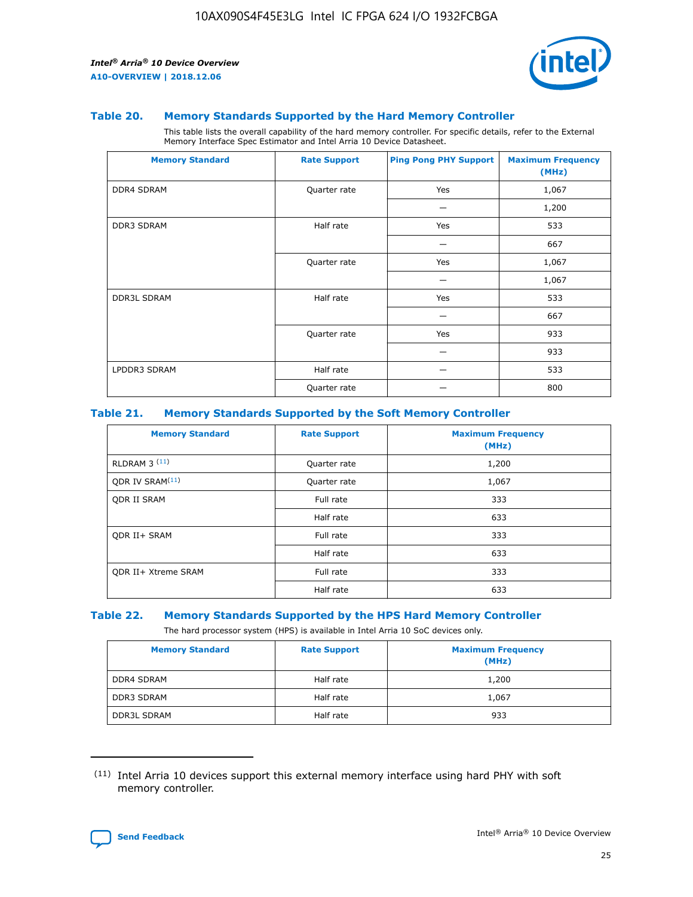### Table 20. Memory Standards Supported by the Hard Memory Controller

This table lists the overall capability of the hard memory controller. For specific details, refer to the External Memory Interface Spec Estimator and Intel Arria 10 Device Datasheet.

| Memory Standard | Rate Support | Ping Pong PHY Support | Maximum Frequency (MHz) |
|---|---|---|---|
| DDR4 SDRAM | Quarter rate | Yes | 1,067 |
| | | — | 1,200 |
| DDR3 SDRAM | Half rate | Yes | 533 |
| | | — | 667 |
| | Quarter rate | Yes | 1,067 |
| | | — | 1,067 |
| DDR3L SDRAM | Half rate | Yes | 533 |
| | | — | 667 |
| | Quarter rate | Yes | 933 |
| | | — | 933 |
| LPDDR3 SDRAM | Half rate | — | 533 |
| | Quarter rate | — | 800 |

### Table 21. Memory Standards Supported by the Soft Memory Controller

| Memory Standard | Rate Support | Maximum Frequency (MHz) |
|---|---|---|
| RLDRAM 3 (11) | Quarter rate | 1,200 |
| QDR IV SRAM(11) | Quarter rate | 1,067 |
| QDR II SRAM | Full rate | 333 |
| | Half rate | 633 |
| QDR II+ SRAM | Full rate | 333 |
| | Half rate | 633 |
| QDR II+ Xtreme SRAM | Full rate | 333 |
| | Half rate | 633 |

### Table 22. Memory Standards Supported by the HPS Hard Memory Controller

The hard processor system (HPS) is available in Intel Arria 10 SoC devices only.

| Memory Standard | Rate Support | Maximum Frequency (MHz) |
|---|---|---|
| DDR4 SDRAM | Half rate | 1,200 |
| DDR3 SDRAM | Half rate | 1,067 |
| DDR3L SDRAM | Half rate | 933 |

(11) Intel Arria 10 devices support this external memory interface using hard PHY with soft memory controller.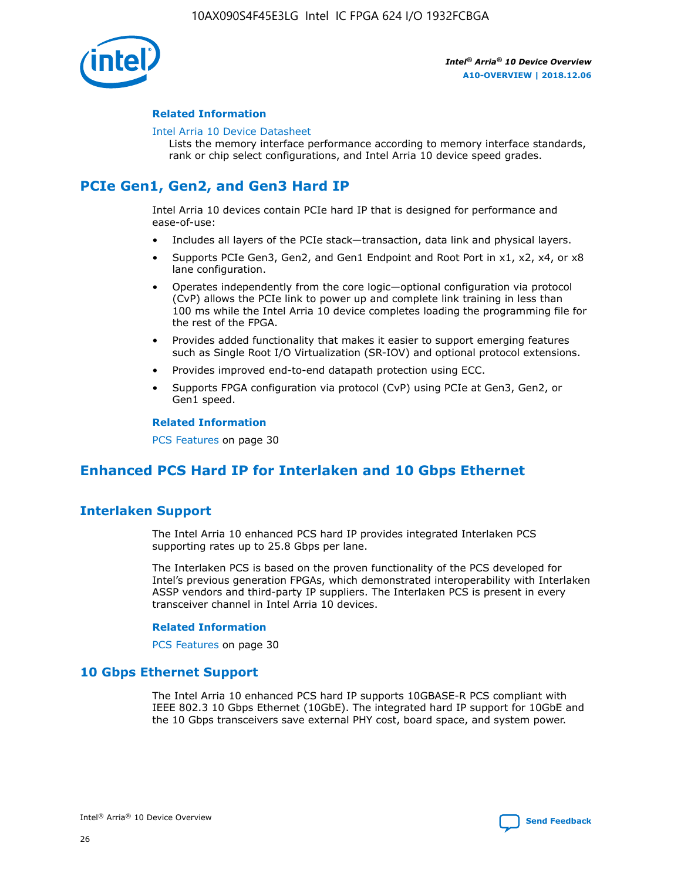#### Related Information

Intel Arria 10 Device Datasheet
Lists the memory interface performance according to memory interface standards, rank or chip select configurations, and Intel Arria 10 device speed grades.

## PCIe Gen1, Gen2, and Gen3 Hard IP

Intel Arria 10 devices contain PCIe hard IP that is designed for performance and ease-of-use:

- Includes all layers of the PCIe stack—transaction, data link and physical layers.
- Supports PCIe Gen3, Gen2, and Gen1 Endpoint and Root Port in x1, x2, x4, or x8 lane configuration.
- Operates independently from the core logic—optional configuration via protocol (CvP) allows the PCIe link to power up and complete link training in less than 100 ms while the Intel Arria 10 device completes loading the programming file for the rest of the FPGA.
- Provides added functionality that makes it easier to support emerging features such as Single Root I/O Virtualization (SR-IOV) and optional protocol extensions.
- Provides improved end-to-end datapath protection using ECC.
- Supports FPGA configuration via protocol (CvP) using PCIe at Gen3, Gen2, or Gen1 speed.

#### Related Information

PCS Features on page 30

## Enhanced PCS Hard IP for Interlaken and 10 Gbps Ethernet

### Interlaken Support

The Intel Arria 10 enhanced PCS hard IP provides integrated Interlaken PCS supporting rates up to 25.8 Gbps per lane.

The Interlaken PCS is based on the proven functionality of the PCS developed for Intel's previous generation FPGAs, which demonstrated interoperability with Interlaken ASSP vendors and third-party IP suppliers. The Interlaken PCS is present in every transceiver channel in Intel Arria 10 devices.

#### Related Information

PCS Features on page 30

### 10 Gbps Ethernet Support

The Intel Arria 10 enhanced PCS hard IP supports 10GBASE-R PCS compliant with IEEE 802.3 10 Gbps Ethernet (10GbE). The integrated hard IP support for 10GbE and the 10 Gbps transceivers save external PHY cost, board space, and system power.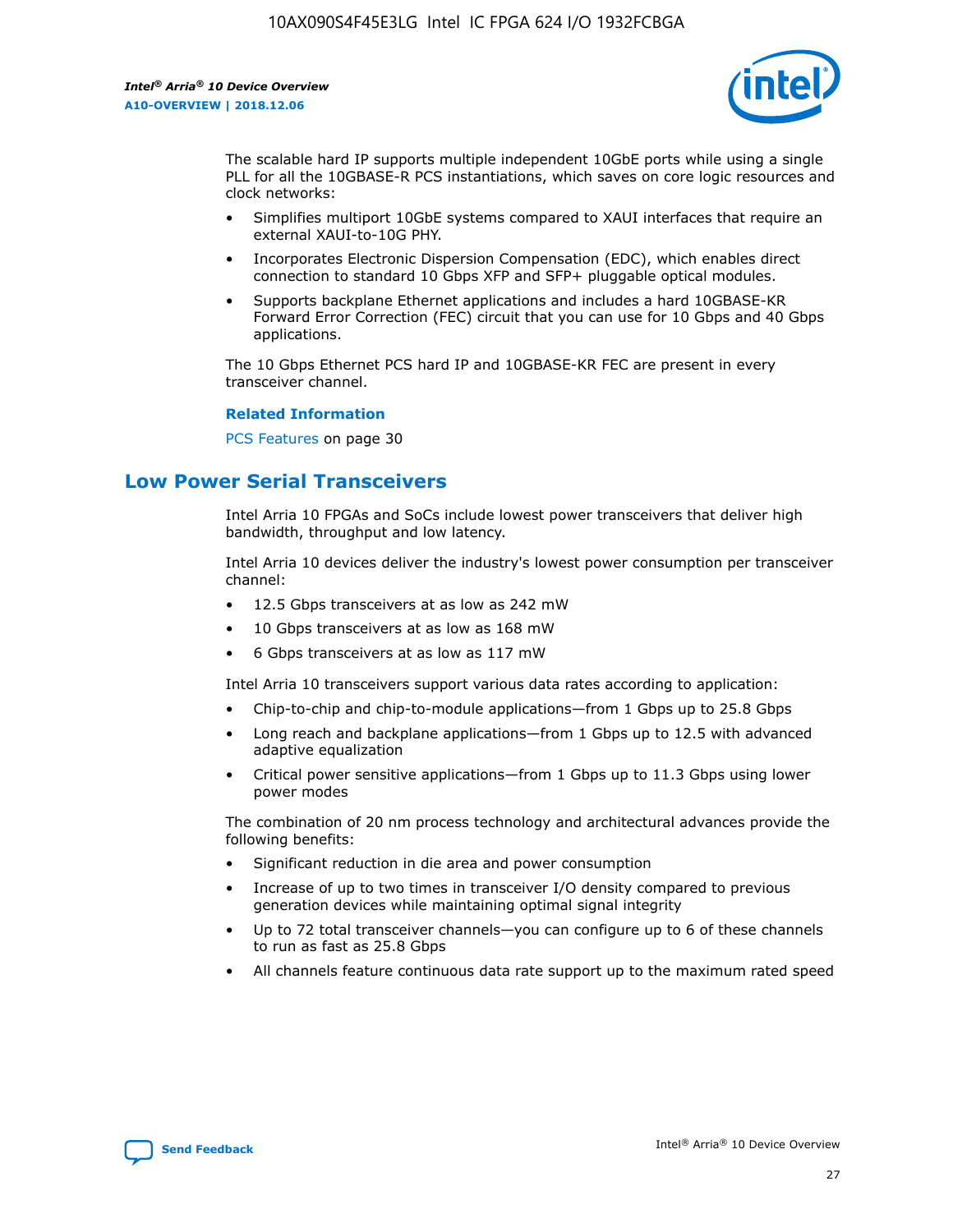The scalable hard IP supports multiple independent 10GbE ports while using a single PLL for all the 10GBASE-R PCS instantiations, which saves on core logic resources and clock networks:

- Simplifies multiport 10GbE systems compared to XAUI interfaces that require an external XAUI-to-10G PHY.
- Incorporates Electronic Dispersion Compensation (EDC), which enables direct connection to standard 10 Gbps XFP and SFP+ pluggable optical modules.
- Supports backplane Ethernet applications and includes a hard 10GBASE-KR Forward Error Correction (FEC) circuit that you can use for 10 Gbps and 40 Gbps applications.

The 10 Gbps Ethernet PCS hard IP and 10GBASE-KR FEC are present in every transceiver channel.

**Related Information**

PCS Features on page 30

## Low Power Serial Transceivers

Intel Arria 10 FPGAs and SoCs include lowest power transceivers that deliver high bandwidth, throughput and low latency.

Intel Arria 10 devices deliver the industry's lowest power consumption per transceiver channel:

- 12.5 Gbps transceivers at as low as 242 mW
- 10 Gbps transceivers at as low as 168 mW
- 6 Gbps transceivers at as low as 117 mW

Intel Arria 10 transceivers support various data rates according to application:

- Chip-to-chip and chip-to-module applications—from 1 Gbps up to 25.8 Gbps
- Long reach and backplane applications—from 1 Gbps up to 12.5 with advanced adaptive equalization
- Critical power sensitive applications—from 1 Gbps up to 11.3 Gbps using lower power modes

The combination of 20 nm process technology and architectural advances provide the following benefits:

- Significant reduction in die area and power consumption
- Increase of up to two times in transceiver I/O density compared to previous generation devices while maintaining optimal signal integrity
- Up to 72 total transceiver channels—you can configure up to 6 of these channels to run as fast as 25.8 Gbps
- All channels feature continuous data rate support up to the maximum rated speed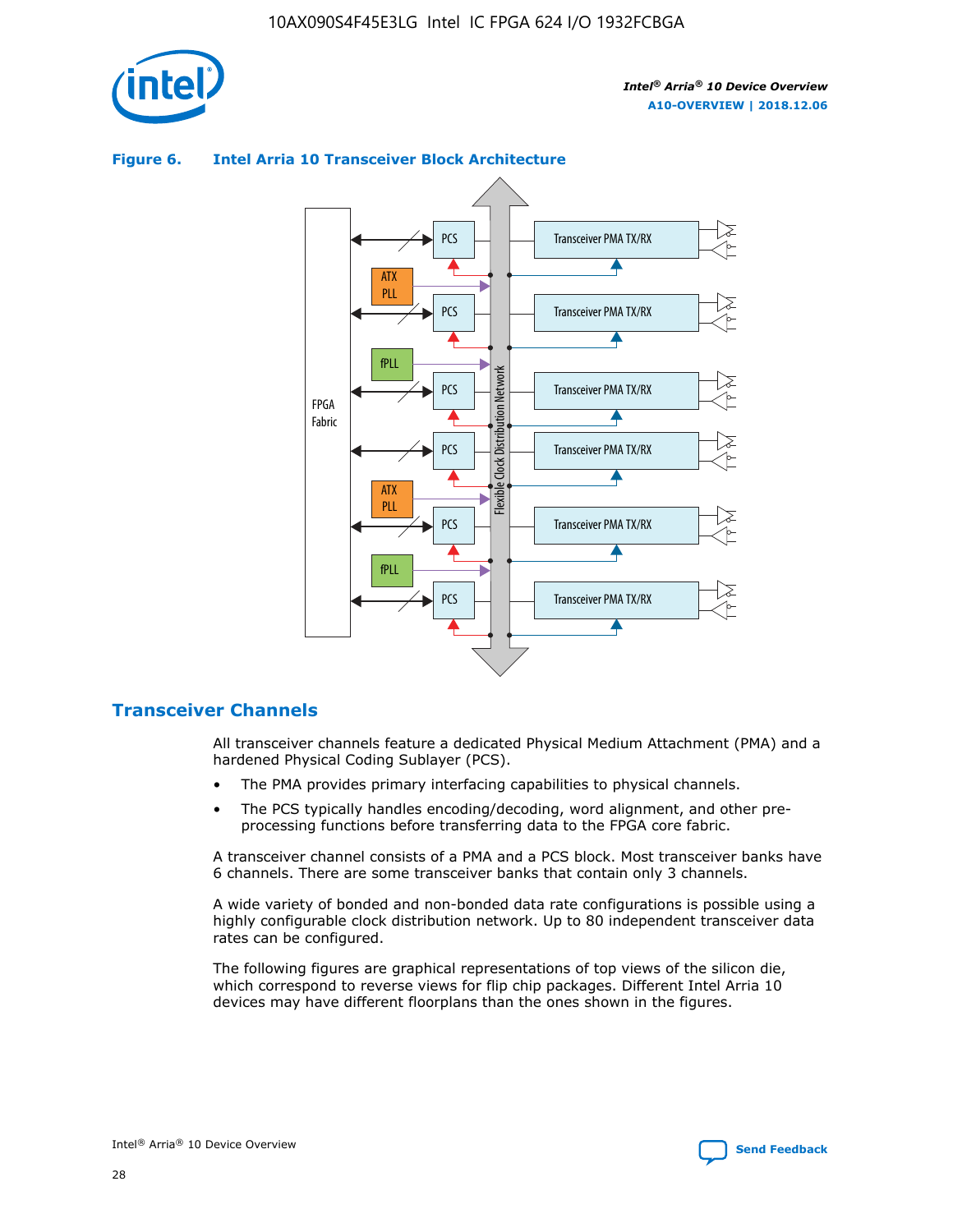**Figure 6. Intel Arria 10 Transceiver Block Architecture**

## Transceiver Channels

All transceiver channels feature a dedicated Physical Medium Attachment (PMA) and a hardened Physical Coding Sublayer (PCS).

- The PMA provides primary interfacing capabilities to physical channels.
- The PCS typically handles encoding/decoding, word alignment, and other pre-processing functions before transferring data to the FPGA core fabric.

A transceiver channel consists of a PMA and a PCS block. Most transceiver banks have 6 channels. There are some transceiver banks that contain only 3 channels.

A wide variety of bonded and non-bonded data rate configurations is possible using a highly configurable clock distribution network. Up to 80 independent transceiver data rates can be configured.

The following figures are graphical representations of top views of the silicon die, which correspond to reverse views for flip chip packages. Different Intel Arria 10 devices may have different floorplans than the ones shown in the figures.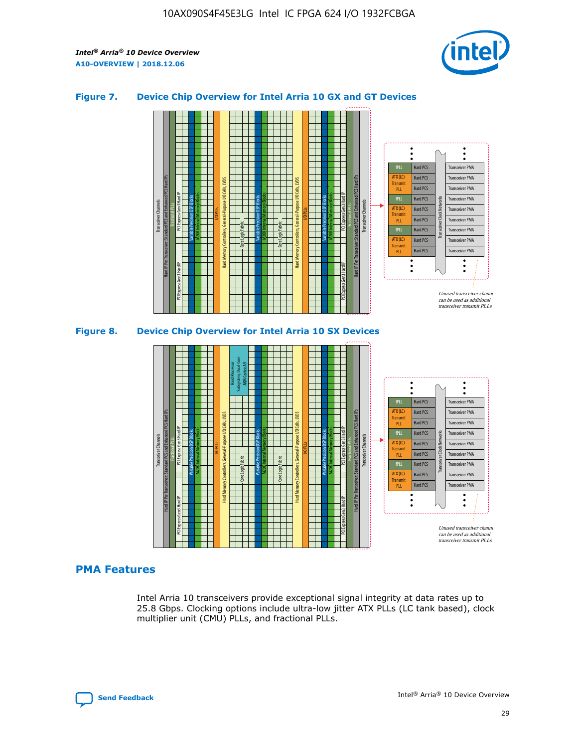## Figure 7. Device Chip Overview for Intel Arria 10 GX and GT Devices

## Figure 8. Device Chip Overview for Intel Arria 10 SX Devices

## PMA Features

Intel Arria 10 transceivers provide exceptional signal integrity at data rates up to 25.8 Gbps. Clocking options include ultra-low jitter ATX PLLs (LC tank based), clock multiplier unit (CMU) PLLs, and fractional PLLs.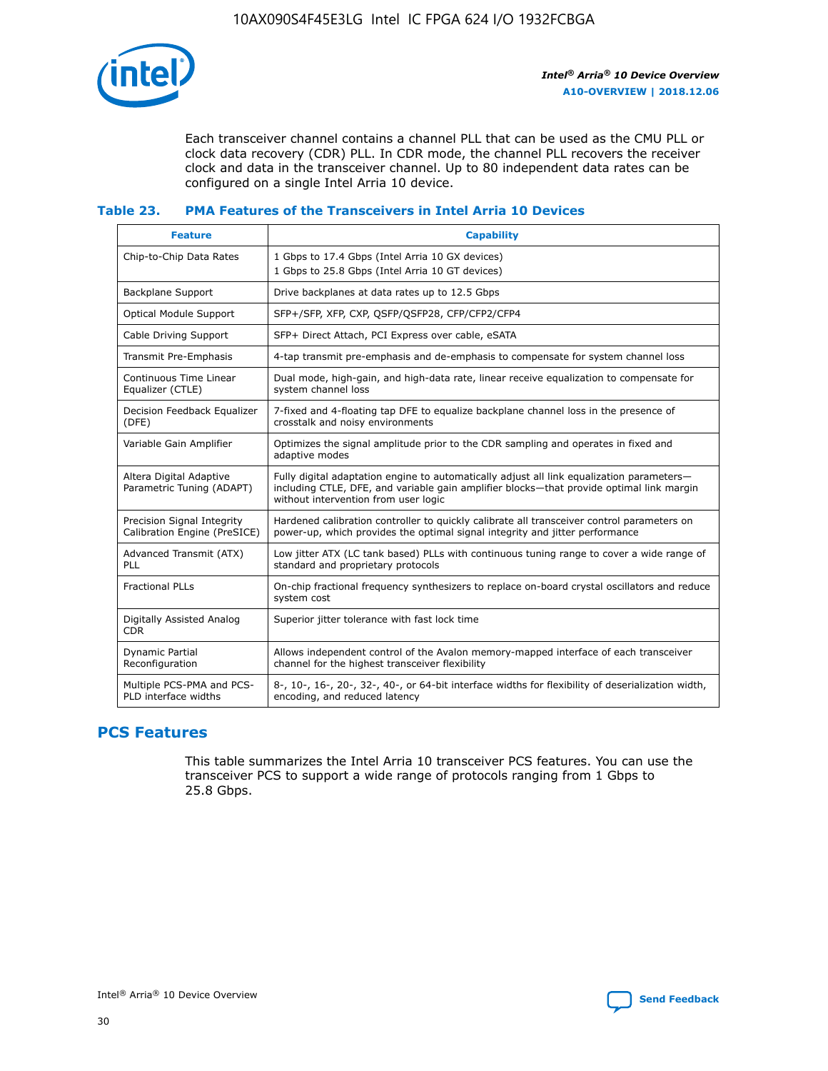Each transceiver channel contains a channel PLL that can be used as the CMU PLL or clock data recovery (CDR) PLL. In CDR mode, the channel PLL recovers the receiver clock and data in the transceiver channel. Up to 80 independent data rates can be configured on a single Intel Arria 10 device.

### Table 23. PMA Features of the Transceivers in Intel Arria 10 Devices

| Feature | Capability |
| --- | --- |
| Chip-to-Chip Data Rates | 1 Gbps to 17.4 Gbps (Intel Arria 10 GX devices)<br>1 Gbps to 25.8 Gbps (Intel Arria 10 GT devices) |
| Backplane Support | Drive backplanes at data rates up to 12.5 Gbps |
| Optical Module Support | SFP+/SFP, XFP, CXP, QSFP/QSFP28, CFP/CFP2/CFP4 |
| Cable Driving Support | SFP+ Direct Attach, PCI Express over cable, eSATA |
| Transmit Pre-Emphasis | 4-tap transmit pre-emphasis and de-emphasis to compensate for system channel loss |
| Continuous Time Linear Equalizer (CTLE) | Dual mode, high-gain, and high-data rate, linear receive equalization to compensate for system channel loss |
| Decision Feedback Equalizer (DFE) | 7-fixed and 4-floating tap DFE to equalize backplane channel loss in the presence of crosstalk and noisy environments |
| Variable Gain Amplifier | Optimizes the signal amplitude prior to the CDR sampling and operates in fixed and adaptive modes |
| Altera Digital Adaptive Parametric Tuning (ADAPT) | Fully digital adaptation engine to automatically adjust all link equalization parameters—including CTLE, DFE, and variable gain amplifier blocks—that provide optimal link margin without intervention from user logic |
| Precision Signal Integrity Calibration Engine (PreSICE) | Hardened calibration controller to quickly calibrate all transceiver control parameters on power-up, which provides the optimal signal integrity and jitter performance |
| Advanced Transmit (ATX) PLL | Low jitter ATX (LC tank based) PLLs with continuous tuning range to cover a wide range of standard and proprietary protocols |
| Fractional PLLs | On-chip fractional frequency synthesizers to replace on-board crystal oscillators and reduce system cost |
| Digitally Assisted Analog CDR | Superior jitter tolerance with fast lock time |
| Dynamic Partial Reconfiguration | Allows independent control of the Avalon memory-mapped interface of each transceiver channel for the highest transceiver flexibility |
| Multiple PCS-PMA and PCS-PLD interface widths | 8-, 10-, 16-, 20-, 32-, 40-, or 64-bit interface widths for flexibility of deserialization width, encoding, and reduced latency |

## PCS Features

This table summarizes the Intel Arria 10 transceiver PCS features. You can use the transceiver PCS to support a wide range of protocols ranging from 1 Gbps to 25.8 Gbps.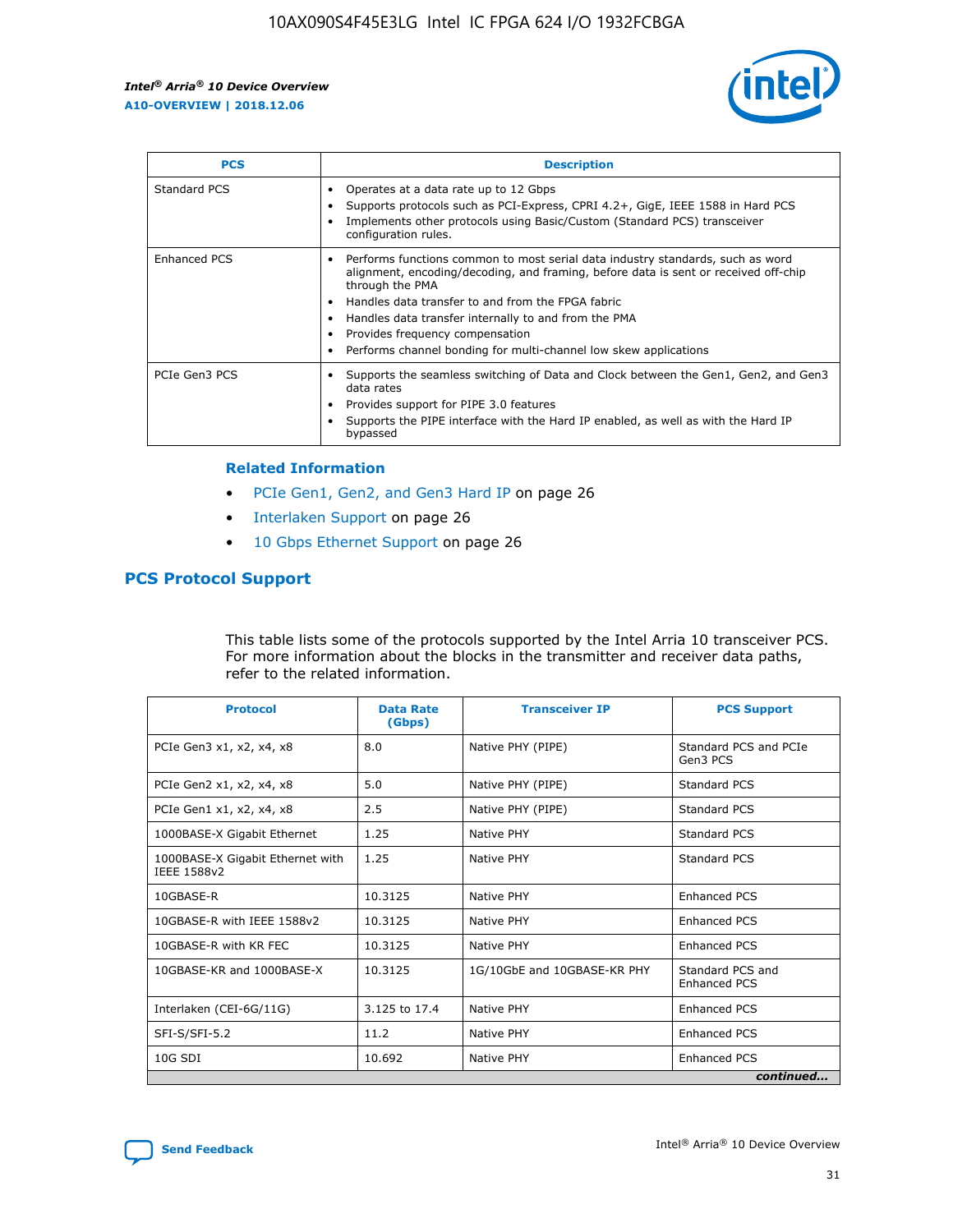| PCS | Description |
| --- | --- |
| Standard PCS | • Operates at a data rate up to 12 Gbps<br>• Supports protocols such as PCI-Express, CPRI 4.2+, GigE, IEEE 1588 in Hard PCS<br>• Implements other protocols using Basic/Custom (Standard PCS) transceiver configuration rules. |
| Enhanced PCS | • Performs functions common to most serial data industry standards, such as word alignment, encoding/decoding, and framing, before data is sent or received off-chip through the PMA<br>• Handles data transfer to and from the FPGA fabric<br>• Handles data transfer internally to and from the PMA<br>• Provides frequency compensation<br>• Performs channel bonding for multi-channel low skew applications |
| PCIe Gen3 PCS | • Supports the seamless switching of Data and Clock between the Gen1, Gen2, and Gen3 data rates<br>• Provides support for PIPE 3.0 features<br>• Supports the PIPE interface with the Hard IP enabled, as well as with the Hard IP bypassed |

### Related Information

- PCIe Gen1, Gen2, and Gen3 Hard IP on page 26
- Interlaken Support on page 26
- 10 Gbps Ethernet Support on page 26

## PCS Protocol Support

This table lists some of the protocols supported by the Intel Arria 10 transceiver PCS. For more information about the blocks in the transmitter and receiver data paths, refer to the related information.

| Protocol | Data Rate (Gbps) | Transceiver IP | PCS Support |
| --- | --- | --- | --- |
| PCIe Gen3 x1, x2, x4, x8 | 8.0 | Native PHY (PIPE) | Standard PCS and PCIe Gen3 PCS |
| PCIe Gen2 x1, x2, x4, x8 | 5.0 | Native PHY (PIPE) | Standard PCS |
| PCIe Gen1 x1, x2, x4, x8 | 2.5 | Native PHY (PIPE) | Standard PCS |
| 1000BASE-X Gigabit Ethernet | 1.25 | Native PHY | Standard PCS |
| 1000BASE-X Gigabit Ethernet with IEEE 1588v2 | 1.25 | Native PHY | Standard PCS |
| 10GBASE-R | 10.3125 | Native PHY | Enhanced PCS |
| 10GBASE-R with IEEE 1588v2 | 10.3125 | Native PHY | Enhanced PCS |
| 10GBASE-R with KR FEC | 10.3125 | Native PHY | Enhanced PCS |
| 10GBASE-KR and 1000BASE-X | 10.3125 | 1G/10GbE and 10GBASE-KR PHY | Standard PCS and Enhanced PCS |
| Interlaken (CEI-6G/11G) | 3.125 to 17.4 | Native PHY | Enhanced PCS |
| SFI-S/SFI-5.2 | 11.2 | Native PHY | Enhanced PCS |
| 10G SDI | 10.692 | Native PHY | Enhanced PCS |

*continued...*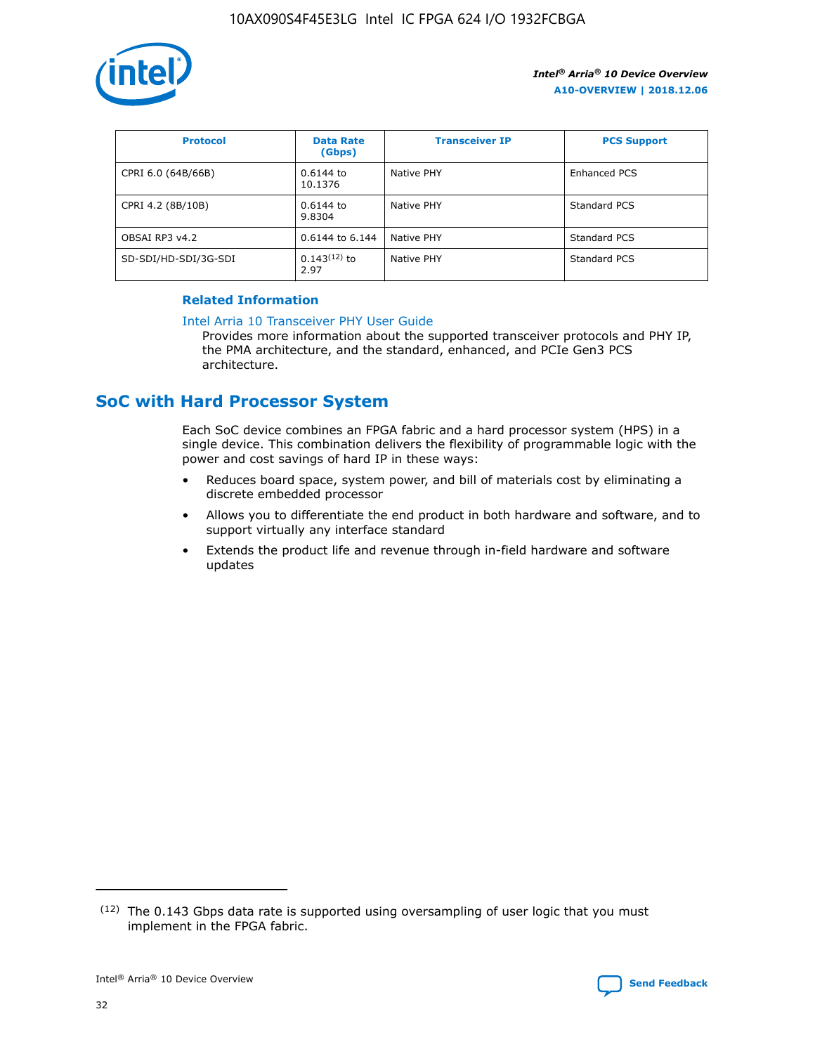| Protocol | Data Rate (Gbps) | Transceiver IP | PCS Support |
|---|---|---|---|
| CPRI 6.0 (64B/66B) | 0.6144 to 10.1376 | Native PHY | Enhanced PCS |
| CPRI 4.2 (8B/10B) | 0.6144 to 9.8304 | Native PHY | Standard PCS |
| OBSAI RP3 v4.2 | 0.6144 to 6.144 | Native PHY | Standard PCS |
| SD-SDI/HD-SDI/3G-SDI | 0.143[12] to 2.97 | Native PHY | Standard PCS |

**Related Information**

Intel Arria 10 Transceiver PHY User Guide

Provides more information about the supported transceiver protocols and PHY IP, the PMA architecture, and the standard, enhanced, and PCIe Gen3 PCS architecture.

## SoC with Hard Processor System

Each SoC device combines an FPGA fabric and a hard processor system (HPS) in a single device. This combination delivers the flexibility of programmable logic with the power and cost savings of hard IP in these ways:

- Reduces board space, system power, and bill of materials cost by eliminating a discrete embedded processor
- Allows you to differentiate the end product in both hardware and software, and to support virtually any interface standard
- Extends the product life and revenue through in-field hardware and software updates

(12) The 0.143 Gbps data rate is supported using oversampling of user logic that you must implement in the FPGA fabric.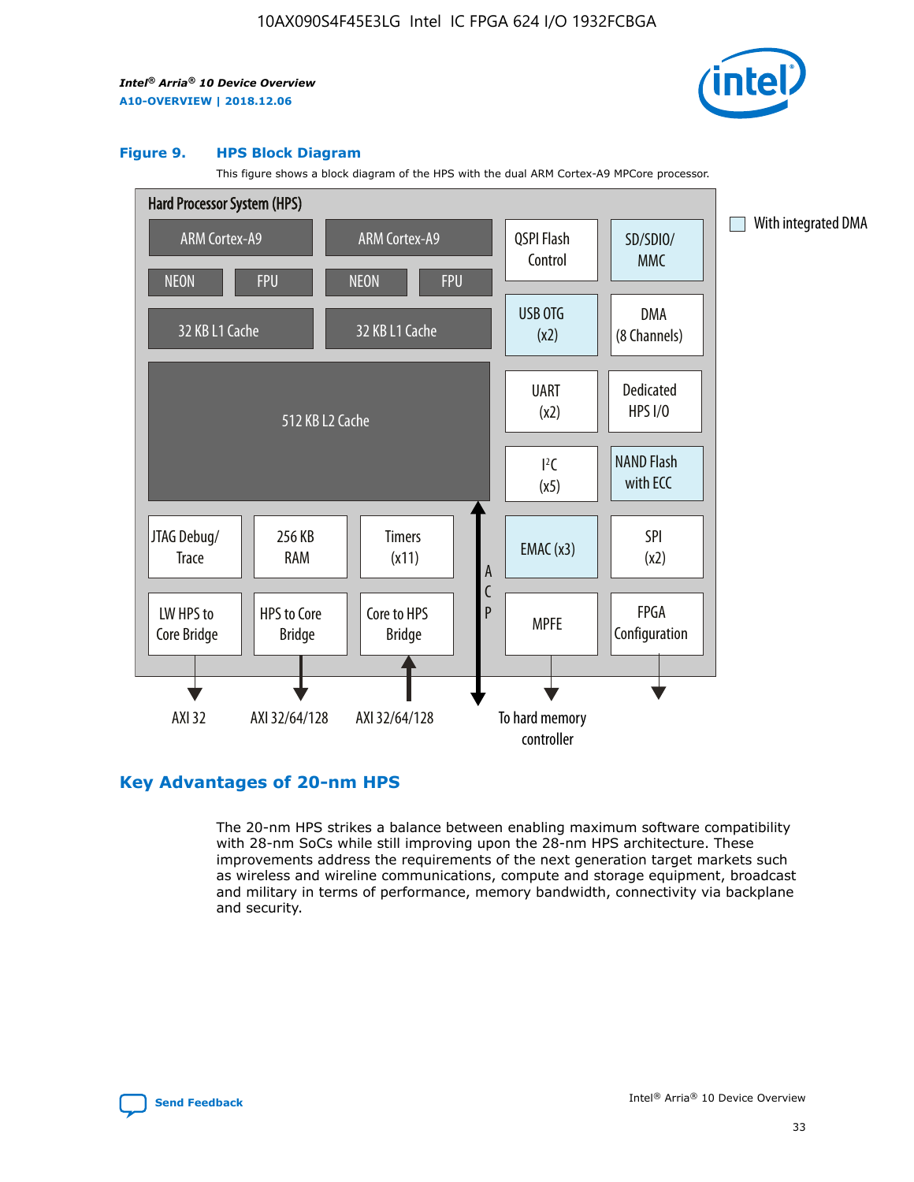**Figure 9. HPS Block Diagram**

This figure shows a block diagram of the HPS with the dual ARM Cortex-A9 MPCore processor.

Hard Processor System (HPS)

ARM Cortex-A9 | ARM Cortex-A9 | QSPI Flash Control | SD/SDIO/MMC

NEON | FPU | NEON | FPU

32 KB L1 Cache | 32 KB L1 Cache | USB OTG (x2) | DMA (8 Channels)

512 KB L2 Cache | UART (x2) | Dedicated HPS I/O | I²C (x5) | NAND Flash with ECC

JTAG Debug/Trace | 256 KB RAM | Timers (x11) | ACP | EMAC (x3) | SPI (x2)

LW HPS to Core Bridge | HPS to Core Bridge | Core to HPS Bridge | MPFE | FPGA Configuration

AXI 32 | AXI 32/64/128 | AXI 32/64/128 | To hard memory controller

With integrated DMA

## Key Advantages of 20-nm HPS

The 20-nm HPS strikes a balance between enabling maximum software compatibility with 28-nm SoCs while still improving upon the 28-nm HPS architecture. These improvements address the requirements of the next generation target markets such as wireless and wireline communications, compute and storage equipment, broadcast and military in terms of performance, memory bandwidth, connectivity via backplane and security.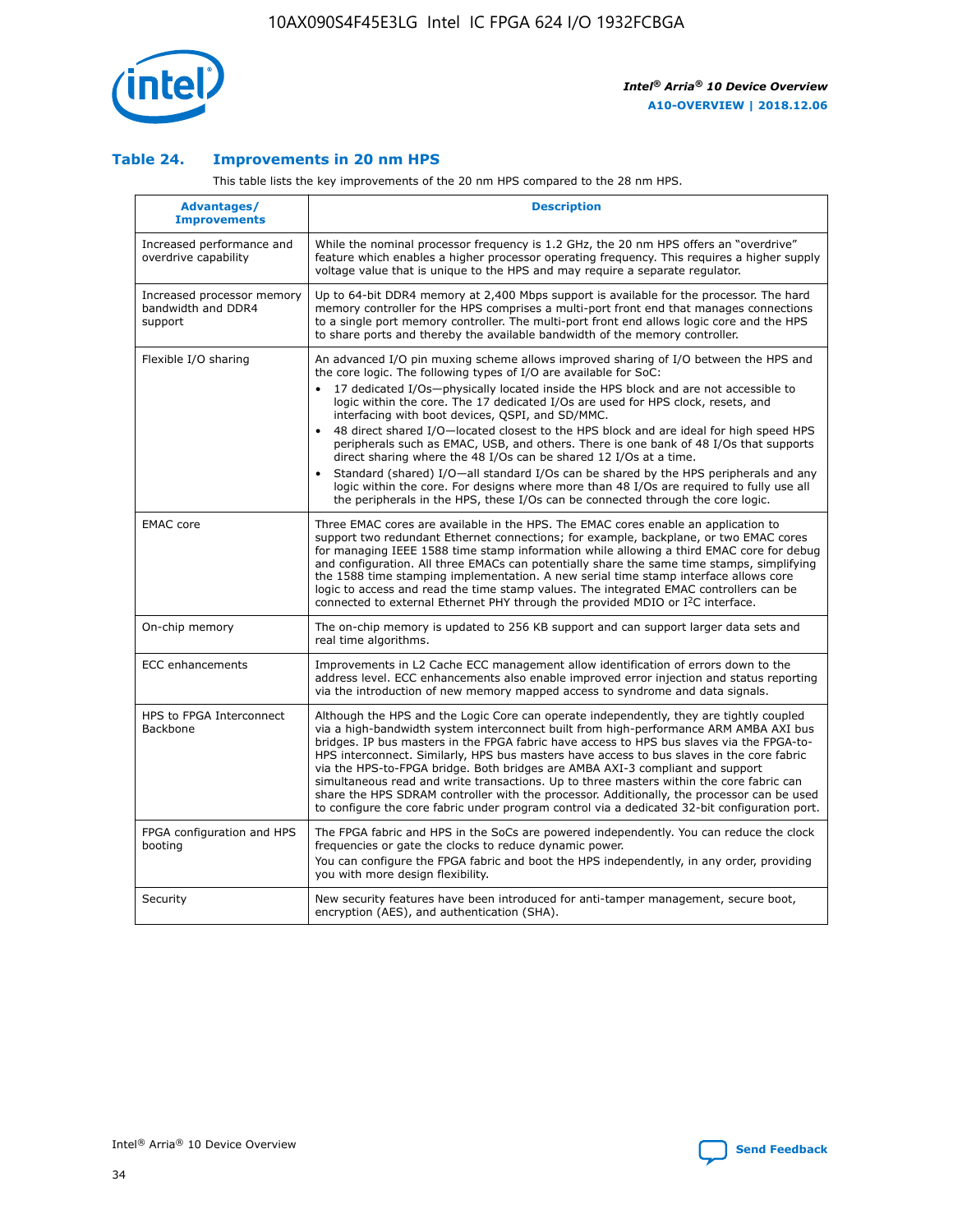## Table 24. Improvements in 20 nm HPS

This table lists the key improvements of the 20 nm HPS compared to the 28 nm HPS.

| Advantages/ Improvements | Description |
|---|---|
| Increased performance and overdrive capability | While the nominal processor frequency is 1.2 GHz, the 20 nm HPS offers an "overdrive" feature which enables a higher processor operating frequency. This requires a higher supply voltage value that is unique to the HPS and may require a separate regulator. |
| Increased processor memory bandwidth and DDR4 support | Up to 64-bit DDR4 memory at 2,400 Mbps support is available for the processor. The hard memory controller for the HPS comprises a multi-port front end that manages connections to a single port memory controller. The multi-port front end allows logic core and the HPS to share ports and thereby the available bandwidth of the memory controller. |
| Flexible I/O sharing | An advanced I/O pin muxing scheme allows improved sharing of I/O between the HPS and the core logic. The following types of I/O are available for SoC: • 17 dedicated I/Os—physically located inside the HPS block and are not accessible to logic within the core. The 17 dedicated I/Os are used for HPS clock, resets, and interfacing with boot devices, QSPI, and SD/MMC. • 48 direct shared I/O—located closest to the HPS block and are ideal for high speed HPS peripherals such as EMAC, USB, and others. There is one bank of 48 I/Os that supports direct sharing where the 48 I/Os can be shared 12 I/Os at a time. • Standard (shared) I/O—all standard I/Os can be shared by the HPS peripherals and any logic within the core. For designs where more than 48 I/Os are required to fully use all the peripherals in the HPS, these I/Os can be connected through the core logic. |
| EMAC core | Three EMAC cores are available in the HPS. The EMAC cores enable an application to support two redundant Ethernet connections; for example, backplane, or two EMAC cores for managing IEEE 1588 time stamp information while allowing a third EMAC core for debug and configuration. All three EMACs can potentially share the same time stamps, simplifying the 1588 time stamping implementation. A new serial time stamp interface allows core logic to access and read the time stamp values. The integrated EMAC controllers can be connected to external Ethernet PHY through the provided MDIO or I2C interface. |
| On-chip memory | The on-chip memory is updated to 256 KB support and can support larger data sets and real time algorithms. |
| ECC enhancements | Improvements in L2 Cache ECC management allow identification of errors down to the address level. ECC enhancements also enable improved error injection and status reporting via the introduction of new memory mapped access to syndrome and data signals. |
| HPS to FPGA Interconnect Backbone | Although the HPS and the Logic Core can operate independently, they are tightly coupled via a high-bandwidth system interconnect built from high-performance ARM AMBA AXI bus bridges. IP bus masters in the FPGA fabric have access to HPS bus slaves via the FPGA-to-HPS interconnect. Similarly, HPS bus masters have access to bus slaves in the core fabric via the HPS-to-FPGA bridge. Both bridges are AMBA AXI-3 compliant and support simultaneous read and write transactions. Up to three masters within the core fabric can share the HPS SDRAM controller with the processor. Additionally, the processor can be used to configure the core fabric under program control via a dedicated 32-bit configuration port. |
| FPGA configuration and HPS booting | The FPGA fabric and HPS in the SoCs are powered independently. You can reduce the clock frequencies or gate the clocks to reduce dynamic power. You can configure the FPGA fabric and boot the HPS independently, in any order, providing you with more design flexibility. |
| Security | New security features have been introduced for anti-tamper management, secure boot, encryption (AES), and authentication (SHA). |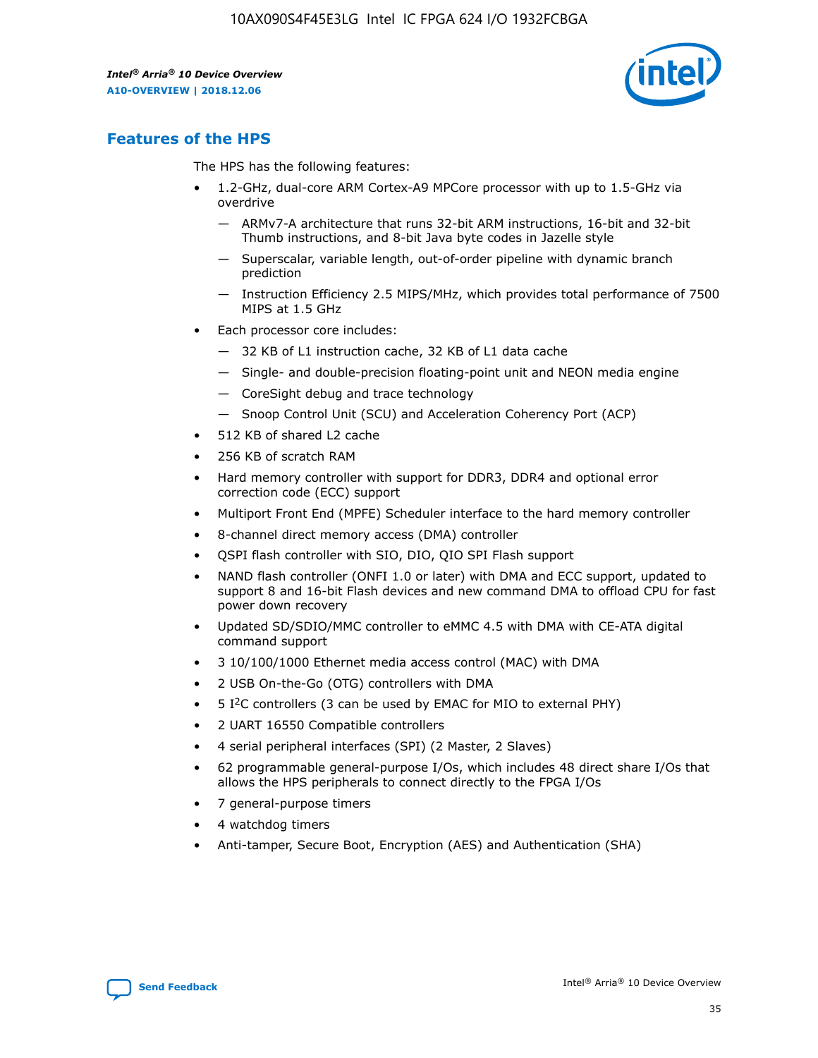## Features of the HPS

The HPS has the following features:

- 1.2-GHz, dual-core ARM Cortex-A9 MPCore processor with up to 1.5-GHz via overdrive
  - — ARMv7-A architecture that runs 32-bit ARM instructions, 16-bit and 32-bit Thumb instructions, and 8-bit Java byte codes in Jazelle style
  - — Superscalar, variable length, out-of-order pipeline with dynamic branch prediction
  - — Instruction Efficiency 2.5 MIPS/MHz, which provides total performance of 7500 MIPS at 1.5 GHz
- Each processor core includes:
  - — 32 KB of L1 instruction cache, 32 KB of L1 data cache
  - — Single- and double-precision floating-point unit and NEON media engine
  - — CoreSight debug and trace technology
  - — Snoop Control Unit (SCU) and Acceleration Coherency Port (ACP)
- 512 KB of shared L2 cache
- 256 KB of scratch RAM
- Hard memory controller with support for DDR3, DDR4 and optional error correction code (ECC) support
- Multiport Front End (MPFE) Scheduler interface to the hard memory controller
- 8-channel direct memory access (DMA) controller
- QSPI flash controller with SIO, DIO, QIO SPI Flash support
- NAND flash controller (ONFI 1.0 or later) with DMA and ECC support, updated to support 8 and 16-bit Flash devices and new command DMA to offload CPU for fast power down recovery
- Updated SD/SDIO/MMC controller to eMMC 4.5 with DMA with CE-ATA digital command support
- 3 10/100/1000 Ethernet media access control (MAC) with DMA
- 2 USB On-the-Go (OTG) controllers with DMA
- 5 I²C controllers (3 can be used by EMAC for MIO to external PHY)
- 2 UART 16550 Compatible controllers
- 4 serial peripheral interfaces (SPI) (2 Master, 2 Slaves)
- 62 programmable general-purpose I/Os, which includes 48 direct share I/Os that allows the HPS peripherals to connect directly to the FPGA I/Os
- 7 general-purpose timers
- 4 watchdog timers
- Anti-tamper, Secure Boot, Encryption (AES) and Authentication (SHA)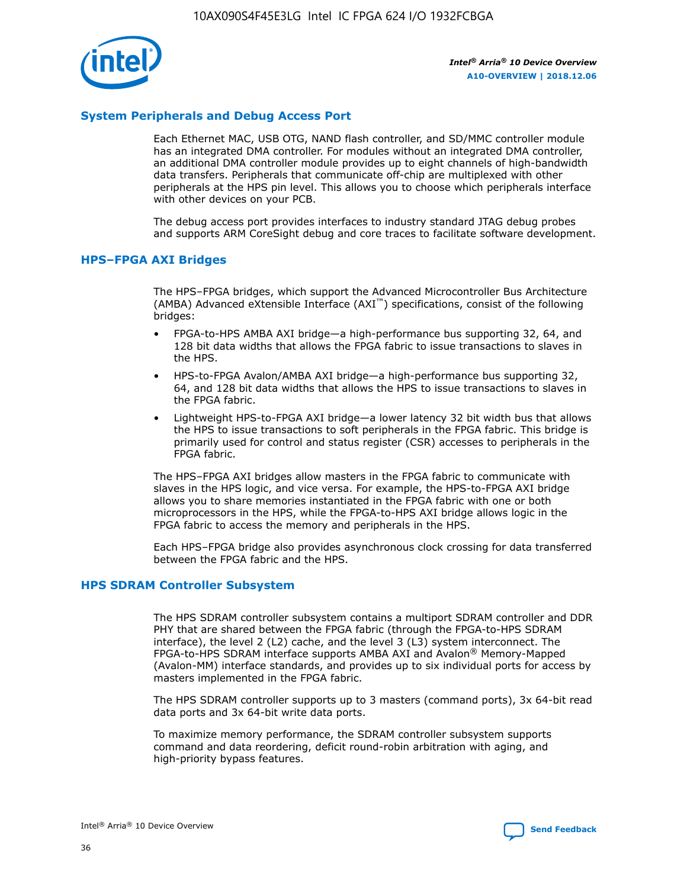## System Peripherals and Debug Access Port

Each Ethernet MAC, USB OTG, NAND flash controller, and SD/MMC controller module has an integrated DMA controller. For modules without an integrated DMA controller, an additional DMA controller module provides up to eight channels of high-bandwidth data transfers. Peripherals that communicate off-chip are multiplexed with other peripherals at the HPS pin level. This allows you to choose which peripherals interface with other devices on your PCB.

The debug access port provides interfaces to industry standard JTAG debug probes and supports ARM CoreSight debug and core traces to facilitate software development.

## HPS–FPGA AXI Bridges

The HPS–FPGA bridges, which support the Advanced Microcontroller Bus Architecture (AMBA) Advanced eXtensible Interface (AXI™) specifications, consist of the following bridges:

- FPGA-to-HPS AMBA AXI bridge—a high-performance bus supporting 32, 64, and 128 bit data widths that allows the FPGA fabric to issue transactions to slaves in the HPS.
- HPS-to-FPGA Avalon/AMBA AXI bridge—a high-performance bus supporting 32, 64, and 128 bit data widths that allows the HPS to issue transactions to slaves in the FPGA fabric.
- Lightweight HPS-to-FPGA AXI bridge—a lower latency 32 bit width bus that allows the HPS to issue transactions to soft peripherals in the FPGA fabric. This bridge is primarily used for control and status register (CSR) accesses to peripherals in the FPGA fabric.

The HPS–FPGA AXI bridges allow masters in the FPGA fabric to communicate with slaves in the HPS logic, and vice versa. For example, the HPS-to-FPGA AXI bridge allows you to share memories instantiated in the FPGA fabric with one or both microprocessors in the HPS, while the FPGA-to-HPS AXI bridge allows logic in the FPGA fabric to access the memory and peripherals in the HPS.

Each HPS–FPGA bridge also provides asynchronous clock crossing for data transferred between the FPGA fabric and the HPS.

## HPS SDRAM Controller Subsystem

The HPS SDRAM controller subsystem contains a multiport SDRAM controller and DDR PHY that are shared between the FPGA fabric (through the FPGA-to-HPS SDRAM interface), the level 2 (L2) cache, and the level 3 (L3) system interconnect. The FPGA-to-HPS SDRAM interface supports AMBA AXI and Avalon® Memory-Mapped (Avalon-MM) interface standards, and provides up to six individual ports for access by masters implemented in the FPGA fabric.

The HPS SDRAM controller supports up to 3 masters (command ports), 3x 64-bit read data ports and 3x 64-bit write data ports.

To maximize memory performance, the SDRAM controller subsystem supports command and data reordering, deficit round-robin arbitration with aging, and high-priority bypass features.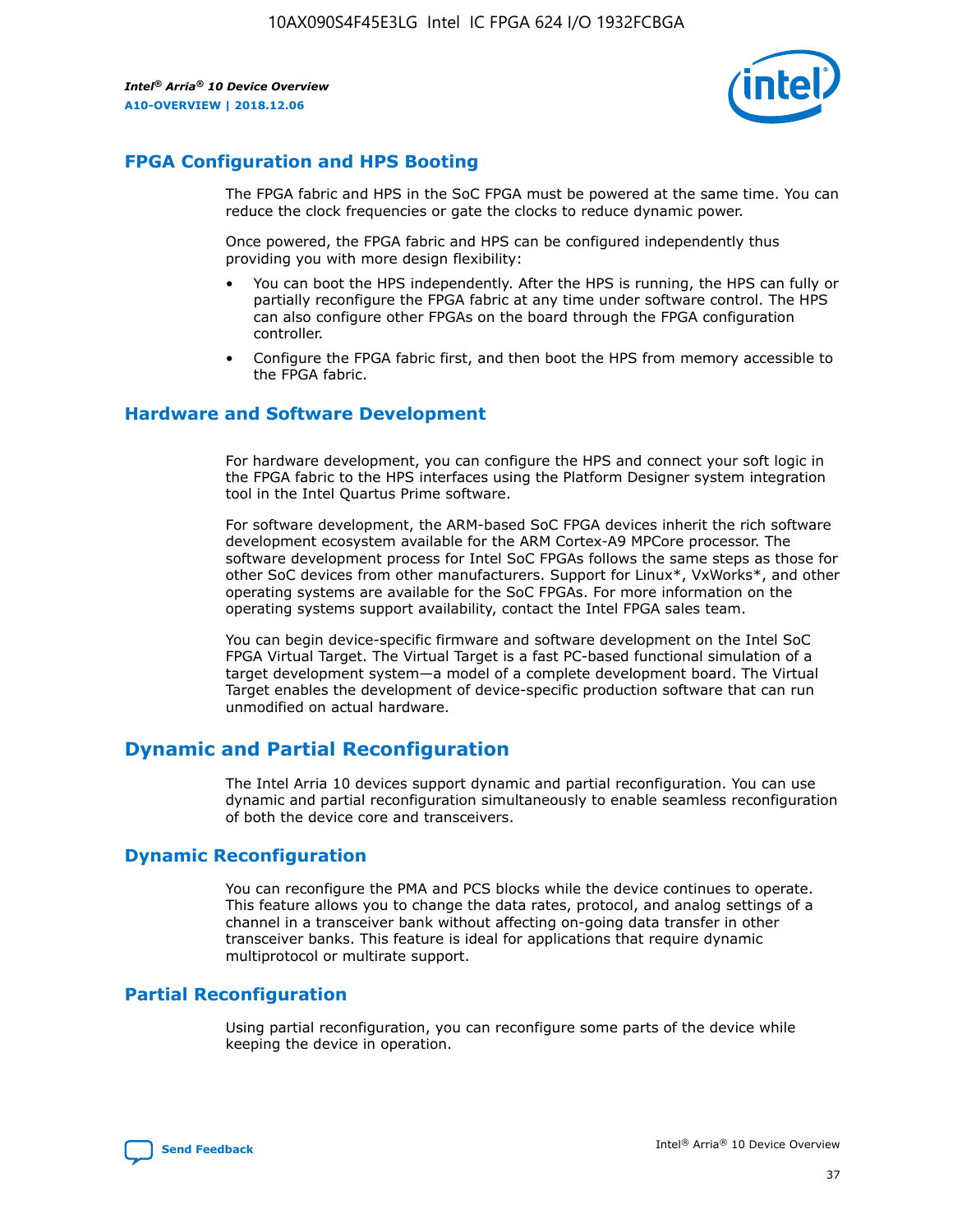## FPGA Configuration and HPS Booting

The FPGA fabric and HPS in the SoC FPGA must be powered at the same time. You can reduce the clock frequencies or gate the clocks to reduce dynamic power.

Once powered, the FPGA fabric and HPS can be configured independently thus providing you with more design flexibility:

- You can boot the HPS independently. After the HPS is running, the HPS can fully or partially reconfigure the FPGA fabric at any time under software control. The HPS can also configure other FPGAs on the board through the FPGA configuration controller.
- Configure the FPGA fabric first, and then boot the HPS from memory accessible to the FPGA fabric.

## Hardware and Software Development

For hardware development, you can configure the HPS and connect your soft logic in the FPGA fabric to the HPS interfaces using the Platform Designer system integration tool in the Intel Quartus Prime software.

For software development, the ARM-based SoC FPGA devices inherit the rich software development ecosystem available for the ARM Cortex-A9 MPCore processor. The software development process for Intel SoC FPGAs follows the same steps as those for other SoC devices from other manufacturers. Support for Linux*, VxWorks*, and other operating systems are available for the SoC FPGAs. For more information on the operating systems support availability, contact the Intel FPGA sales team.

You can begin device-specific firmware and software development on the Intel SoC FPGA Virtual Target. The Virtual Target is a fast PC-based functional simulation of a target development system—a model of a complete development board. The Virtual Target enables the development of device-specific production software that can run unmodified on actual hardware.

## Dynamic and Partial Reconfiguration

The Intel Arria 10 devices support dynamic and partial reconfiguration. You can use dynamic and partial reconfiguration simultaneously to enable seamless reconfiguration of both the device core and transceivers.

## Dynamic Reconfiguration

You can reconfigure the PMA and PCS blocks while the device continues to operate. This feature allows you to change the data rates, protocol, and analog settings of a channel in a transceiver bank without affecting on-going data transfer in other transceiver banks. This feature is ideal for applications that require dynamic multiprotocol or multirate support.

## Partial Reconfiguration

Using partial reconfiguration, you can reconfigure some parts of the device while keeping the device in operation.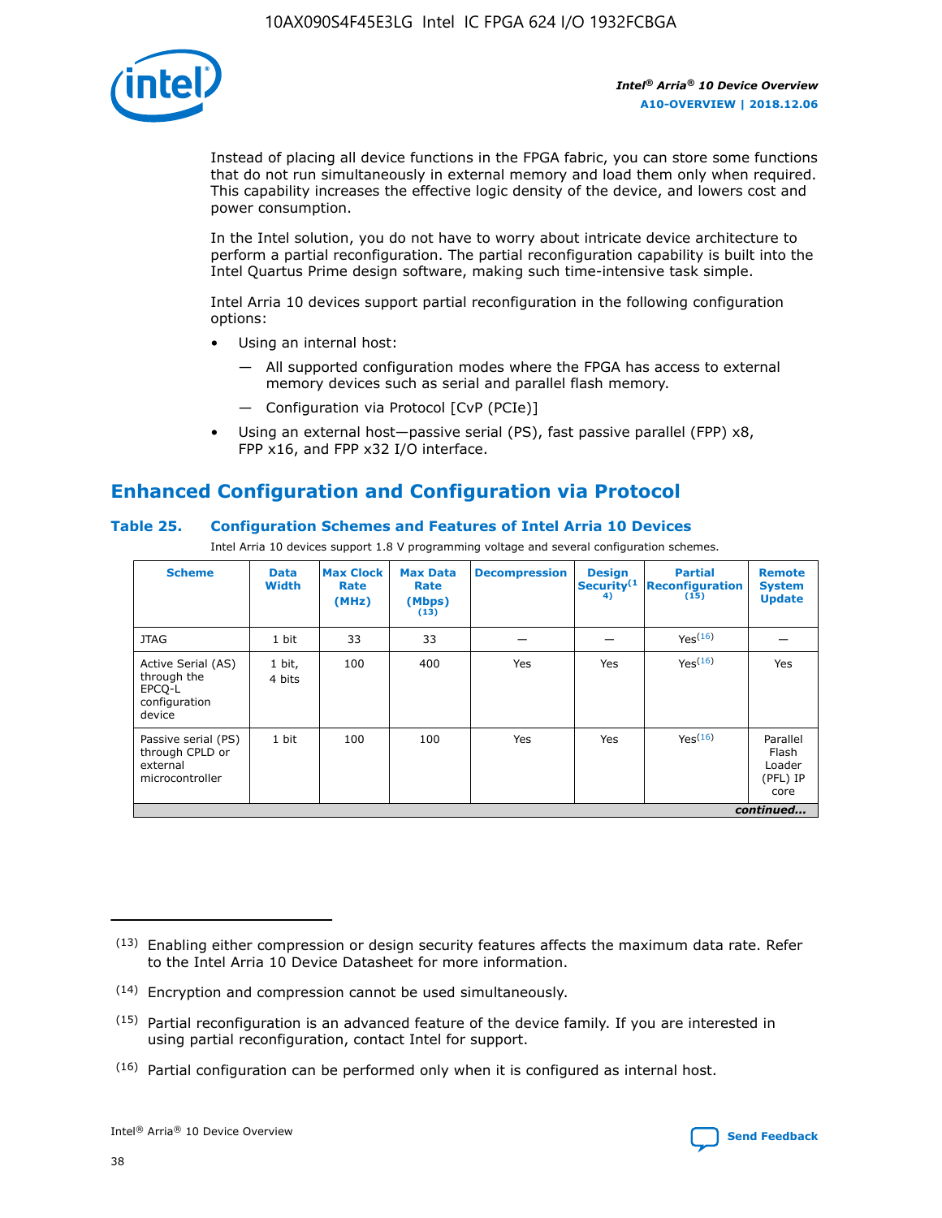Instead of placing all device functions in the FPGA fabric, you can store some functions that do not run simultaneously in external memory and load them only when required. This capability increases the effective logic density of the device, and lowers cost and power consumption.

In the Intel solution, you do not have to worry about intricate device architecture to perform a partial reconfiguration. The partial reconfiguration capability is built into the Intel Quartus Prime design software, making such time-intensive task simple.

Intel Arria 10 devices support partial reconfiguration in the following configuration options:

- Using an internal host:
  - All supported configuration modes where the FPGA has access to external memory devices such as serial and parallel flash memory.
  - Configuration via Protocol [CvP (PCIe)]
- Using an external host—passive serial (PS), fast passive parallel (FPP) x8, FPP x16, and FPP x32 I/O interface.

## Enhanced Configuration and Configuration via Protocol

### Table 25. Configuration Schemes and Features of Intel Arria 10 Devices

Intel Arria 10 devices support 1.8 V programming voltage and several configuration schemes.

| Scheme | Data Width | Max Clock Rate (MHz) | Max Data Rate (Mbps) (13) | Decompression | Design Security (14) | Partial Reconfiguration (15) | Remote System Update |
|---|---|---|---|---|---|---|---|
| JTAG | 1 bit | 33 | 33 | — | — | Yes(16) | — |
| Active Serial (AS) through the EPCQ-L configuration device | 1 bit, 4 bits | 100 | 400 | Yes | Yes | Yes(16) | Yes |
| Passive serial (PS) through CPLD or external microcontroller | 1 bit | 100 | 100 | Yes | Yes | Yes(16) | Parallel Flash Loader (PFL) IP core |

*continued...*

(13) Enabling either compression or design security features affects the maximum data rate. Refer to the Intel Arria 10 Device Datasheet for more information.

(14) Encryption and compression cannot be used simultaneously.

(15) Partial reconfiguration is an advanced feature of the device family. If you are interested in using partial reconfiguration, contact Intel for support.

(16) Partial configuration can be performed only when it is configured as internal host.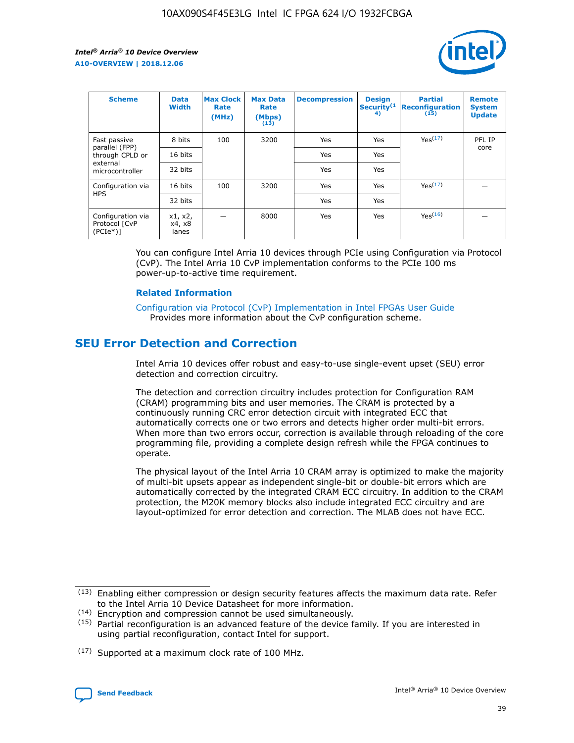| Scheme | Data Width | Max Clock Rate (MHz) | Max Data Rate (Mbps) (13) | Decompression | Design Security (14) | Partial Reconfiguration (15) | Remote System Update |
| --- | --- | --- | --- | --- | --- | --- | --- |
| Fast passive parallel (FPP) through CPLD or external microcontroller | 8 bits | 100 | 3200 | Yes | Yes | Yes(17) | PFL IP core |
| | 16 bits | | | Yes | Yes | | |
| | 32 bits | | | Yes | Yes | | |
| Configuration via HPS | 16 bits | 100 | 3200 | Yes | Yes | Yes(17) | — |
| | 32 bits | | | Yes | Yes | | |
| Configuration via Protocol [CvP (PCIe*)] | x1, x2, x4, x8 lanes | — | 8000 | Yes | Yes | Yes(16) | — |

You can configure Intel Arria 10 devices through PCIe using Configuration via Protocol (CvP). The Intel Arria 10 CvP implementation conforms to the PCIe 100 ms power-up-to-active time requirement.

### Related Information

Configuration via Protocol (CvP) Implementation in Intel FPGAs User Guide
Provides more information about the CvP configuration scheme.

## SEU Error Detection and Correction

Intel Arria 10 devices offer robust and easy-to-use single-event upset (SEU) error detection and correction circuitry.

The detection and correction circuitry includes protection for Configuration RAM (CRAM) programming bits and user memories. The CRAM is protected by a continuously running CRC error detection circuit with integrated ECC that automatically corrects one or two errors and detects higher order multi-bit errors. When more than two errors occur, correction is available through reloading of the core programming file, providing a complete design refresh while the FPGA continues to operate.

The physical layout of the Intel Arria 10 CRAM array is optimized to make the majority of multi-bit upsets appear as independent single-bit or double-bit errors which are automatically corrected by the integrated CRAM ECC circuitry. In addition to the CRAM protection, the M20K memory blocks also include integrated ECC circuitry and are layout-optimized for error detection and correction. The MLAB does not have ECC.

(13) Enabling either compression or design security features affects the maximum data rate. Refer to the Intel Arria 10 Device Datasheet for more information.

(14) Encryption and compression cannot be used simultaneously.

(15) Partial reconfiguration is an advanced feature of the device family. If you are interested in using partial reconfiguration, contact Intel for support.

(17) Supported at a maximum clock rate of 100 MHz.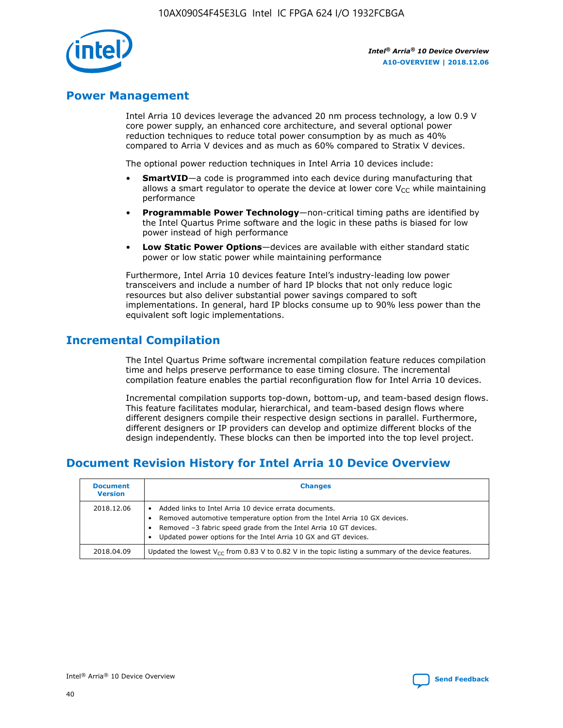## Power Management

Intel Arria 10 devices leverage the advanced 20 nm process technology, a low 0.9 V core power supply, an enhanced core architecture, and several optional power reduction techniques to reduce total power consumption by as much as 40% compared to Arria V devices and as much as 60% compared to Stratix V devices.

The optional power reduction techniques in Intel Arria 10 devices include:

- **SmartVID**—a code is programmed into each device during manufacturing that allows a smart regulator to operate the device at lower core $V_{CC}$ while maintaining performance
- **Programmable Power Technology**—non-critical timing paths are identified by the Intel Quartus Prime software and the logic in these paths is biased for low power instead of high performance
- **Low Static Power Options**—devices are available with either standard static power or low static power while maintaining performance

Furthermore, Intel Arria 10 devices feature Intel's industry-leading low power transceivers and include a number of hard IP blocks that not only reduce logic resources but also deliver substantial power savings compared to soft implementations. In general, hard IP blocks consume up to 90% less power than the equivalent soft logic implementations.

## Incremental Compilation

The Intel Quartus Prime software incremental compilation feature reduces compilation time and helps preserve performance to ease timing closure. The incremental compilation feature enables the partial reconfiguration flow for Intel Arria 10 devices.

Incremental compilation supports top-down, bottom-up, and team-based design flows. This feature facilitates modular, hierarchical, and team-based design flows where different designers compile their respective design sections in parallel. Furthermore, different designers or IP providers can develop and optimize different blocks of the design independently. These blocks can then be imported into the top level project.

## Document Revision History for Intel Arria 10 Device Overview

| Document Version | Changes |
|---|---|
| 2018.12.06 | • Added links to Intel Arria 10 device errata documents.<br>• Removed automotive temperature option from the Intel Arria 10 GX devices.<br>• Removed –3 fabric speed grade from the Intel Arria 10 GT devices.<br>• Updated power options for the Intel Arria 10 GX and GT devices. |
| 2018.04.09 | Updated the lowest $V_{CC}$ from 0.83 V to 0.82 V in the topic listing a summary of the device features. |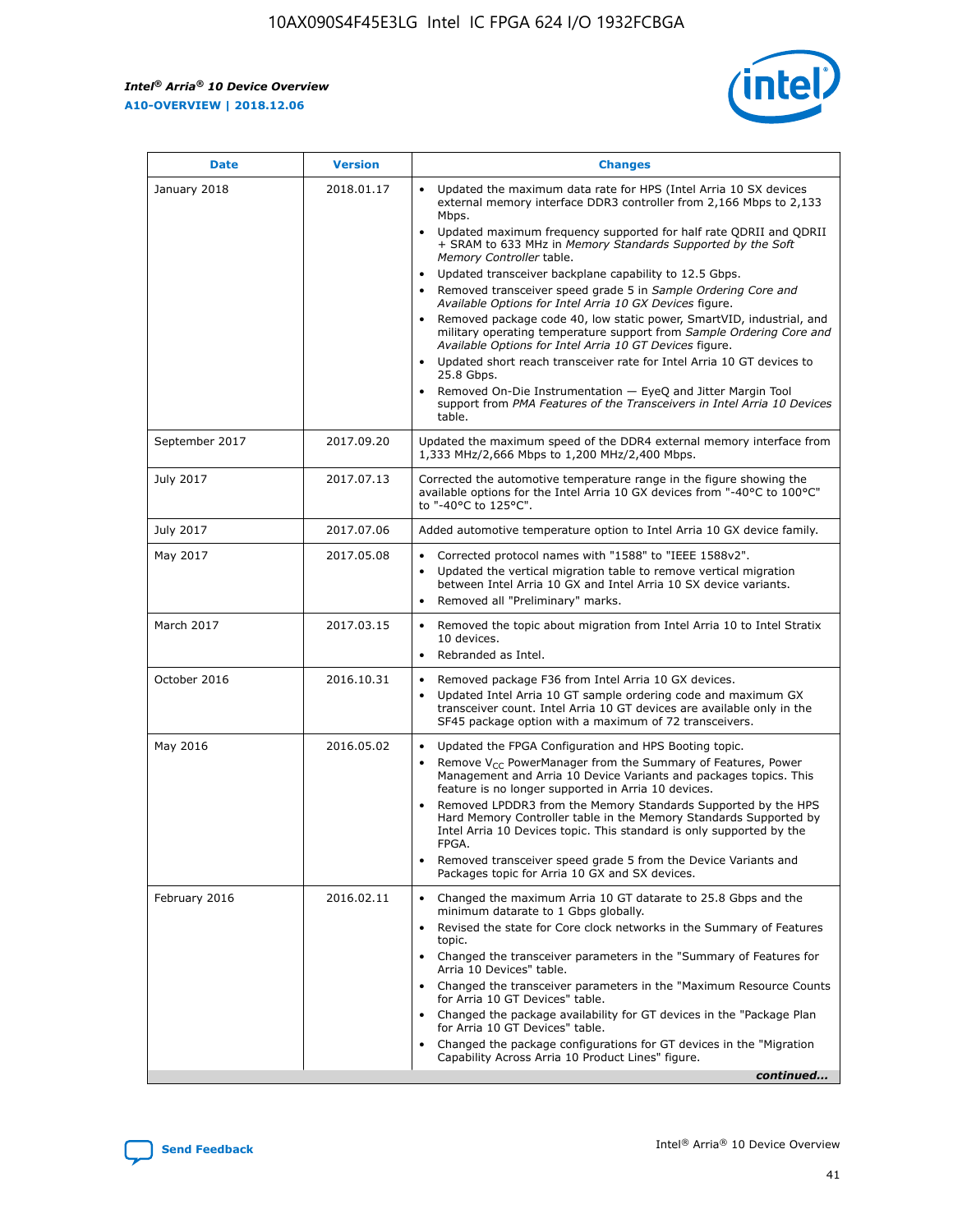| Date | Version | Changes |
| --- | --- | --- |
| January 2018 | 2018.01.17 | • Updated the maximum data rate for HPS (Intel Arria 10 SX devices external memory interface DDR3 controller from 2,166 Mbps to 2,133 Mbps.<br>• Updated maximum frequency supported for half rate QDRII and QDRII + SRAM to 633 MHz in *Memory Standards Supported by the Soft Memory Controller* table.<br>• Updated transceiver backplane capability to 12.5 Gbps.<br>• Removed transceiver speed grade 5 in *Sample Ordering Core and Available Options for Intel Arria 10 GX Devices* figure.<br>• Removed package code 40, low static power, SmartVID, industrial, and military operating temperature support from *Sample Ordering Core and Available Options for Intel Arria 10 GT Devices* figure.<br>• Updated short reach transceiver rate for Intel Arria 10 GT devices to 25.8 Gbps.<br>• Removed On-Die Instrumentation — EyeQ and Jitter Margin Tool support from *PMA Features of the Transceivers in Intel Arria 10 Devices* table. |
| September 2017 | 2017.09.20 | Updated the maximum speed of the DDR4 external memory interface from 1,333 MHz/2,666 Mbps to 1,200 MHz/2,400 Mbps. |
| July 2017 | 2017.07.13 | Corrected the automotive temperature range in the figure showing the available options for the Intel Arria 10 GX devices from "-40°C to 100°C" to "-40°C to 125°C". |
| July 2017 | 2017.07.06 | Added automotive temperature option to Intel Arria 10 GX device family. |
| May 2017 | 2017.05.08 | • Corrected protocol names with "1588" to "IEEE 1588v2".<br>• Updated the vertical migration table to remove vertical migration between Intel Arria 10 GX and Intel Arria 10 SX device variants.<br>• Removed all "Preliminary" marks. |
| March 2017 | 2017.03.15 | • Removed the topic about migration from Intel Arria 10 to Intel Stratix 10 devices.<br>• Rebranded as Intel. |
| October 2016 | 2016.10.31 | • Removed package F36 from Intel Arria 10 GX devices.<br>• Updated Intel Arria 10 GT sample ordering code and maximum GX transceiver count. Intel Arria 10 GT devices are available only in the SF45 package option with a maximum of 72 transceivers. |
| May 2016 | 2016.05.02 | • Updated the FPGA Configuration and HPS Booting topic.<br>• Remove $V_{CC}$ PowerManager from the Summary of Features, Power Management and Arria 10 Device Variants and packages topics. This feature is no longer supported in Arria 10 devices.<br>• Removed LPDDR3 from the Memory Standards Supported by the HPS Hard Memory Controller table in the Memory Standards Supported by Intel Arria 10 Devices topic. This standard is only supported by the FPGA.<br>• Removed transceiver speed grade 5 from the Device Variants and Packages topic for Arria 10 GX and SX devices. |
| February 2016 | 2016.02.11 | • Changed the maximum Arria 10 GT datarate to 25.8 Gbps and the minimum datarate to 1 Gbps globally.<br>• Revised the state for Core clock networks in the Summary of Features topic.<br>• Changed the transceiver parameters in the "Summary of Features for Arria 10 Devices" table.<br>• Changed the transceiver parameters in the "Maximum Resource Counts for Arria 10 GT Devices" table.<br>• Changed the package availability for GT devices in the "Package Plan for Arria 10 GT Devices" table.<br>• Changed the package configurations for GT devices in the "Migration Capability Across Arria 10 Product Lines" figure. |

*continued...*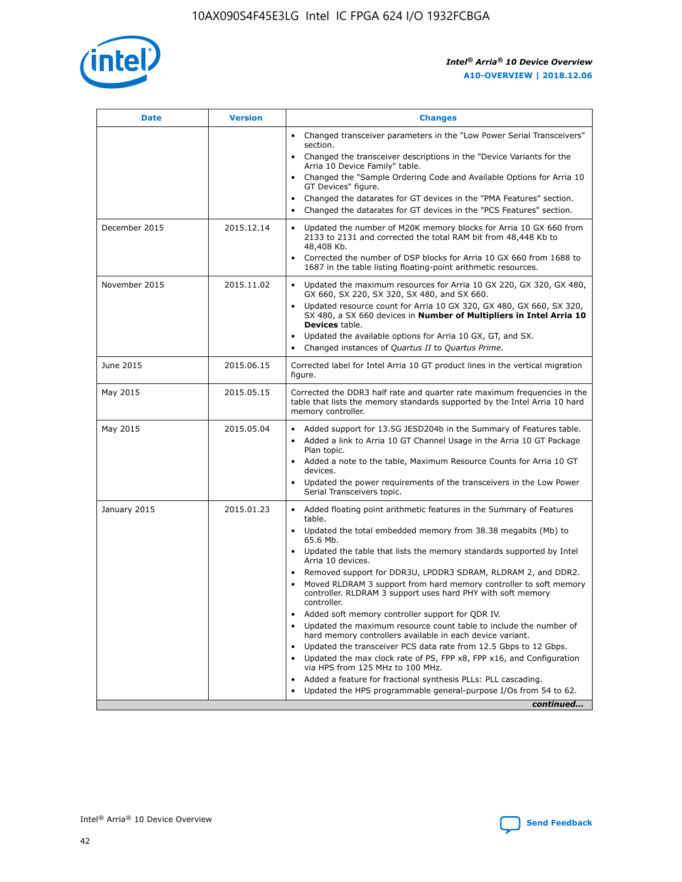| Date | Version | Changes |
| --- | --- | --- |
| | | • Changed transceiver parameters in the "Low Power Serial Transceivers" section.<br>• Changed the transceiver descriptions in the "Device Variants for the Arria 10 Device Family" table.<br>• Changed the "Sample Ordering Code and Available Options for Arria 10 GT Devices" figure.<br>• Changed the datarates for GT devices in the "PMA Features" section.<br>• Changed the datarates for GT devices in the "PCS Features" section. |
| December 2015 | 2015.12.14 | • Updated the number of M20K memory blocks for Arria 10 GX 660 from 2133 to 2131 and corrected the total RAM bit from 48,448 Kb to 48,408 Kb.<br>• Corrected the number of DSP blocks for Arria 10 GX 660 from 1688 to 1687 in the table listing floating-point arithmetic resources. |
| November 2015 | 2015.11.02 | • Updated the maximum resources for Arria 10 GX 220, GX 320, GX 480, GX 660, SX 220, SX 320, SX 480, and SX 660.<br>• Updated resource count for Arria 10 GX 320, GX 480, GX 660, SX 320, SX 480, a SX 660 devices in **Number of Multipliers in Intel Arria 10 Devices** table.<br>• Updated the available options for Arria 10 GX, GT, and SX.<br>• Changed instances of *Quartus II* to *Quartus Prime*. |
| June 2015 | 2015.06.15 | Corrected label for Intel Arria 10 GT product lines in the vertical migration figure. |
| May 2015 | 2015.05.15 | Corrected the DDR3 half rate and quarter rate maximum frequencies in the table that lists the memory standards supported by the Intel Arria 10 hard memory controller. |
| May 2015 | 2015.05.04 | • Added support for 13.5G JESD204b in the Summary of Features table.<br>• Added a link to Arria 10 GT Channel Usage in the Arria 10 GT Package Plan topic.<br>• Added a note to the table, Maximum Resource Counts for Arria 10 GT devices.<br>• Updated the power requirements of the transceivers in the Low Power Serial Transceivers topic. |
| January 2015 | 2015.01.23 | • Added floating point arithmetic features in the Summary of Features table.<br>• Updated the total embedded memory from 38.38 megabits (Mb) to 65.6 Mb.<br>• Updated the table that lists the memory standards supported by Intel Arria 10 devices.<br>• Removed support for DDR3U, LPDDR3 SDRAM, RLDRAM 2, and DDR2.<br>• Moved RLDRAM 3 support from hard memory controller to soft memory controller. RLDRAM 3 support uses hard PHY with soft memory controller.<br>• Added soft memory controller support for QDR IV.<br>• Updated the maximum resource count table to include the number of hard memory controllers available in each device variant.<br>• Updated the transceiver PCS data rate from 12.5 Gbps to 12 Gbps.<br>• Updated the max clock rate of PS, FPP x8, FPP x16, and Configuration via HPS from 125 MHz to 100 MHz.<br>• Added a feature for fractional synthesis PLLs: PLL cascading.<br>• Updated the HPS programmable general-purpose I/Os from 54 to 62. |

*continued...*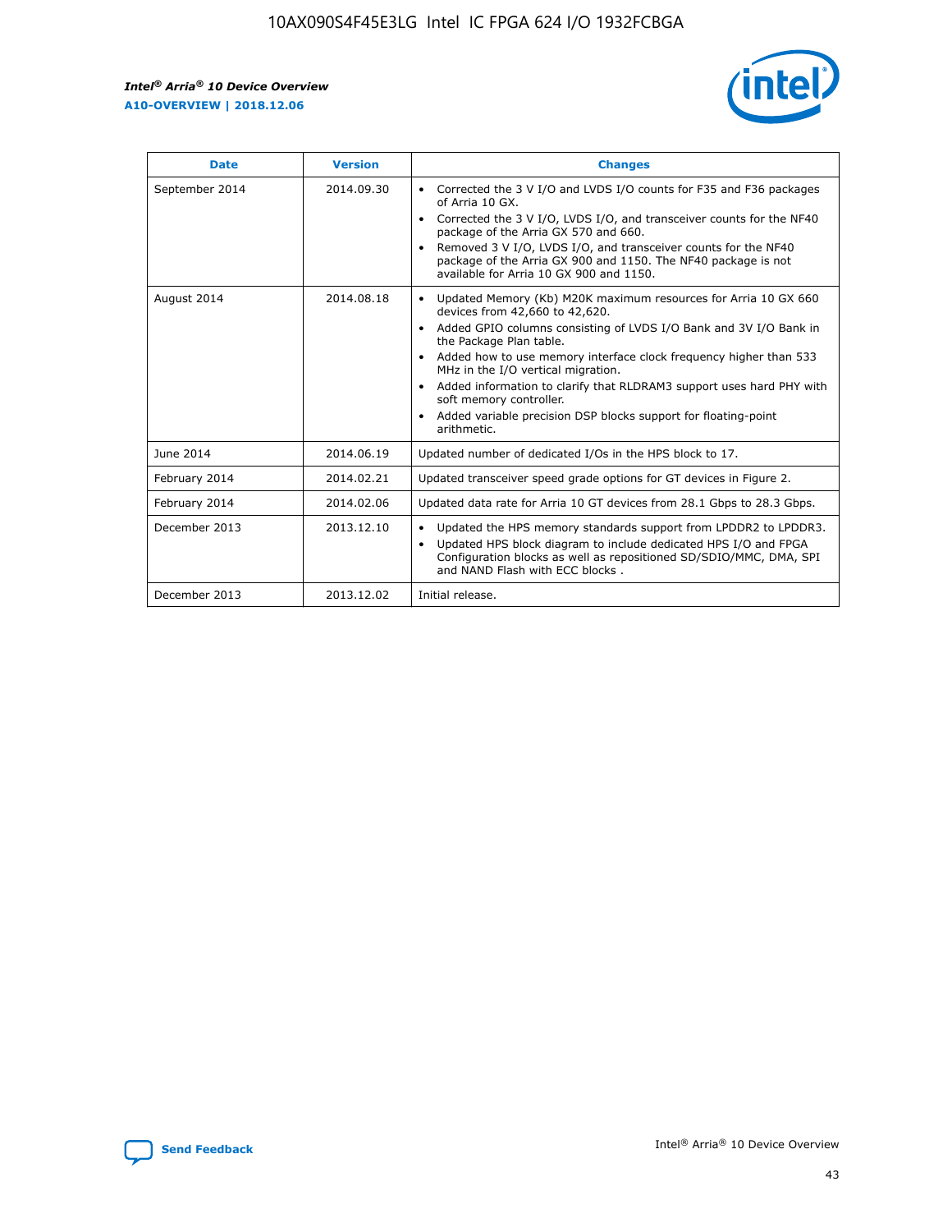| Date | Version | Changes |
| --- | --- | --- |
| September 2014 | 2014.09.30 | • Corrected the 3 V I/O and LVDS I/O counts for F35 and F36 packages of Arria 10 GX.<br>• Corrected the 3 V I/O, LVDS I/O, and transceiver counts for the NF40 package of the Arria GX 570 and 660.<br>• Removed 3 V I/O, LVDS I/O, and transceiver counts for the NF40 package of the Arria GX 900 and 1150. The NF40 package is not available for Arria 10 GX 900 and 1150. |
| August 2014 | 2014.08.18 | • Updated Memory (Kb) M20K maximum resources for Arria 10 GX 660 devices from 42,660 to 42,620.<br>• Added GPIO columns consisting of LVDS I/O Bank and 3V I/O Bank in the Package Plan table.<br>• Added how to use memory interface clock frequency higher than 533 MHz in the I/O vertical migration.<br>• Added information to clarify that RLDRAM3 support uses hard PHY with soft memory controller.<br>• Added variable precision DSP blocks support for floating-point arithmetic. |
| June 2014 | 2014.06.19 | Updated number of dedicated I/Os in the HPS block to 17. |
| February 2014 | 2014.02.21 | Updated transceiver speed grade options for GT devices in Figure 2. |
| February 2014 | 2014.02.06 | Updated data rate for Arria 10 GT devices from 28.1 Gbps to 28.3 Gbps. |
| December 2013 | 2013.12.10 | • Updated the HPS memory standards support from LPDDR2 to LPDDR3.<br>• Updated HPS block diagram to include dedicated HPS I/O and FPGA Configuration blocks as well as repositioned SD/SDIO/MMC, DMA, SPI and NAND Flash with ECC blocks . |
| December 2013 | 2013.12.02 | Initial release. |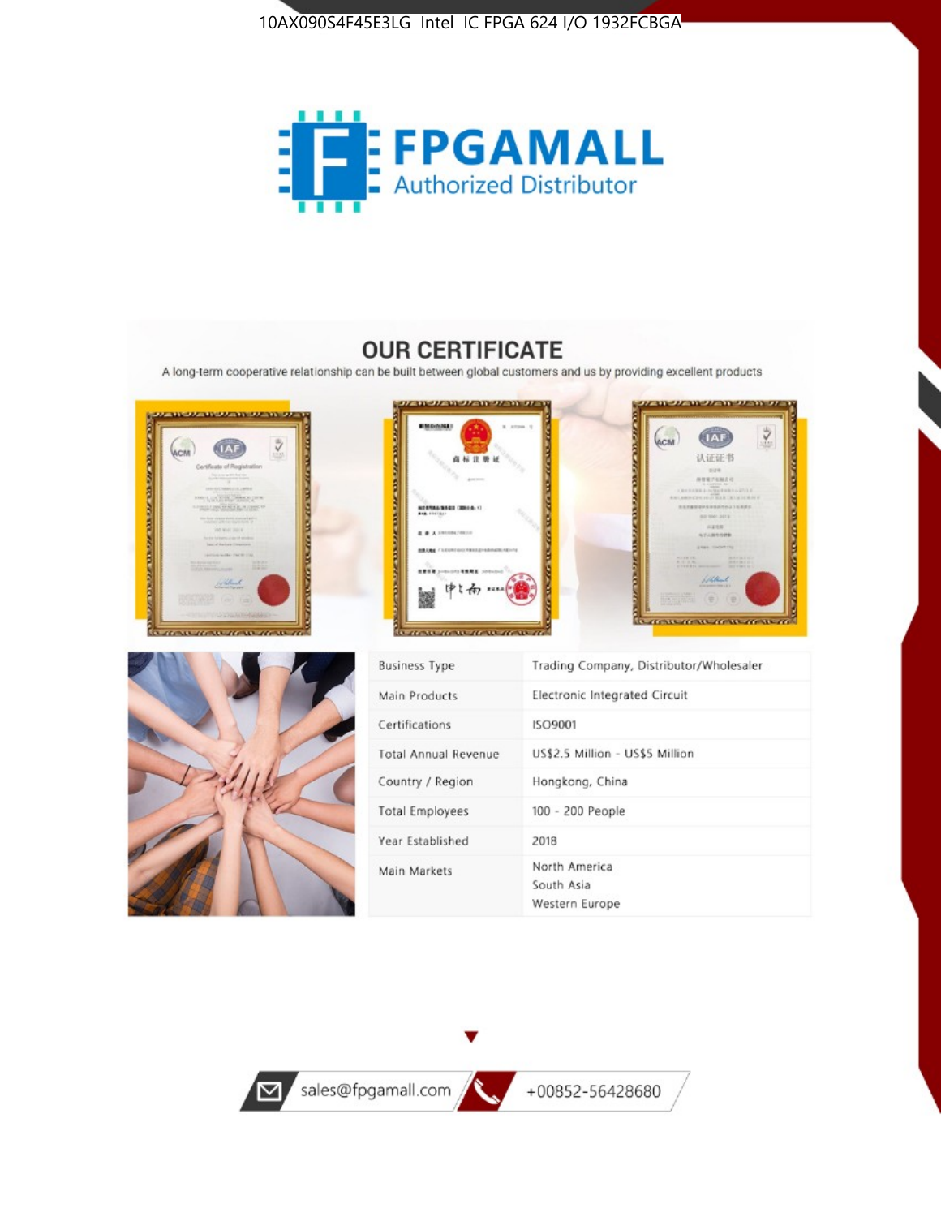FPGAMALL
Authorized Distributor

## OUR CERTIFICATE

A long-term cooperative relationship can be built between global customers and us by providing excellent products

| | |
|---|---|
| Business Type | Trading Company, Distributor/Wholesaler |
| Main Products | Electronic Integrated Circuit |
| Certifications | ISO9001 |
| Total Annual Revenue | US$2.5 Million - US$5 Million |
| Country / Region | Hongkong, China |
| Total Employees | 100 - 200 People |
| Year Established | 2018 |
| Main Markets | North America<br>South Asia<br>Western Europe |

sales@fpgamall.com

+00852-56428680